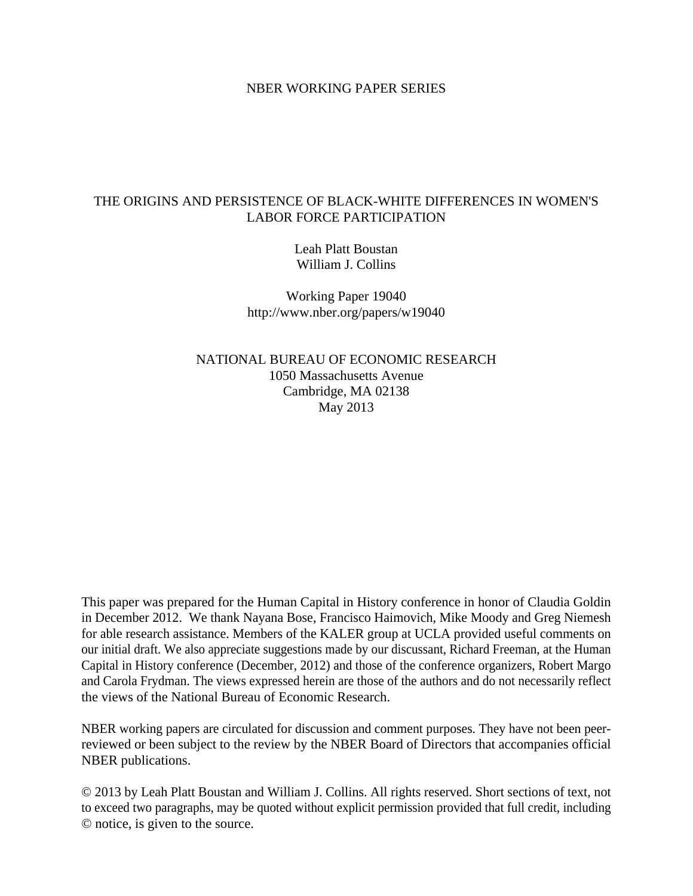NBER WORKING PAPER SERIES

# THE ORIGINS AND PERSISTENCE OF BLACK-WHITE DIFFERENCES IN WOMEN'S LABOR FORCE PARTICIPATION

Leah Platt Boustan
William J. Collins

Working Paper 19040
http://www.nber.org/papers/w19040

NATIONAL BUREAU OF ECONOMIC RESEARCH
1050 Massachusetts Avenue
Cambridge, MA 02138
May 2013

This paper was prepared for the Human Capital in History conference in honor of Claudia Goldin in December 2012. We thank Nayana Bose, Francisco Haimovich, Mike Moody and Greg Niemesh for able research assistance. Members of the KALER group at UCLA provided useful comments on our initial draft. We also appreciate suggestions made by our discussant, Richard Freeman, at the Human Capital in History conference (December, 2012) and those of the conference organizers, Robert Margo and Carola Frydman. The views expressed herein are those of the authors and do not necessarily reflect the views of the National Bureau of Economic Research.

NBER working papers are circulated for discussion and comment purposes. They have not been peer-reviewed or been subject to the review by the NBER Board of Directors that accompanies official NBER publications.

© 2013 by Leah Platt Boustan and William J. Collins. All rights reserved. Short sections of text, not to exceed two paragraphs, may be quoted without explicit permission provided that full credit, including © notice, is given to the source.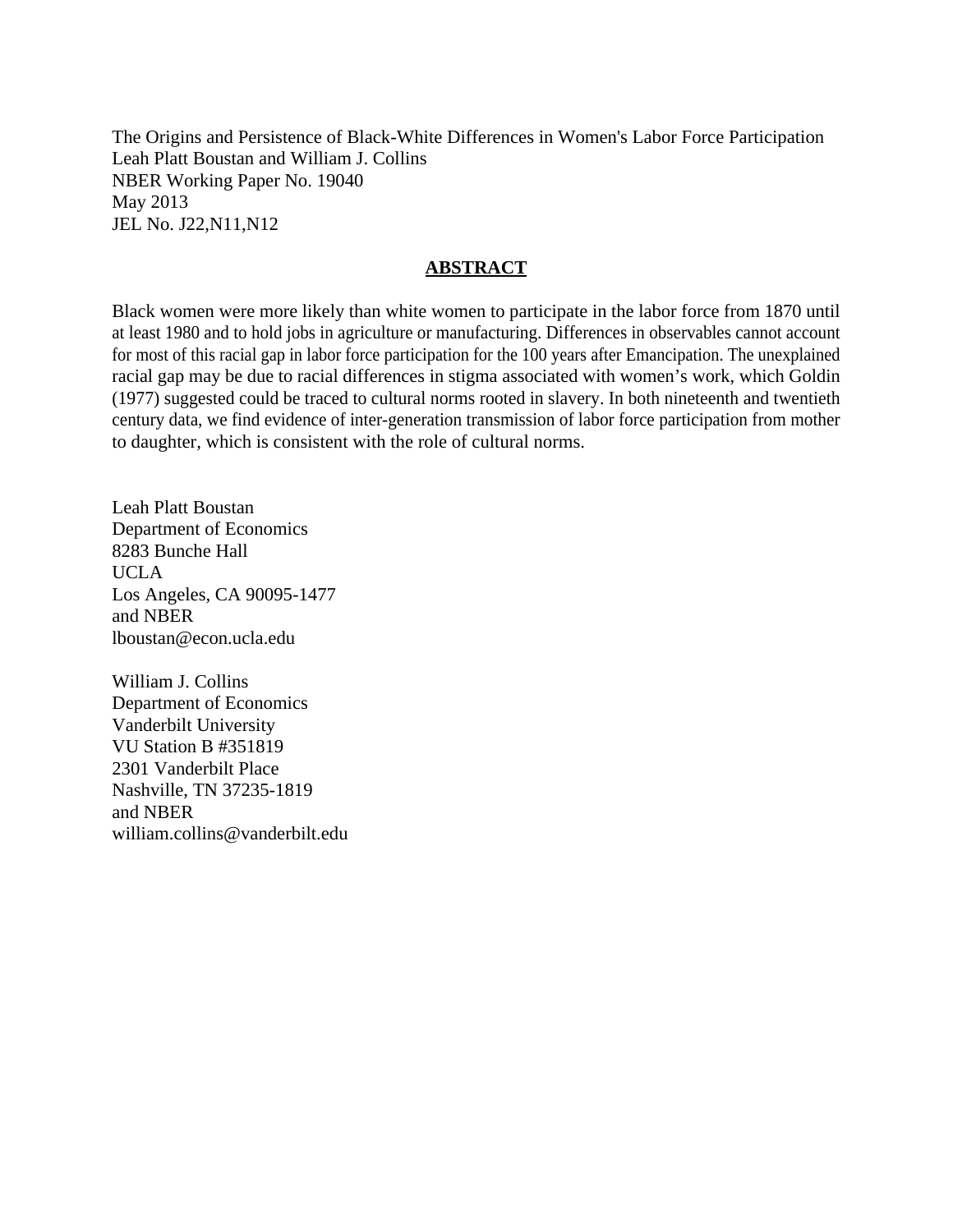The Origins and Persistence of Black-White Differences in Women's Labor Force Participation
Leah Platt Boustan and William J. Collins
NBER Working Paper No. 19040
May 2013
JEL No. J22,N11,N12

## ABSTRACT

Black women were more likely than white women to participate in the labor force from 1870 until at least 1980 and to hold jobs in agriculture or manufacturing. Differences in observables cannot account for most of this racial gap in labor force participation for the 100 years after Emancipation. The unexplained racial gap may be due to racial differences in stigma associated with women's work, which Goldin (1977) suggested could be traced to cultural norms rooted in slavery. In both nineteenth and twentieth century data, we find evidence of inter-generation transmission of labor force participation from mother to daughter, which is consistent with the role of cultural norms.

Leah Platt Boustan
Department of Economics
8283 Bunche Hall
UCLA
Los Angeles, CA 90095-1477
and NBER
lboustan@econ.ucla.edu

William J. Collins
Department of Economics
Vanderbilt University
VU Station B #351819
2301 Vanderbilt Place
Nashville, TN 37235-1819
and NBER
william.collins@vanderbilt.edu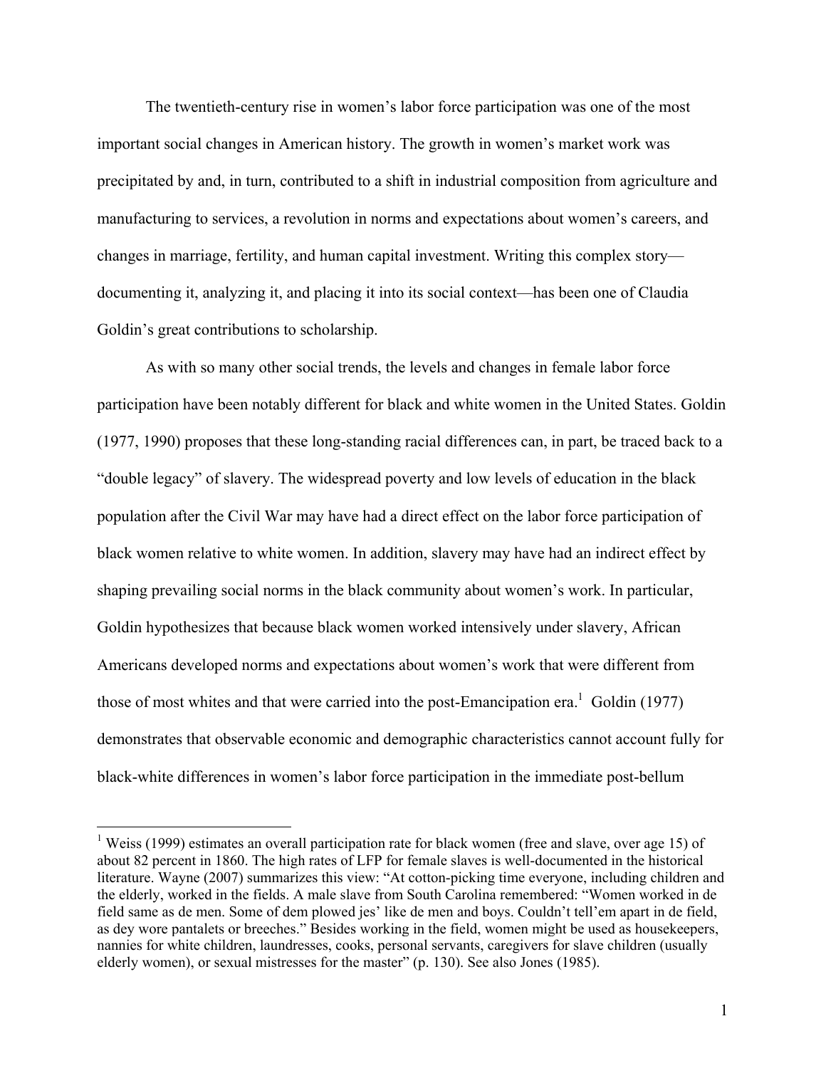The twentieth-century rise in women's labor force participation was one of the most important social changes in American history. The growth in women's market work was precipitated by and, in turn, contributed to a shift in industrial composition from agriculture and manufacturing to services, a revolution in norms and expectations about women's careers, and changes in marriage, fertility, and human capital investment. Writing this complex story—documenting it, analyzing it, and placing it into its social context—has been one of Claudia Goldin's great contributions to scholarship.

As with so many other social trends, the levels and changes in female labor force participation have been notably different for black and white women in the United States. Goldin (1977, 1990) proposes that these long-standing racial differences can, in part, be traced back to a "double legacy" of slavery. The widespread poverty and low levels of education in the black population after the Civil War may have had a direct effect on the labor force participation of black women relative to white women. In addition, slavery may have had an indirect effect by shaping prevailing social norms in the black community about women's work. In particular, Goldin hypothesizes that because black women worked intensively under slavery, African Americans developed norms and expectations about women's work that were different from those of most whites and that were carried into the post-Emancipation era.[1] Goldin (1977) demonstrates that observable economic and demographic characteristics cannot account fully for black-white differences in women's labor force participation in the immediate post-bellum

[1] Weiss (1999) estimates an overall participation rate for black women (free and slave, over age 15) of about 82 percent in 1860. The high rates of LFP for female slaves is well-documented in the historical literature. Wayne (2007) summarizes this view: "At cotton-picking time everyone, including children and the elderly, worked in the fields. A male slave from South Carolina remembered: "Women worked in de field same as de men. Some of dem plowed jes' like de men and boys. Couldn't tell'em apart in de field, as dey wore pantalets or breeches." Besides working in the field, women might be used as housekeepers, nannies for white children, laundresses, cooks, personal servants, caregivers for slave children (usually elderly women), or sexual mistresses for the master" (p. 130). See also Jones (1985).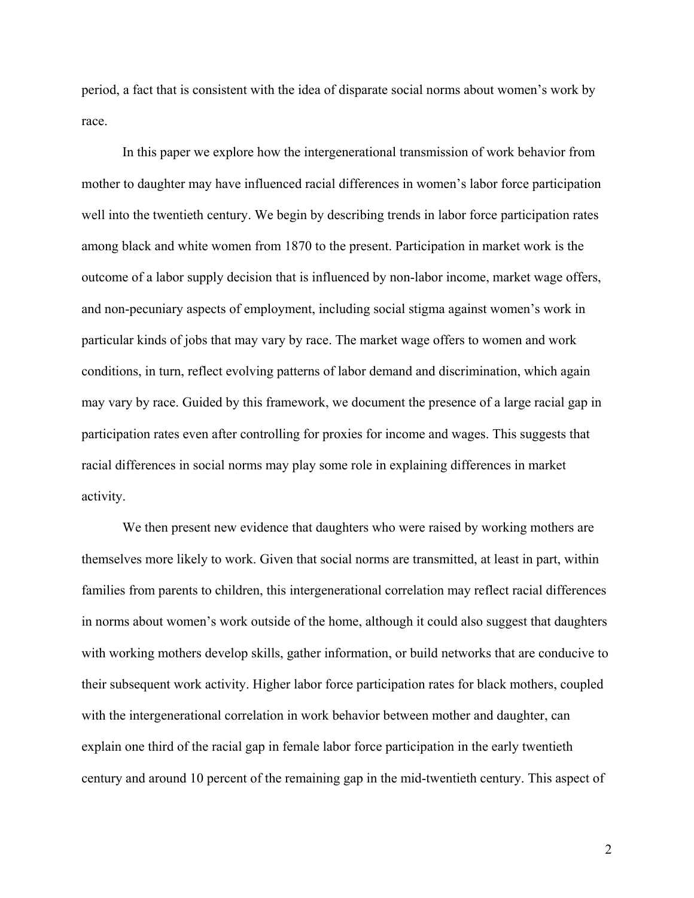period, a fact that is consistent with the idea of disparate social norms about women's work by race.

In this paper we explore how the intergenerational transmission of work behavior from mother to daughter may have influenced racial differences in women's labor force participation well into the twentieth century. We begin by describing trends in labor force participation rates among black and white women from 1870 to the present. Participation in market work is the outcome of a labor supply decision that is influenced by non-labor income, market wage offers, and non-pecuniary aspects of employment, including social stigma against women's work in particular kinds of jobs that may vary by race. The market wage offers to women and work conditions, in turn, reflect evolving patterns of labor demand and discrimination, which again may vary by race. Guided by this framework, we document the presence of a large racial gap in participation rates even after controlling for proxies for income and wages. This suggests that racial differences in social norms may play some role in explaining differences in market activity.

We then present new evidence that daughters who were raised by working mothers are themselves more likely to work. Given that social norms are transmitted, at least in part, within families from parents to children, this intergenerational correlation may reflect racial differences in norms about women's work outside of the home, although it could also suggest that daughters with working mothers develop skills, gather information, or build networks that are conducive to their subsequent work activity. Higher labor force participation rates for black mothers, coupled with the intergenerational correlation in work behavior between mother and daughter, can explain one third of the racial gap in female labor force participation in the early twentieth century and around 10 percent of the remaining gap in the mid-twentieth century. This aspect of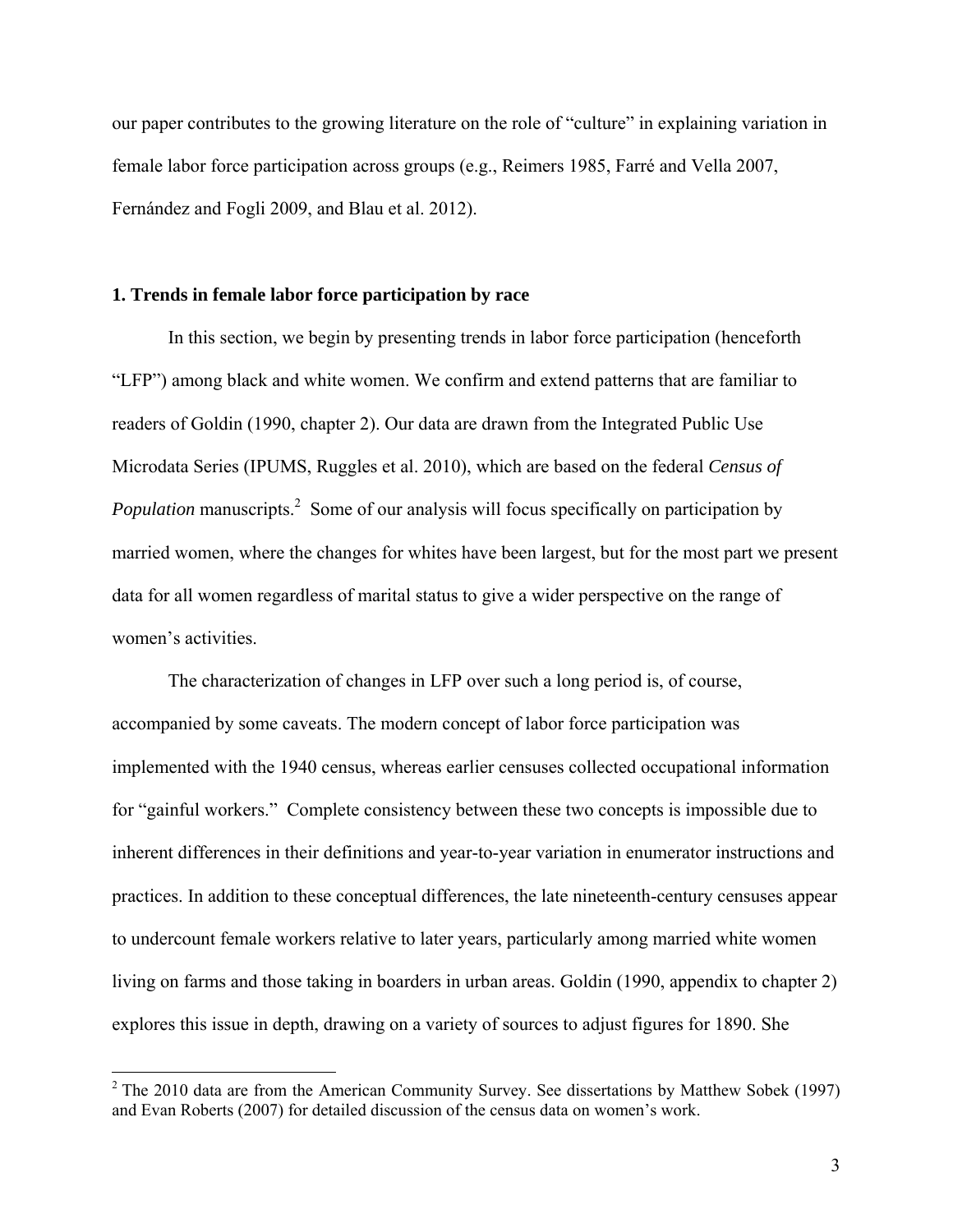our paper contributes to the growing literature on the role of "culture" in explaining variation in female labor force participation across groups (e.g., Reimers 1985, Farré and Vella 2007, Fernández and Fogli 2009, and Blau et al. 2012).

## 1. Trends in female labor force participation by race

In this section, we begin by presenting trends in labor force participation (henceforth "LFP") among black and white women. We confirm and extend patterns that are familiar to readers of Goldin (1990, chapter 2). Our data are drawn from the Integrated Public Use Microdata Series (IPUMS, Ruggles et al. 2010), which are based on the federal *Census of Population* manuscripts.[2] Some of our analysis will focus specifically on participation by married women, where the changes for whites have been largest, but for the most part we present data for all women regardless of marital status to give a wider perspective on the range of women's activities.

The characterization of changes in LFP over such a long period is, of course, accompanied by some caveats. The modern concept of labor force participation was implemented with the 1940 census, whereas earlier censuses collected occupational information for "gainful workers." Complete consistency between these two concepts is impossible due to inherent differences in their definitions and year-to-year variation in enumerator instructions and practices. In addition to these conceptual differences, the late nineteenth-century censuses appear to undercount female workers relative to later years, particularly among married white women living on farms and those taking in boarders in urban areas. Goldin (1990, appendix to chapter 2) explores this issue in depth, drawing on a variety of sources to adjust figures for 1890. She

[2] The 2010 data are from the American Community Survey. See dissertations by Matthew Sobek (1997) and Evan Roberts (2007) for detailed discussion of the census data on women's work.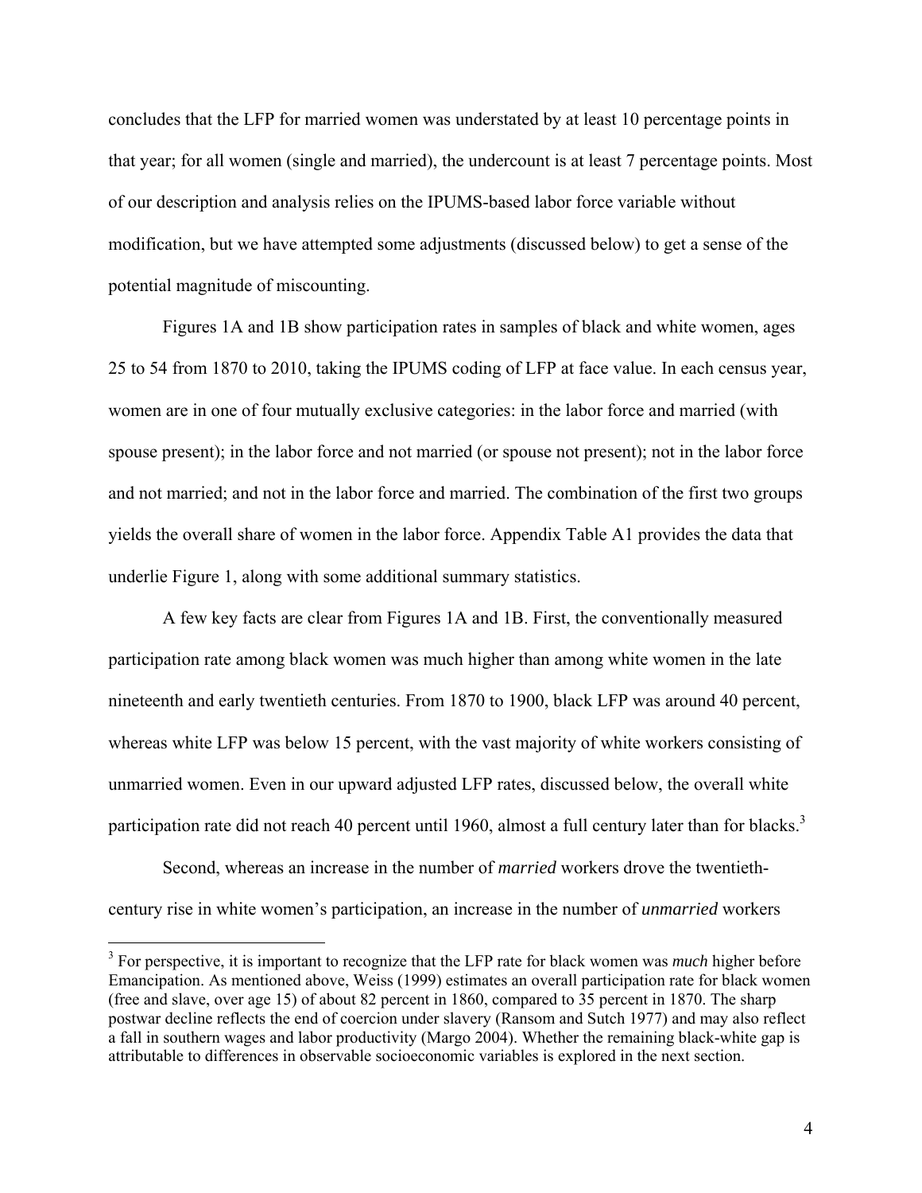concludes that the LFP for married women was understated by at least 10 percentage points in that year; for all women (single and married), the undercount is at least 7 percentage points. Most of our description and analysis relies on the IPUMS-based labor force variable without modification, but we have attempted some adjustments (discussed below) to get a sense of the potential magnitude of miscounting.

Figures 1A and 1B show participation rates in samples of black and white women, ages 25 to 54 from 1870 to 2010, taking the IPUMS coding of LFP at face value. In each census year, women are in one of four mutually exclusive categories: in the labor force and married (with spouse present); in the labor force and not married (or spouse not present); not in the labor force and not married; and not in the labor force and married. The combination of the first two groups yields the overall share of women in the labor force. Appendix Table A1 provides the data that underlie Figure 1, along with some additional summary statistics.

A few key facts are clear from Figures 1A and 1B. First, the conventionally measured participation rate among black women was much higher than among white women in the late nineteenth and early twentieth centuries. From 1870 to 1900, black LFP was around 40 percent, whereas white LFP was below 15 percent, with the vast majority of white workers consisting of unmarried women. Even in our upward adjusted LFP rates, discussed below, the overall white participation rate did not reach 40 percent until 1960, almost a full century later than for blacks.[3]

Second, whereas an increase in the number of *married* workers drove the twentieth-century rise in white women's participation, an increase in the number of *unmarried* workers

[3] For perspective, it is important to recognize that the LFP rate for black women was *much* higher before Emancipation. As mentioned above, Weiss (1999) estimates an overall participation rate for black women (free and slave, over age 15) of about 82 percent in 1860, compared to 35 percent in 1870. The sharp postwar decline reflects the end of coercion under slavery (Ransom and Sutch 1977) and may also reflect a fall in southern wages and labor productivity (Margo 2004). Whether the remaining black-white gap is attributable to differences in observable socioeconomic variables is explored in the next section.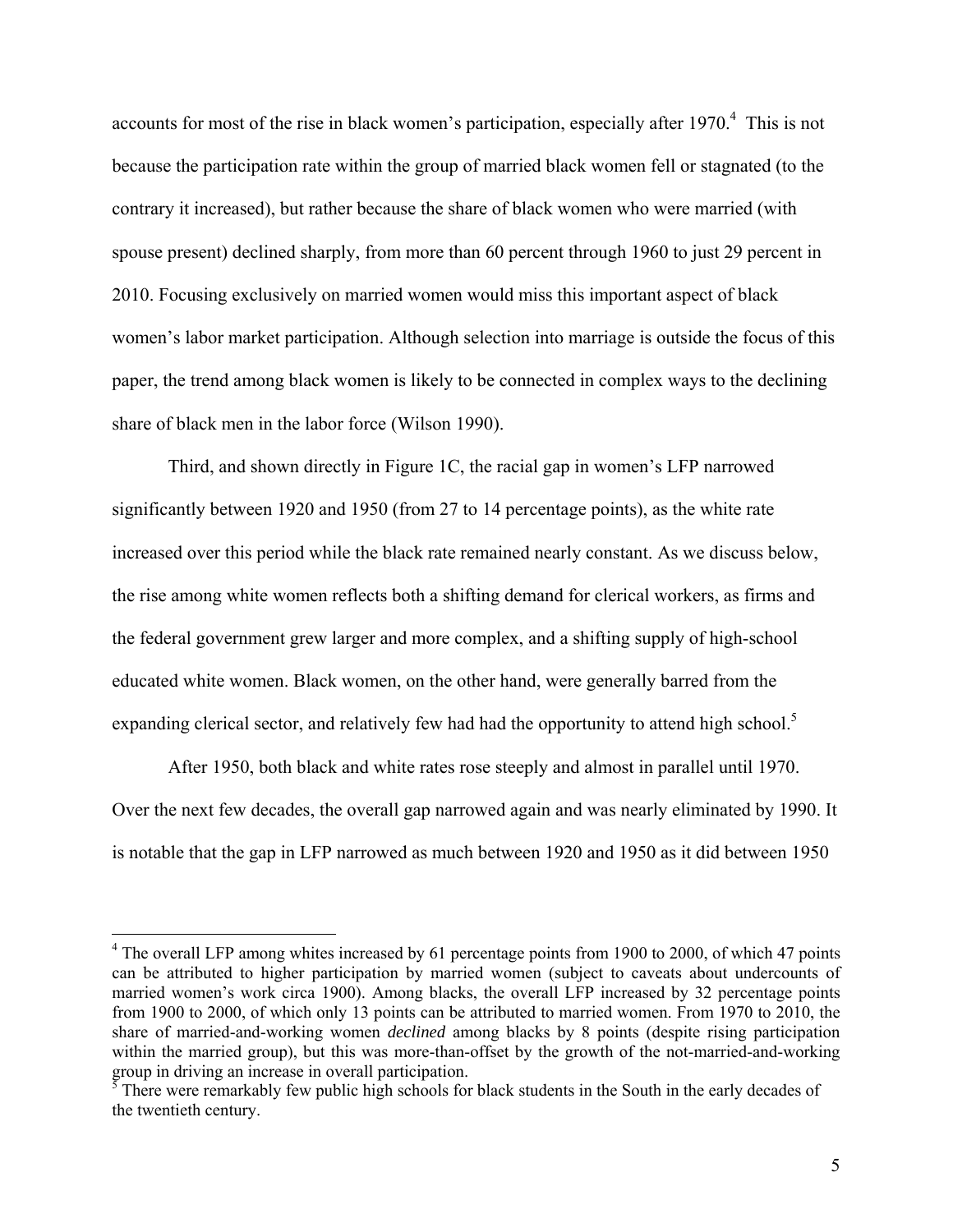accounts for most of the rise in black women's participation, especially after 1970.[4] This is not because the participation rate within the group of married black women fell or stagnated (to the contrary it increased), but rather because the share of black women who were married (with spouse present) declined sharply, from more than 60 percent through 1960 to just 29 percent in 2010. Focusing exclusively on married women would miss this important aspect of black women's labor market participation. Although selection into marriage is outside the focus of this paper, the trend among black women is likely to be connected in complex ways to the declining share of black men in the labor force (Wilson 1990).

Third, and shown directly in Figure 1C, the racial gap in women's LFP narrowed significantly between 1920 and 1950 (from 27 to 14 percentage points), as the white rate increased over this period while the black rate remained nearly constant. As we discuss below, the rise among white women reflects both a shifting demand for clerical workers, as firms and the federal government grew larger and more complex, and a shifting supply of high-school educated white women. Black women, on the other hand, were generally barred from the expanding clerical sector, and relatively few had had the opportunity to attend high school.[5]

After 1950, both black and white rates rose steeply and almost in parallel until 1970. Over the next few decades, the overall gap narrowed again and was nearly eliminated by 1990. It is notable that the gap in LFP narrowed as much between 1920 and 1950 as it did between 1950

[4] The overall LFP among whites increased by 61 percentage points from 1900 to 2000, of which 47 points can be attributed to higher participation by married women (subject to caveats about undercounts of married women's work circa 1900). Among blacks, the overall LFP increased by 32 percentage points from 1900 to 2000, of which only 13 points can be attributed to married women. From 1970 to 2010, the share of married-and-working women *declined* among blacks by 8 points (despite rising participation within the married group), but this was more-than-offset by the growth of the not-married-and-working group in driving an increase in overall participation.

[5] There were remarkably few public high schools for black students in the South in the early decades of the twentieth century.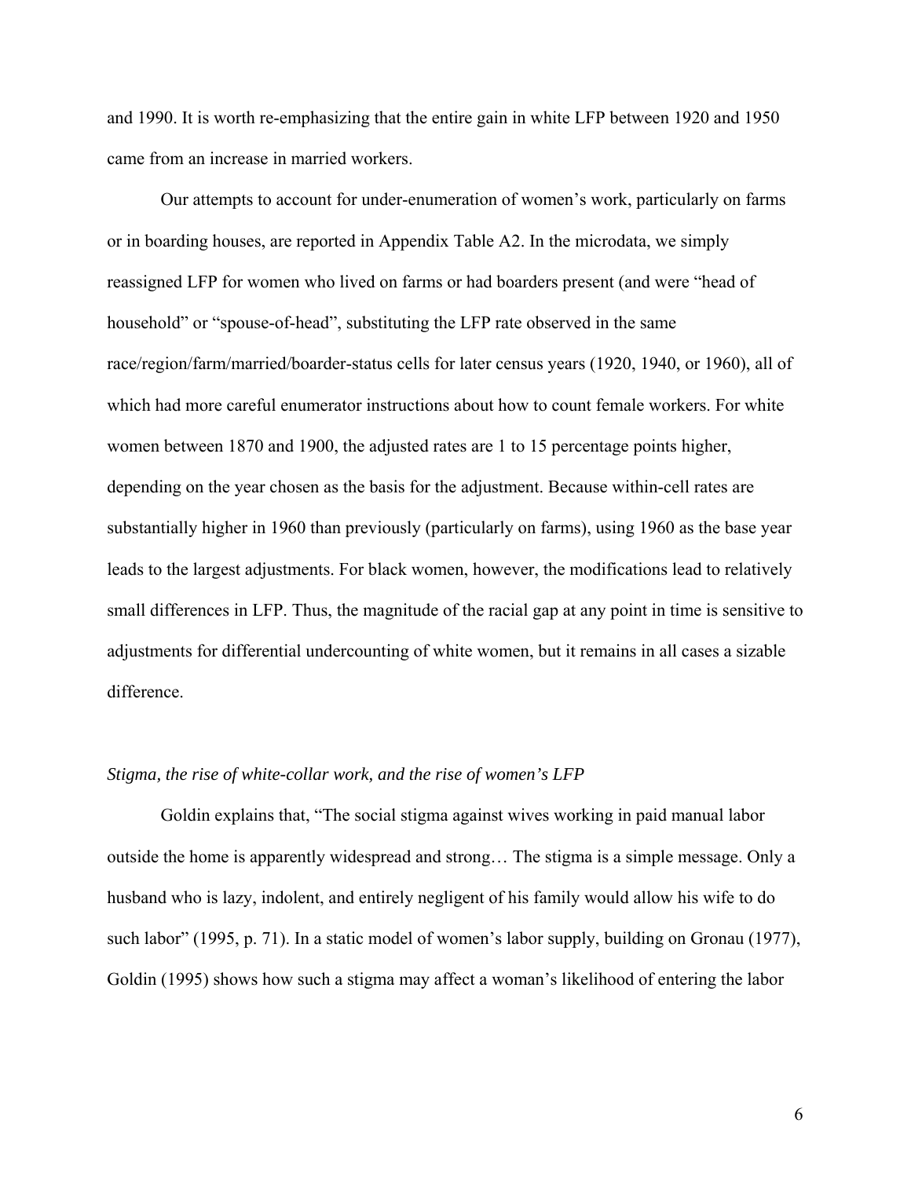and 1990. It is worth re-emphasizing that the entire gain in white LFP between 1920 and 1950 came from an increase in married workers.

Our attempts to account for under-enumeration of women's work, particularly on farms or in boarding houses, are reported in Appendix Table A2. In the microdata, we simply reassigned LFP for women who lived on farms or had boarders present (and were "head of household" or "spouse-of-head", substituting the LFP rate observed in the same race/region/farm/married/boarder-status cells for later census years (1920, 1940, or 1960), all of which had more careful enumerator instructions about how to count female workers. For white women between 1870 and 1900, the adjusted rates are 1 to 15 percentage points higher, depending on the year chosen as the basis for the adjustment. Because within-cell rates are substantially higher in 1960 than previously (particularly on farms), using 1960 as the base year leads to the largest adjustments. For black women, however, the modifications lead to relatively small differences in LFP. Thus, the magnitude of the racial gap at any point in time is sensitive to adjustments for differential undercounting of white women, but it remains in all cases a sizable difference.

*Stigma, the rise of white-collar work, and the rise of women's LFP*

Goldin explains that, "The social stigma against wives working in paid manual labor outside the home is apparently widespread and strong… The stigma is a simple message. Only a husband who is lazy, indolent, and entirely negligent of his family would allow his wife to do such labor" (1995, p. 71). In a static model of women's labor supply, building on Gronau (1977), Goldin (1995) shows how such a stigma may affect a woman's likelihood of entering the labor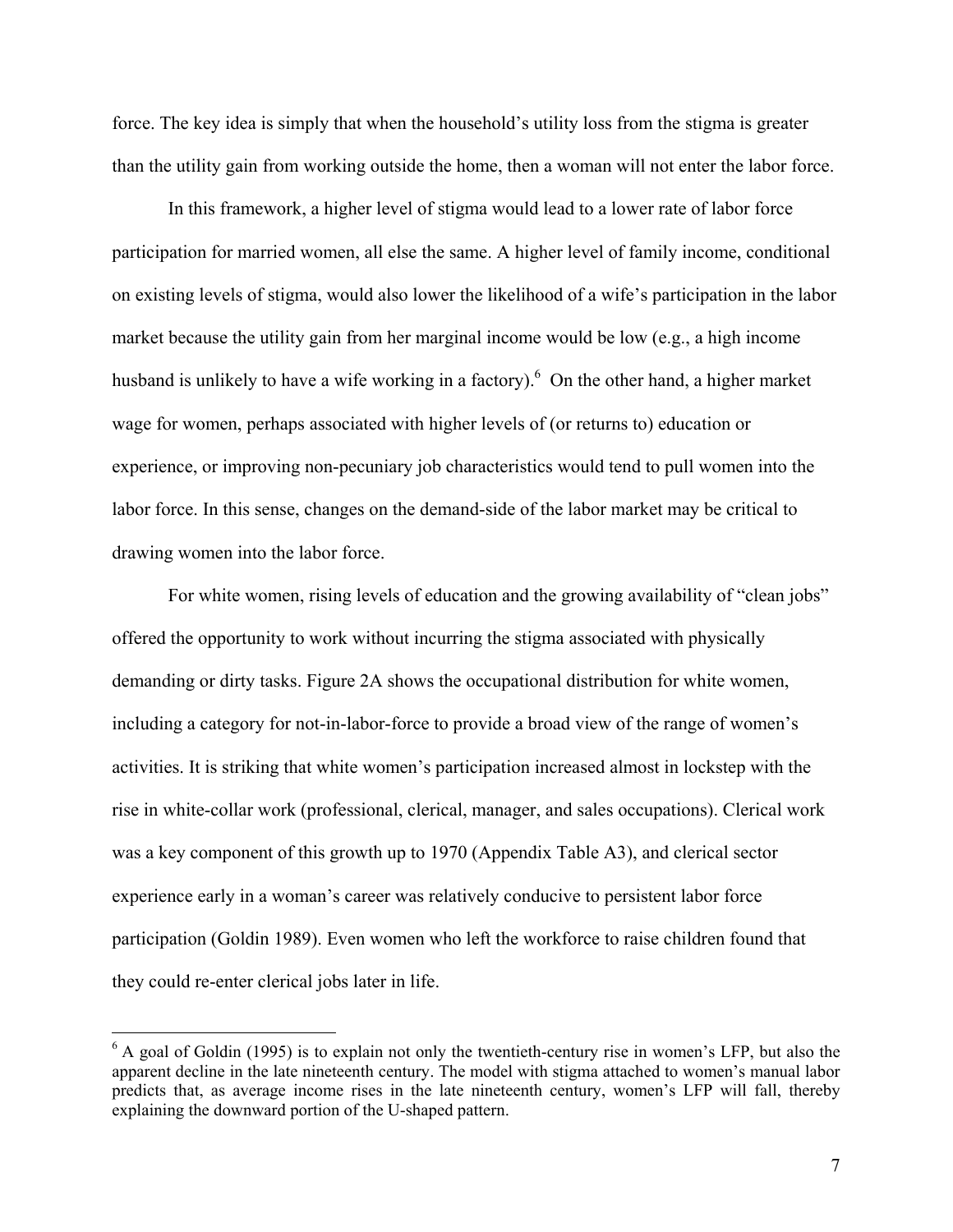force. The key idea is simply that when the household's utility loss from the stigma is greater than the utility gain from working outside the home, then a woman will not enter the labor force.

In this framework, a higher level of stigma would lead to a lower rate of labor force participation for married women, all else the same. A higher level of family income, conditional on existing levels of stigma, would also lower the likelihood of a wife's participation in the labor market because the utility gain from her marginal income would be low (e.g., a high income husband is unlikely to have a wife working in a factory).[6] On the other hand, a higher market wage for women, perhaps associated with higher levels of (or returns to) education or experience, or improving non-pecuniary job characteristics would tend to pull women into the labor force. In this sense, changes on the demand-side of the labor market may be critical to drawing women into the labor force.

For white women, rising levels of education and the growing availability of "clean jobs" offered the opportunity to work without incurring the stigma associated with physically demanding or dirty tasks. Figure 2A shows the occupational distribution for white women, including a category for not-in-labor-force to provide a broad view of the range of women's activities. It is striking that white women's participation increased almost in lockstep with the rise in white-collar work (professional, clerical, manager, and sales occupations). Clerical work was a key component of this growth up to 1970 (Appendix Table A3), and clerical sector experience early in a woman's career was relatively conducive to persistent labor force participation (Goldin 1989). Even women who left the workforce to raise children found that they could re-enter clerical jobs later in life.

[6] A goal of Goldin (1995) is to explain not only the twentieth-century rise in women's LFP, but also the apparent decline in the late nineteenth century. The model with stigma attached to women's manual labor predicts that, as average income rises in the late nineteenth century, women's LFP will fall, thereby explaining the downward portion of the U-shaped pattern.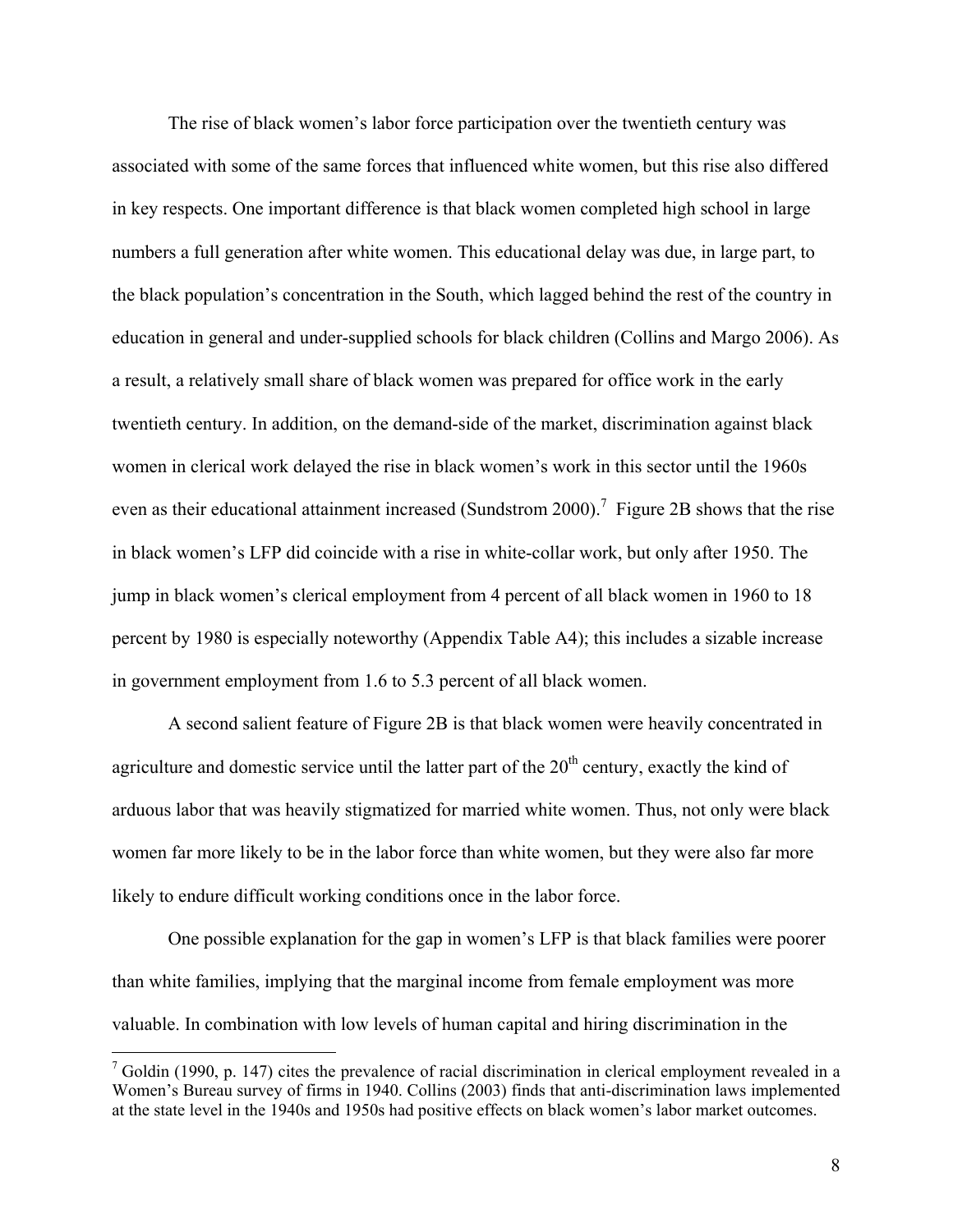The rise of black women's labor force participation over the twentieth century was associated with some of the same forces that influenced white women, but this rise also differed in key respects. One important difference is that black women completed high school in large numbers a full generation after white women. This educational delay was due, in large part, to the black population's concentration in the South, which lagged behind the rest of the country in education in general and under-supplied schools for black children (Collins and Margo 2006). As a result, a relatively small share of black women was prepared for office work in the early twentieth century. In addition, on the demand-side of the market, discrimination against black women in clerical work delayed the rise in black women's work in this sector until the 1960s even as their educational attainment increased (Sundstrom 2000).[7] Figure 2B shows that the rise in black women's LFP did coincide with a rise in white-collar work, but only after 1950. The jump in black women's clerical employment from 4 percent of all black women in 1960 to 18 percent by 1980 is especially noteworthy (Appendix Table A4); this includes a sizable increase in government employment from 1.6 to 5.3 percent of all black women.

A second salient feature of Figure 2B is that black women were heavily concentrated in agriculture and domestic service until the latter part of the 20th century, exactly the kind of arduous labor that was heavily stigmatized for married white women. Thus, not only were black women far more likely to be in the labor force than white women, but they were also far more likely to endure difficult working conditions once in the labor force.

One possible explanation for the gap in women's LFP is that black families were poorer than white families, implying that the marginal income from female employment was more valuable. In combination with low levels of human capital and hiring discrimination in the

---

[7] Goldin (1990, p. 147) cites the prevalence of racial discrimination in clerical employment revealed in a Women's Bureau survey of firms in 1940. Collins (2003) finds that anti-discrimination laws implemented at the state level in the 1940s and 1950s had positive effects on black women's labor market outcomes.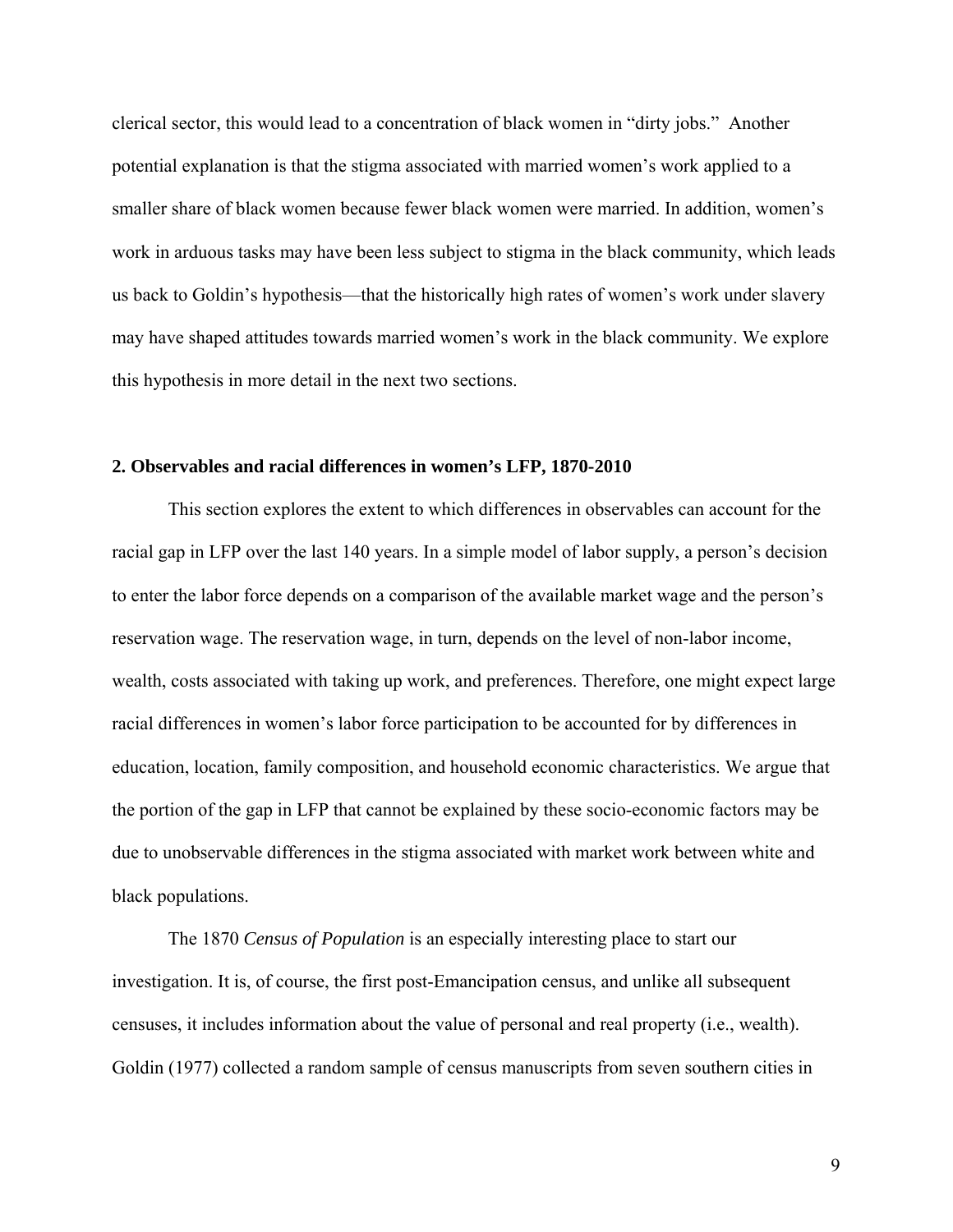clerical sector, this would lead to a concentration of black women in "dirty jobs." Another potential explanation is that the stigma associated with married women's work applied to a smaller share of black women because fewer black women were married. In addition, women's work in arduous tasks may have been less subject to stigma in the black community, which leads us back to Goldin's hypothesis—that the historically high rates of women's work under slavery may have shaped attitudes towards married women's work in the black community. We explore this hypothesis in more detail in the next two sections.

## 2. Observables and racial differences in women's LFP, 1870-2010

This section explores the extent to which differences in observables can account for the racial gap in LFP over the last 140 years. In a simple model of labor supply, a person's decision to enter the labor force depends on a comparison of the available market wage and the person's reservation wage. The reservation wage, in turn, depends on the level of non-labor income, wealth, costs associated with taking up work, and preferences. Therefore, one might expect large racial differences in women's labor force participation to be accounted for by differences in education, location, family composition, and household economic characteristics. We argue that the portion of the gap in LFP that cannot be explained by these socio-economic factors may be due to unobservable differences in the stigma associated with market work between white and black populations.

The 1870 *Census of Population* is an especially interesting place to start our investigation. It is, of course, the first post-Emancipation census, and unlike all subsequent censuses, it includes information about the value of personal and real property (i.e., wealth). Goldin (1977) collected a random sample of census manuscripts from seven southern cities in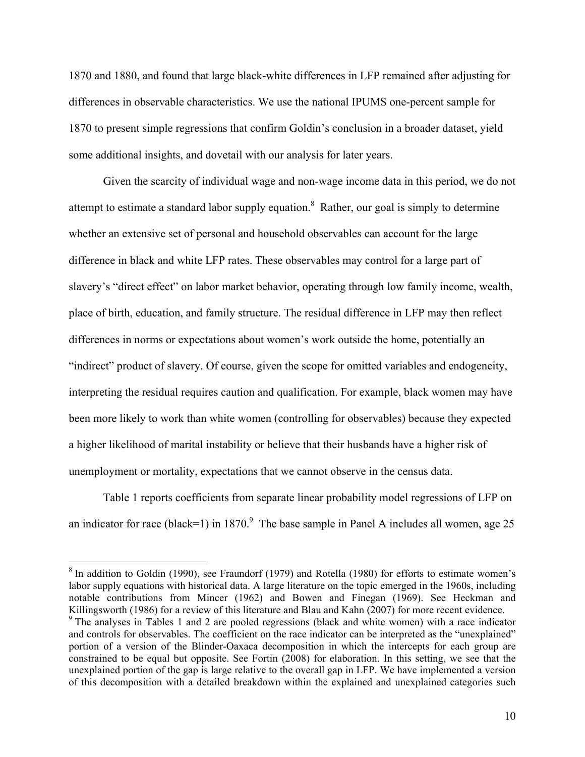1870 and 1880, and found that large black-white differences in LFP remained after adjusting for differences in observable characteristics. We use the national IPUMS one-percent sample for 1870 to present simple regressions that confirm Goldin's conclusion in a broader dataset, yield some additional insights, and dovetail with our analysis for later years.

Given the scarcity of individual wage and non-wage income data in this period, we do not attempt to estimate a standard labor supply equation.[8] Rather, our goal is simply to determine whether an extensive set of personal and household observables can account for the large difference in black and white LFP rates. These observables may control for a large part of slavery's "direct effect" on labor market behavior, operating through low family income, wealth, place of birth, education, and family structure. The residual difference in LFP may then reflect differences in norms or expectations about women's work outside the home, potentially an "indirect" product of slavery. Of course, given the scope for omitted variables and endogeneity, interpreting the residual requires caution and qualification. For example, black women may have been more likely to work than white women (controlling for observables) because they expected a higher likelihood of marital instability or believe that their husbands have a higher risk of unemployment or mortality, expectations that we cannot observe in the census data.

Table 1 reports coefficients from separate linear probability model regressions of LFP on an indicator for race (black=1) in 1870.[9] The base sample in Panel A includes all women, age 25

[8] In addition to Goldin (1990), see Fraundorf (1979) and Rotella (1980) for efforts to estimate women's labor supply equations with historical data. A large literature on the topic emerged in the 1960s, including notable contributions from Mincer (1962) and Bowen and Finegan (1969). See Heckman and Killingsworth (1986) for a review of this literature and Blau and Kahn (2007) for more recent evidence.

[9] The analyses in Tables 1 and 2 are pooled regressions (black and white women) with a race indicator and controls for observables. The coefficient on the race indicator can be interpreted as the "unexplained" portion of a version of the Blinder-Oaxaca decomposition in which the intercepts for each group are constrained to be equal but opposite. See Fortin (2008) for elaboration. In this setting, we see that the unexplained portion of the gap is large relative to the overall gap in LFP. We have implemented a version of this decomposition with a detailed breakdown within the explained and unexplained categories such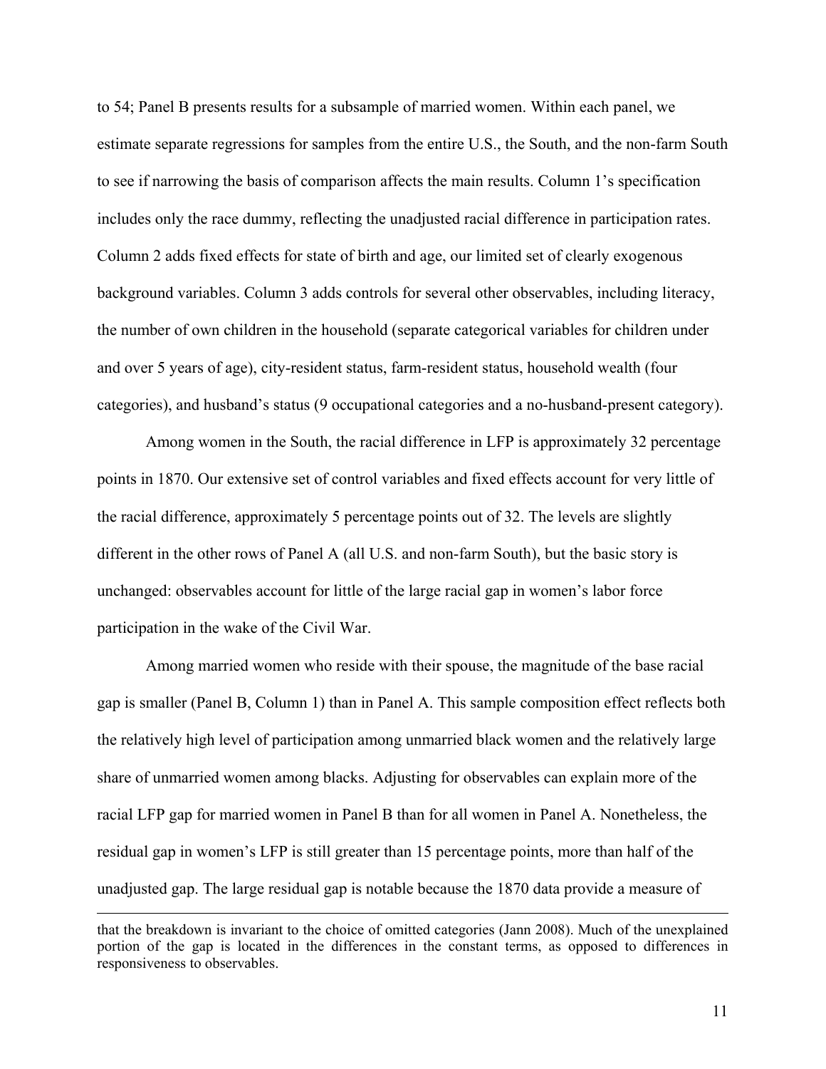to 54; Panel B presents results for a subsample of married women. Within each panel, we estimate separate regressions for samples from the entire U.S., the South, and the non-farm South to see if narrowing the basis of comparison affects the main results. Column 1's specification includes only the race dummy, reflecting the unadjusted racial difference in participation rates. Column 2 adds fixed effects for state of birth and age, our limited set of clearly exogenous background variables. Column 3 adds controls for several other observables, including literacy, the number of own children in the household (separate categorical variables for children under and over 5 years of age), city-resident status, farm-resident status, household wealth (four categories), and husband's status (9 occupational categories and a no-husband-present category).

Among women in the South, the racial difference in LFP is approximately 32 percentage points in 1870. Our extensive set of control variables and fixed effects account for very little of the racial difference, approximately 5 percentage points out of 32. The levels are slightly different in the other rows of Panel A (all U.S. and non-farm South), but the basic story is unchanged: observables account for little of the large racial gap in women's labor force participation in the wake of the Civil War.

Among married women who reside with their spouse, the magnitude of the base racial gap is smaller (Panel B, Column 1) than in Panel A. This sample composition effect reflects both the relatively high level of participation among unmarried black women and the relatively large share of unmarried women among blacks. Adjusting for observables can explain more of the racial LFP gap for married women in Panel B than for all women in Panel A. Nonetheless, the residual gap in women's LFP is still greater than 15 percentage points, more than half of the unadjusted gap. The large residual gap is notable because the 1870 data provide a measure of

---

that the breakdown is invariant to the choice of omitted categories (Jann 2008). Much of the unexplained portion of the gap is located in the differences in the constant terms, as opposed to differences in responsiveness to observables.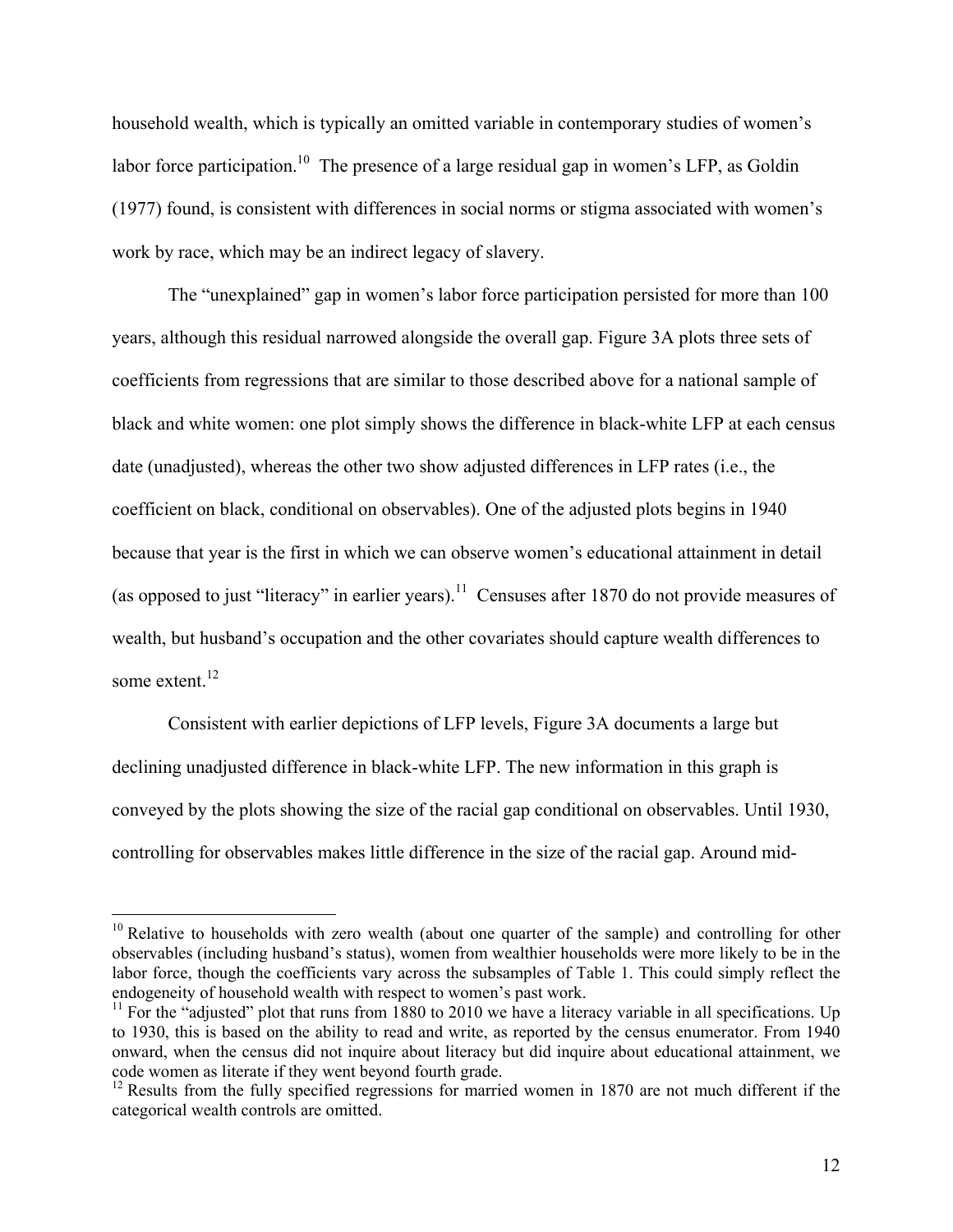household wealth, which is typically an omitted variable in contemporary studies of women's labor force participation.[10] The presence of a large residual gap in women's LFP, as Goldin (1977) found, is consistent with differences in social norms or stigma associated with women's work by race, which may be an indirect legacy of slavery.

The "unexplained" gap in women's labor force participation persisted for more than 100 years, although this residual narrowed alongside the overall gap. Figure 3A plots three sets of coefficients from regressions that are similar to those described above for a national sample of black and white women: one plot simply shows the difference in black-white LFP at each census date (unadjusted), whereas the other two show adjusted differences in LFP rates (i.e., the coefficient on black, conditional on observables). One of the adjusted plots begins in 1940 because that year is the first in which we can observe women's educational attainment in detail (as opposed to just "literacy" in earlier years).[11] Censuses after 1870 do not provide measures of wealth, but husband's occupation and the other covariates should capture wealth differences to some extent.[12]

Consistent with earlier depictions of LFP levels, Figure 3A documents a large but declining unadjusted difference in black-white LFP. The new information in this graph is conveyed by the plots showing the size of the racial gap conditional on observables. Until 1930, controlling for observables makes little difference in the size of the racial gap. Around mid-

---

[10] Relative to households with zero wealth (about one quarter of the sample) and controlling for other observables (including husband's status), women from wealthier households were more likely to be in the labor force, though the coefficients vary across the subsamples of Table 1. This could simply reflect the endogeneity of household wealth with respect to women's past work.

[11] For the "adjusted" plot that runs from 1880 to 2010 we have a literacy variable in all specifications. Up to 1930, this is based on the ability to read and write, as reported by the census enumerator. From 1940 onward, when the census did not inquire about literacy but did inquire about educational attainment, we code women as literate if they went beyond fourth grade.

[12] Results from the fully specified regressions for married women in 1870 are not much different if the categorical wealth controls are omitted.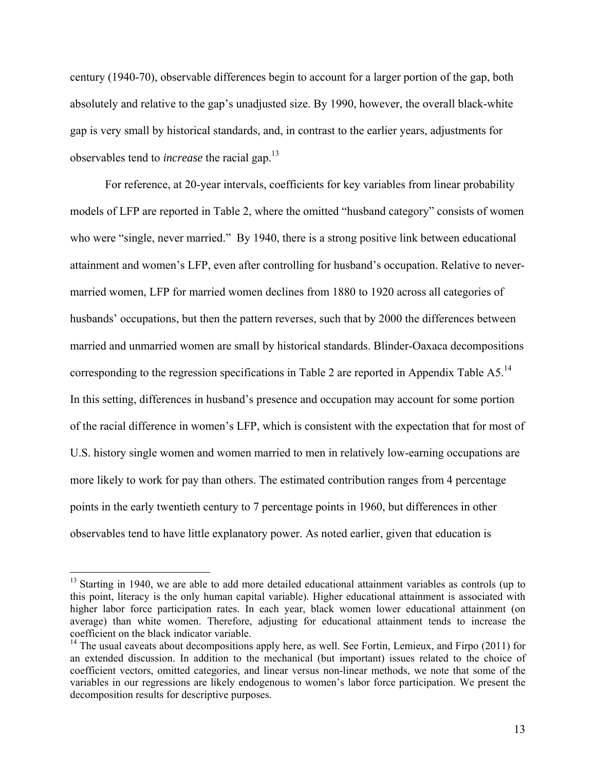century (1940-70), observable differences begin to account for a larger portion of the gap, both absolutely and relative to the gap's unadjusted size. By 1990, however, the overall black-white gap is very small by historical standards, and, in contrast to the earlier years, adjustments for observables tend to *increase* the racial gap.[13]

For reference, at 20-year intervals, coefficients for key variables from linear probability models of LFP are reported in Table 2, where the omitted "husband category" consists of women who were "single, never married." By 1940, there is a strong positive link between educational attainment and women's LFP, even after controlling for husband's occupation. Relative to never-married women, LFP for married women declines from 1880 to 1920 across all categories of husbands' occupations, but then the pattern reverses, such that by 2000 the differences between married and unmarried women are small by historical standards. Blinder-Oaxaca decompositions corresponding to the regression specifications in Table 2 are reported in Appendix Table A5.[14] In this setting, differences in husband's presence and occupation may account for some portion of the racial difference in women's LFP, which is consistent with the expectation that for most of U.S. history single women and women married to men in relatively low-earning occupations are more likely to work for pay than others. The estimated contribution ranges from 4 percentage points in the early twentieth century to 7 percentage points in 1960, but differences in other observables tend to have little explanatory power. As noted earlier, given that education is

---

[13] Starting in 1940, we are able to add more detailed educational attainment variables as controls (up to this point, literacy is the only human capital variable). Higher educational attainment is associated with higher labor force participation rates. In each year, black women lower educational attainment (on average) than white women. Therefore, adjusting for educational attainment tends to increase the coefficient on the black indicator variable.

[14] The usual caveats about decompositions apply here, as well. See Fortin, Lemieux, and Firpo (2011) for an extended discussion. In addition to the mechanical (but important) issues related to the choice of coefficient vectors, omitted categories, and linear versus non-linear methods, we note that some of the variables in our regressions are likely endogenous to women's labor force participation. We present the decomposition results for descriptive purposes.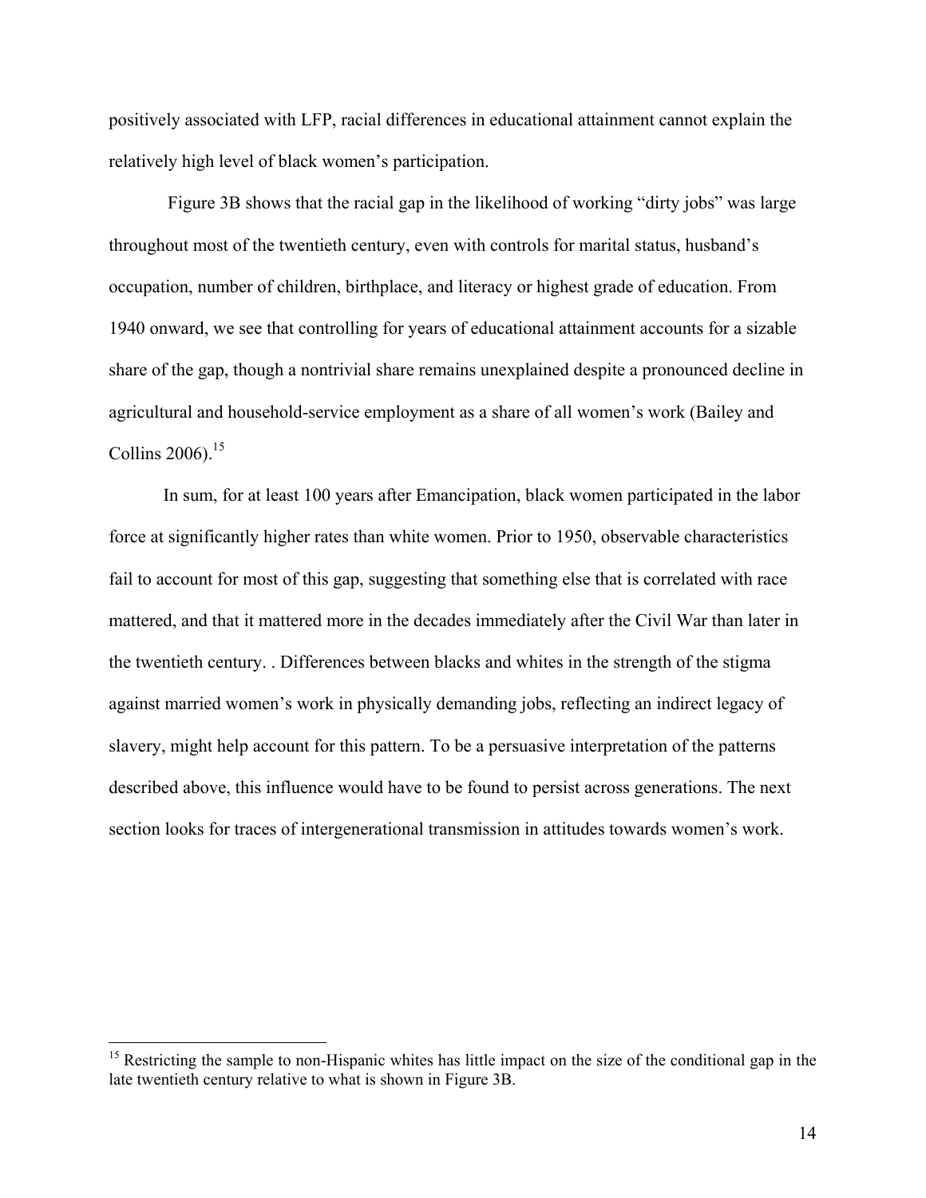positively associated with LFP, racial differences in educational attainment cannot explain the relatively high level of black women's participation.

Figure 3B shows that the racial gap in the likelihood of working "dirty jobs" was large throughout most of the twentieth century, even with controls for marital status, husband's occupation, number of children, birthplace, and literacy or highest grade of education. From 1940 onward, we see that controlling for years of educational attainment accounts for a sizable share of the gap, though a nontrivial share remains unexplained despite a pronounced decline in agricultural and household-service employment as a share of all women's work (Bailey and Collins 2006).[15]

In sum, for at least 100 years after Emancipation, black women participated in the labor force at significantly higher rates than white women. Prior to 1950, observable characteristics fail to account for most of this gap, suggesting that something else that is correlated with race mattered, and that it mattered more in the decades immediately after the Civil War than later in the twentieth century. . Differences between blacks and whites in the strength of the stigma against married women's work in physically demanding jobs, reflecting an indirect legacy of slavery, might help account for this pattern. To be a persuasive interpretation of the patterns described above, this influence would have to be found to persist across generations. The next section looks for traces of intergenerational transmission in attitudes towards women's work.

[15] Restricting the sample to non-Hispanic whites has little impact on the size of the conditional gap in the late twentieth century relative to what is shown in Figure 3B.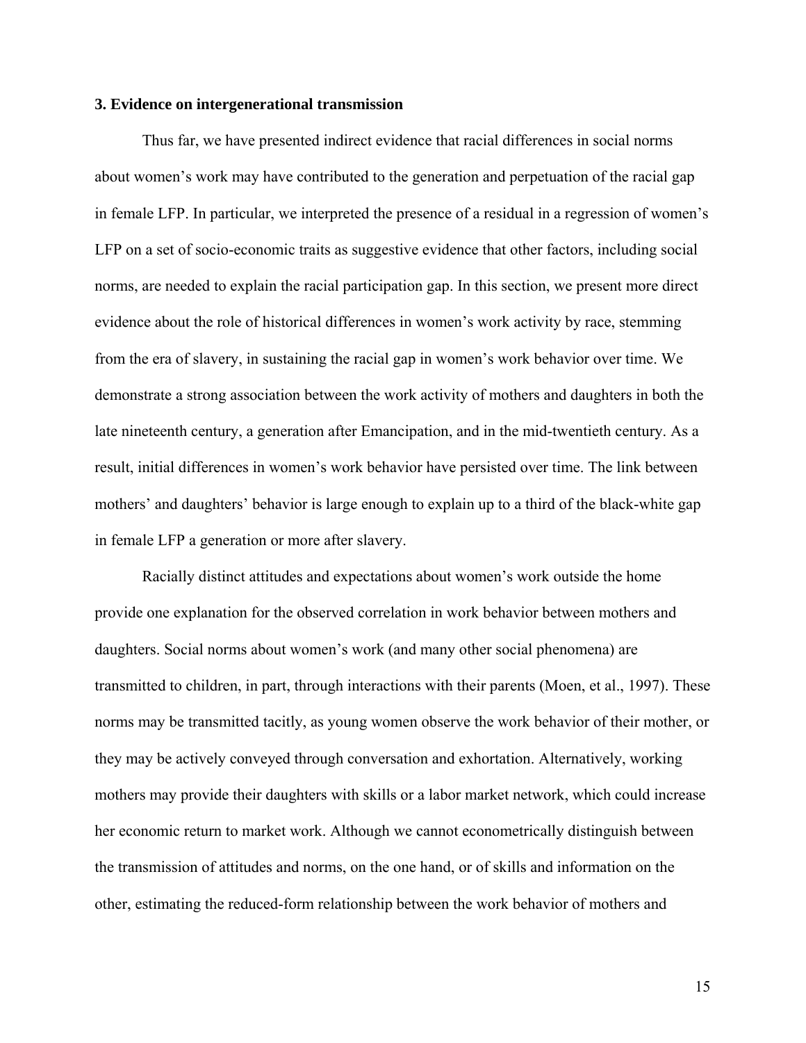### 3. Evidence on intergenerational transmission

Thus far, we have presented indirect evidence that racial differences in social norms about women's work may have contributed to the generation and perpetuation of the racial gap in female LFP. In particular, we interpreted the presence of a residual in a regression of women's LFP on a set of socio-economic traits as suggestive evidence that other factors, including social norms, are needed to explain the racial participation gap. In this section, we present more direct evidence about the role of historical differences in women's work activity by race, stemming from the era of slavery, in sustaining the racial gap in women's work behavior over time. We demonstrate a strong association between the work activity of mothers and daughters in both the late nineteenth century, a generation after Emancipation, and in the mid-twentieth century. As a result, initial differences in women's work behavior have persisted over time. The link between mothers' and daughters' behavior is large enough to explain up to a third of the black-white gap in female LFP a generation or more after slavery.

Racially distinct attitudes and expectations about women's work outside the home provide one explanation for the observed correlation in work behavior between mothers and daughters. Social norms about women's work (and many other social phenomena) are transmitted to children, in part, through interactions with their parents (Moen, et al., 1997). These norms may be transmitted tacitly, as young women observe the work behavior of their mother, or they may be actively conveyed through conversation and exhortation. Alternatively, working mothers may provide their daughters with skills or a labor market network, which could increase her economic return to market work. Although we cannot econometrically distinguish between the transmission of attitudes and norms, on the one hand, or of skills and information on the other, estimating the reduced-form relationship between the work behavior of mothers and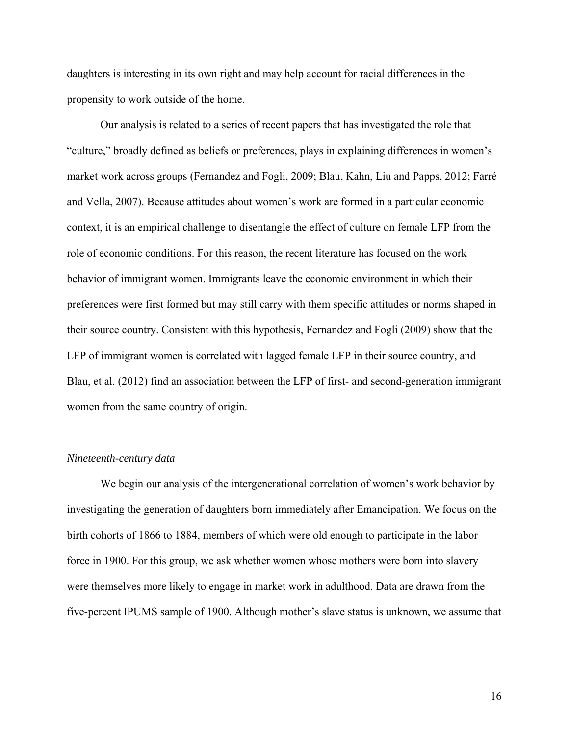daughters is interesting in its own right and may help account for racial differences in the propensity to work outside of the home.

Our analysis is related to a series of recent papers that has investigated the role that "culture," broadly defined as beliefs or preferences, plays in explaining differences in women's market work across groups (Fernandez and Fogli, 2009; Blau, Kahn, Liu and Papps, 2012; Farré and Vella, 2007). Because attitudes about women's work are formed in a particular economic context, it is an empirical challenge to disentangle the effect of culture on female LFP from the role of economic conditions. For this reason, the recent literature has focused on the work behavior of immigrant women. Immigrants leave the economic environment in which their preferences were first formed but may still carry with them specific attitudes or norms shaped in their source country. Consistent with this hypothesis, Fernandez and Fogli (2009) show that the LFP of immigrant women is correlated with lagged female LFP in their source country, and Blau, et al. (2012) find an association between the LFP of first- and second-generation immigrant women from the same country of origin.

*Nineteenth-century data*

We begin our analysis of the intergenerational correlation of women's work behavior by investigating the generation of daughters born immediately after Emancipation. We focus on the birth cohorts of 1866 to 1884, members of which were old enough to participate in the labor force in 1900. For this group, we ask whether women whose mothers were born into slavery were themselves more likely to engage in market work in adulthood. Data are drawn from the five-percent IPUMS sample of 1900. Although mother's slave status is unknown, we assume that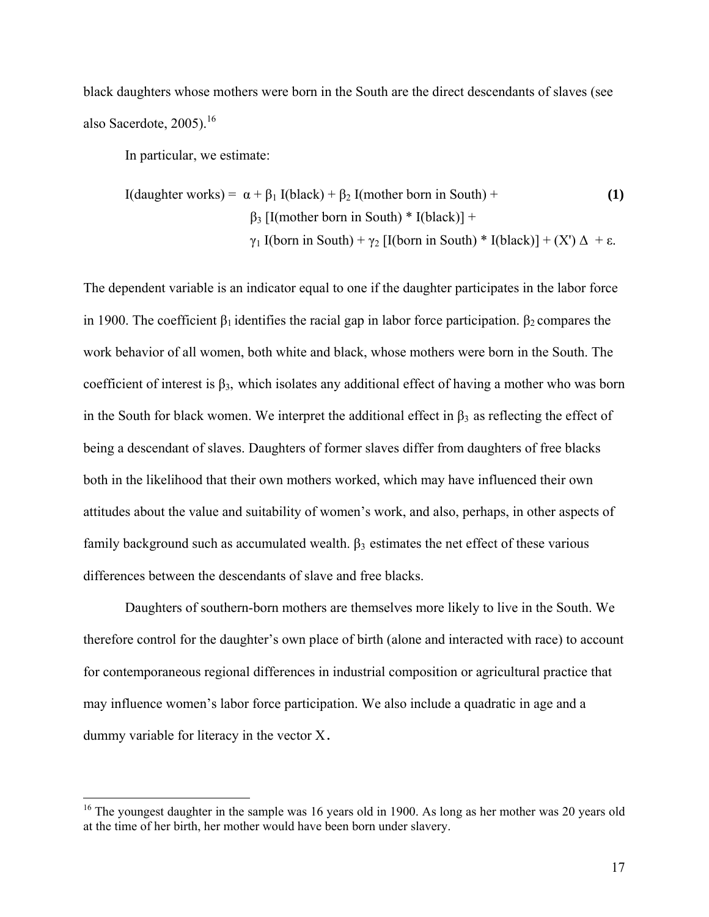black daughters whose mothers were born in the South are the direct descendants of slaves (see also Sacerdote, 2005).[16]

In particular, we estimate:

$$
\begin{aligned}
\text{I(daughter works)} = \; & \alpha + \beta_1 \, \text{I(black)} + \beta_2 \, \text{I(mother born in South)} + \\
& \beta_3 \, [\text{I(mother born in South)} * \text{I(black)}] + \\
& \gamma_1 \, \text{I(born in South)} + \gamma_2 \, [\text{I(born in South)} * \text{I(black)}] + (X') \, \Delta + \varepsilon.
\end{aligned} \tag{1}
$$

The dependent variable is an indicator equal to one if the daughter participates in the labor force in 1900. The coefficient $\beta_1$ identifies the racial gap in labor force participation. $\beta_2$ compares the work behavior of all women, both white and black, whose mothers were born in the South. The coefficient of interest is $\beta_3$, which isolates any additional effect of having a mother who was born in the South for black women. We interpret the additional effect in $\beta_3$ as reflecting the effect of being a descendant of slaves. Daughters of former slaves differ from daughters of free blacks both in the likelihood that their own mothers worked, which may have influenced their own attitudes about the value and suitability of women's work, and also, perhaps, in other aspects of family background such as accumulated wealth. $\beta_3$ estimates the net effect of these various differences between the descendants of slave and free blacks.

Daughters of southern-born mothers are themselves more likely to live in the South. We therefore control for the daughter's own place of birth (alone and interacted with race) to account for contemporaneous regional differences in industrial composition or agricultural practice that may influence women's labor force participation. We also include a quadratic in age and a dummy variable for literacy in the vector X.

[16] The youngest daughter in the sample was 16 years old in 1900. As long as her mother was 20 years old at the time of her birth, her mother would have been born under slavery.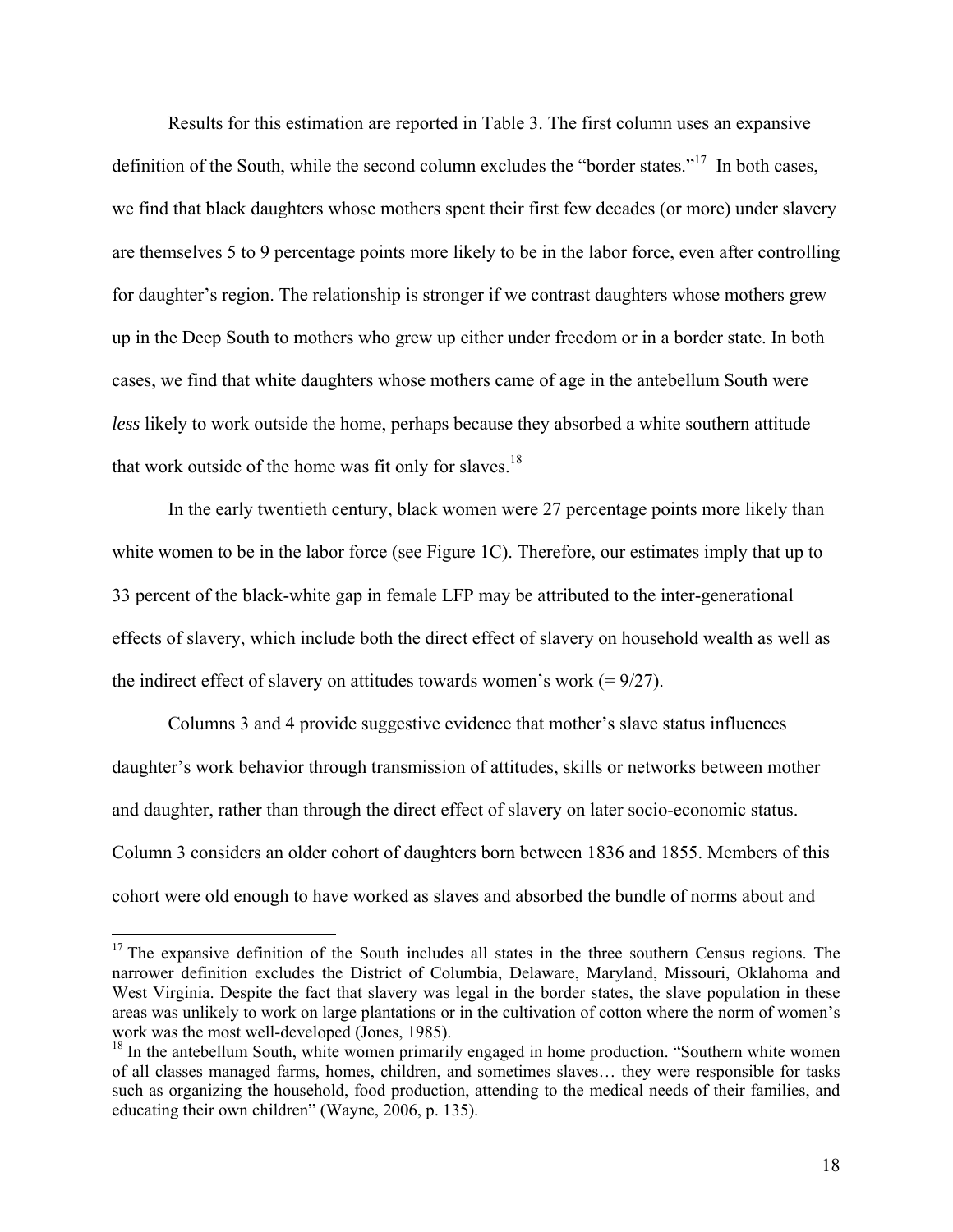Results for this estimation are reported in Table 3. The first column uses an expansive definition of the South, while the second column excludes the "border states."[17] In both cases, we find that black daughters whose mothers spent their first few decades (or more) under slavery are themselves 5 to 9 percentage points more likely to be in the labor force, even after controlling for daughter's region. The relationship is stronger if we contrast daughters whose mothers grew up in the Deep South to mothers who grew up either under freedom or in a border state. In both cases, we find that white daughters whose mothers came of age in the antebellum South were *less* likely to work outside the home, perhaps because they absorbed a white southern attitude that work outside of the home was fit only for slaves.[18]

In the early twentieth century, black women were 27 percentage points more likely than white women to be in the labor force (see Figure 1C). Therefore, our estimates imply that up to 33 percent of the black-white gap in female LFP may be attributed to the inter-generational effects of slavery, which include both the direct effect of slavery on household wealth as well as the indirect effect of slavery on attitudes towards women's work (= 9/27).

Columns 3 and 4 provide suggestive evidence that mother's slave status influences daughter's work behavior through transmission of attitudes, skills or networks between mother and daughter, rather than through the direct effect of slavery on later socio-economic status. Column 3 considers an older cohort of daughters born between 1836 and 1855. Members of this cohort were old enough to have worked as slaves and absorbed the bundle of norms about and

---

[17] The expansive definition of the South includes all states in the three southern Census regions. The narrower definition excludes the District of Columbia, Delaware, Maryland, Missouri, Oklahoma and West Virginia. Despite the fact that slavery was legal in the border states, the slave population in these areas was unlikely to work on large plantations or in the cultivation of cotton where the norm of women's work was the most well-developed (Jones, 1985).

[18] In the antebellum South, white women primarily engaged in home production. "Southern white women of all classes managed farms, homes, children, and sometimes slaves… they were responsible for tasks such as organizing the household, food production, attending to the medical needs of their families, and educating their own children" (Wayne, 2006, p. 135).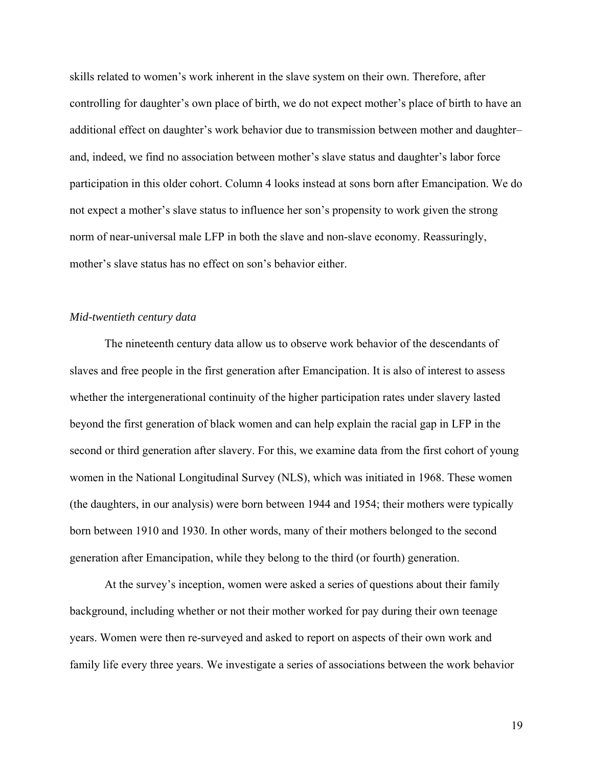skills related to women's work inherent in the slave system on their own. Therefore, after controlling for daughter's own place of birth, we do not expect mother's place of birth to have an additional effect on daughter's work behavior due to transmission between mother and daughter– and, indeed, we find no association between mother's slave status and daughter's labor force participation in this older cohort. Column 4 looks instead at sons born after Emancipation. We do not expect a mother's slave status to influence her son's propensity to work given the strong norm of near-universal male LFP in both the slave and non-slave economy. Reassuringly, mother's slave status has no effect on son's behavior either.

*Mid-twentieth century data*

The nineteenth century data allow us to observe work behavior of the descendants of slaves and free people in the first generation after Emancipation. It is also of interest to assess whether the intergenerational continuity of the higher participation rates under slavery lasted beyond the first generation of black women and can help explain the racial gap in LFP in the second or third generation after slavery. For this, we examine data from the first cohort of young women in the National Longitudinal Survey (NLS), which was initiated in 1968. These women (the daughters, in our analysis) were born between 1944 and 1954; their mothers were typically born between 1910 and 1930. In other words, many of their mothers belonged to the second generation after Emancipation, while they belong to the third (or fourth) generation.

At the survey's inception, women were asked a series of questions about their family background, including whether or not their mother worked for pay during their own teenage years. Women were then re-surveyed and asked to report on aspects of their own work and family life every three years. We investigate a series of associations between the work behavior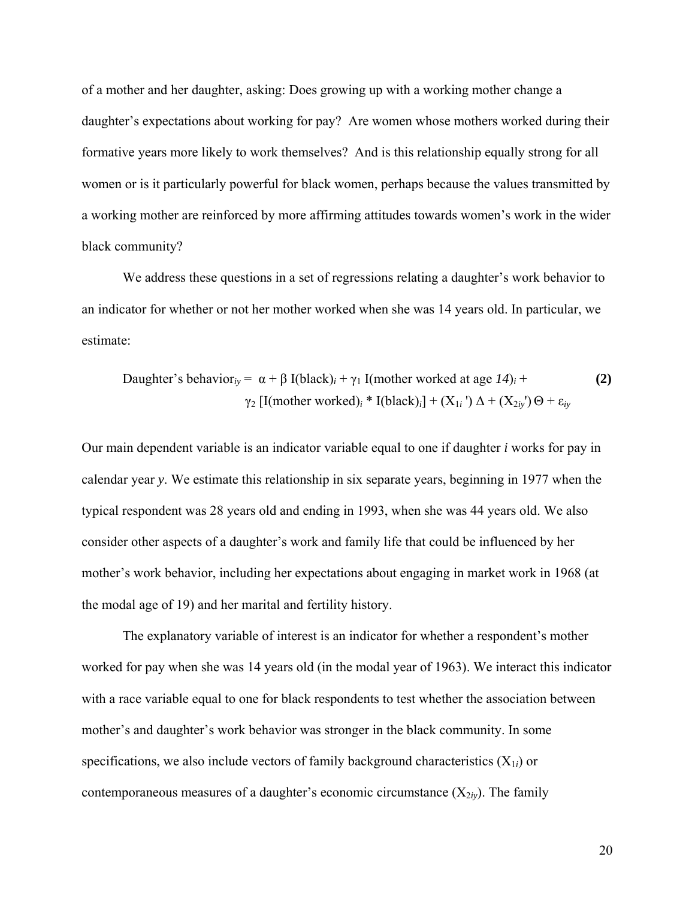of a mother and her daughter, asking: Does growing up with a working mother change a daughter's expectations about working for pay? Are women whose mothers worked during their formative years more likely to work themselves? And is this relationship equally strong for all women or is it particularly powerful for black women, perhaps because the values transmitted by a working mother are reinforced by more affirming attitudes towards women's work in the wider black community?

We address these questions in a set of regressions relating a daughter's work behavior to an indicator for whether or not her mother worked when she was 14 years old. In particular, we estimate:

$$\text{Daughter's behavior}_{iy} = \alpha + \beta\, \text{I(black)}_i + \gamma_1\, \text{I(mother worked at age } 14)_i + \gamma_2\, [\text{I(mother worked)}_i * \text{I(black)}_i] + (X_{1i}')\, \Delta + (X_{2iy}')\, \Theta + \varepsilon_{iy} \qquad \textbf{(2)}$$

Our main dependent variable is an indicator variable equal to one if daughter ***i*** works for pay in calendar year *y*. We estimate this relationship in six separate years, beginning in 1977 when the typical respondent was 28 years old and ending in 1993, when she was 44 years old. We also consider other aspects of a daughter's work and family life that could be influenced by her mother's work behavior, including her expectations about engaging in market work in 1968 (at the modal age of 19) and her marital and fertility history.

The explanatory variable of interest is an indicator for whether a respondent's mother worked for pay when she was 14 years old (in the modal year of 1963). We interact this indicator with a race variable equal to one for black respondents to test whether the association between mother's and daughter's work behavior was stronger in the black community. In some specifications, we also include vectors of family background characteristics ($X_{1i}$) or contemporaneous measures of a daughter's economic circumstance ($X_{2iy}$). The family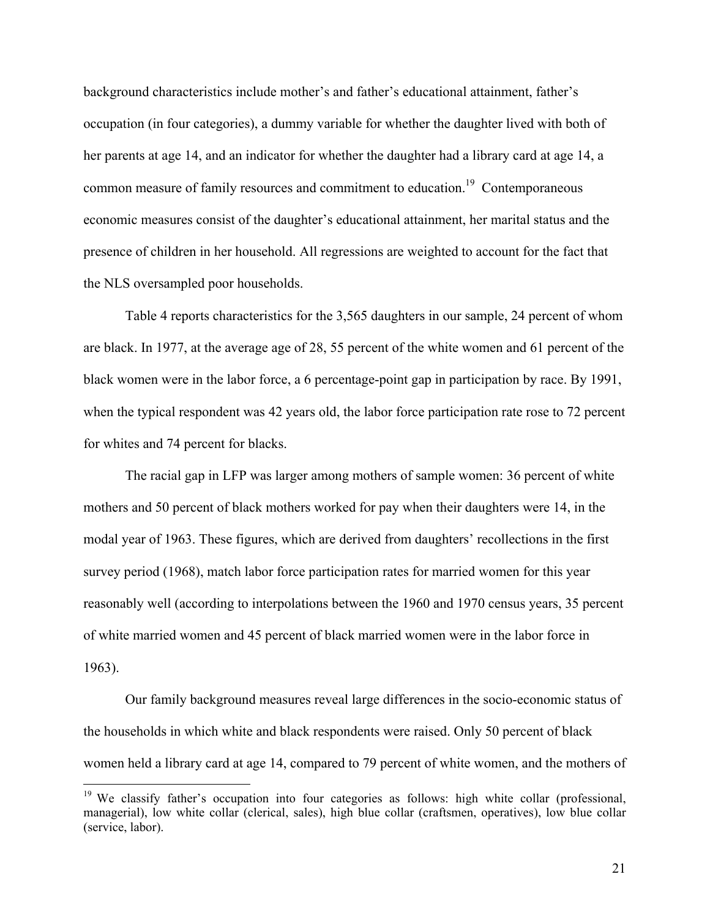background characteristics include mother's and father's educational attainment, father's occupation (in four categories), a dummy variable for whether the daughter lived with both of her parents at age 14, and an indicator for whether the daughter had a library card at age 14, a common measure of family resources and commitment to education.[19] Contemporaneous economic measures consist of the daughter's educational attainment, her marital status and the presence of children in her household. All regressions are weighted to account for the fact that the NLS oversampled poor households.

Table 4 reports characteristics for the 3,565 daughters in our sample, 24 percent of whom are black. In 1977, at the average age of 28, 55 percent of the white women and 61 percent of the black women were in the labor force, a 6 percentage-point gap in participation by race. By 1991, when the typical respondent was 42 years old, the labor force participation rate rose to 72 percent for whites and 74 percent for blacks.

The racial gap in LFP was larger among mothers of sample women: 36 percent of white mothers and 50 percent of black mothers worked for pay when their daughters were 14, in the modal year of 1963. These figures, which are derived from daughters' recollections in the first survey period (1968), match labor force participation rates for married women for this year reasonably well (according to interpolations between the 1960 and 1970 census years, 35 percent of white married women and 45 percent of black married women were in the labor force in 1963).

Our family background measures reveal large differences in the socio-economic status of the households in which white and black respondents were raised. Only 50 percent of black women held a library card at age 14, compared to 79 percent of white women, and the mothers of

[19] We classify father's occupation into four categories as follows: high white collar (professional, managerial), low white collar (clerical, sales), high blue collar (craftsmen, operatives), low blue collar (service, labor).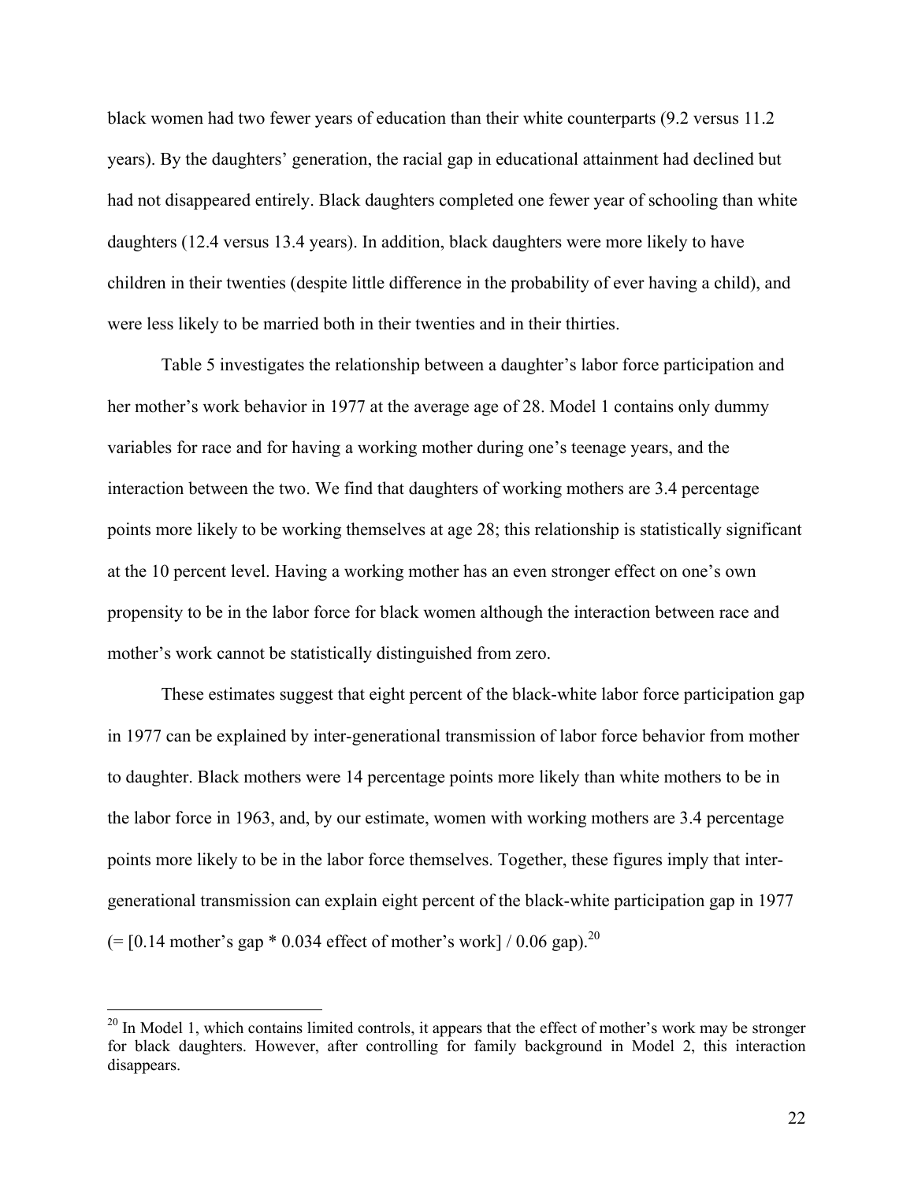black women had two fewer years of education than their white counterparts (9.2 versus 11.2 years). By the daughters' generation, the racial gap in educational attainment had declined but had not disappeared entirely. Black daughters completed one fewer year of schooling than white daughters (12.4 versus 13.4 years). In addition, black daughters were more likely to have children in their twenties (despite little difference in the probability of ever having a child), and were less likely to be married both in their twenties and in their thirties.

Table 5 investigates the relationship between a daughter's labor force participation and her mother's work behavior in 1977 at the average age of 28. Model 1 contains only dummy variables for race and for having a working mother during one's teenage years, and the interaction between the two. We find that daughters of working mothers are 3.4 percentage points more likely to be working themselves at age 28; this relationship is statistically significant at the 10 percent level. Having a working mother has an even stronger effect on one's own propensity to be in the labor force for black women although the interaction between race and mother's work cannot be statistically distinguished from zero.

These estimates suggest that eight percent of the black-white labor force participation gap in 1977 can be explained by inter-generational transmission of labor force behavior from mother to daughter. Black mothers were 14 percentage points more likely than white mothers to be in the labor force in 1963, and, by our estimate, women with working mothers are 3.4 percentage points more likely to be in the labor force themselves. Together, these figures imply that inter-generational transmission can explain eight percent of the black-white participation gap in 1977 (= [0.14 mother's gap * 0.034 effect of mother's work] / 0.06 gap).[20]

---

[20] In Model 1, which contains limited controls, it appears that the effect of mother's work may be stronger for black daughters. However, after controlling for family background in Model 2, this interaction disappears.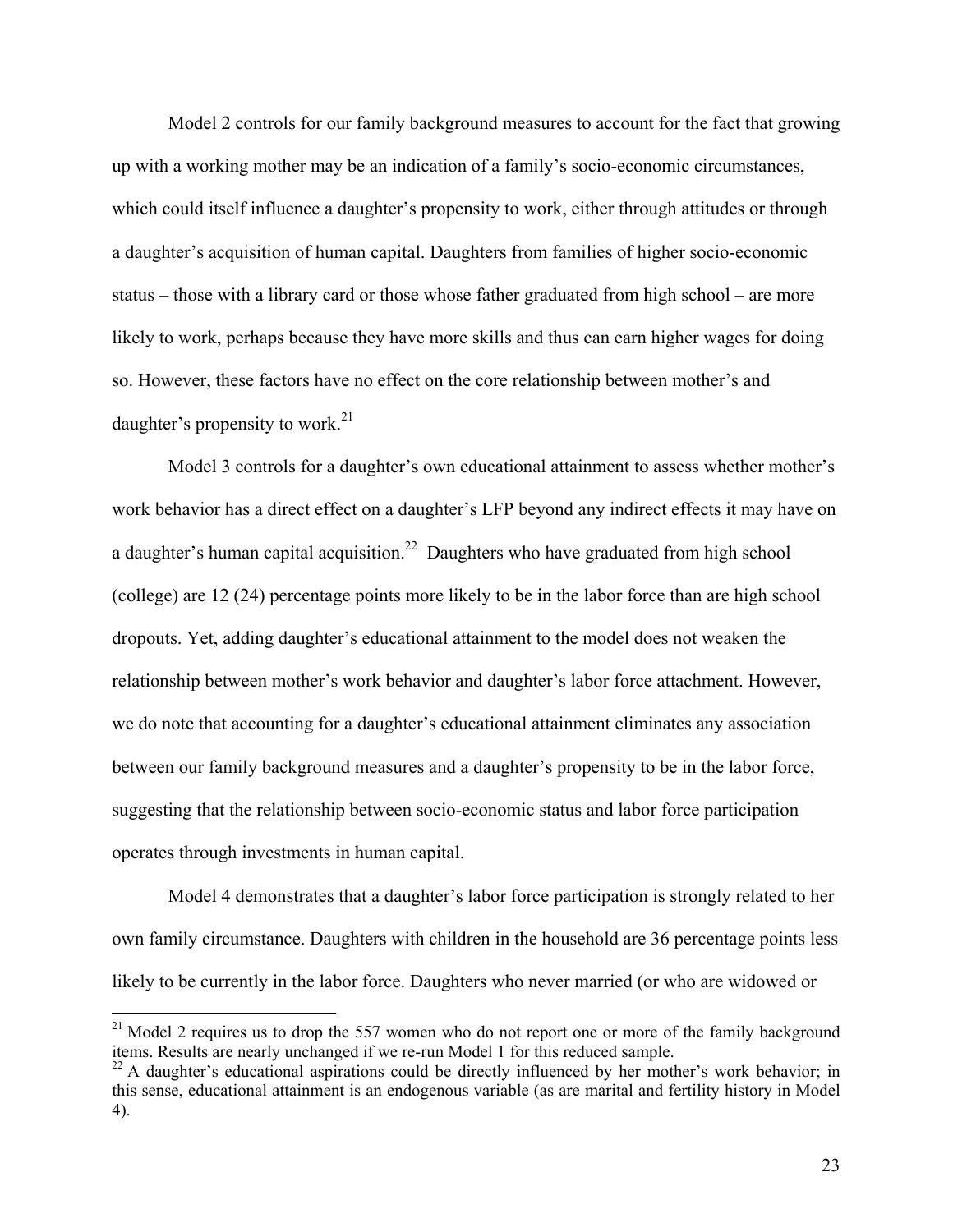Model 2 controls for our family background measures to account for the fact that growing up with a working mother may be an indication of a family's socio-economic circumstances, which could itself influence a daughter's propensity to work, either through attitudes or through a daughter's acquisition of human capital. Daughters from families of higher socio-economic status – those with a library card or those whose father graduated from high school – are more likely to work, perhaps because they have more skills and thus can earn higher wages for doing so. However, these factors have no effect on the core relationship between mother's and daughter's propensity to work.[21]

Model 3 controls for a daughter's own educational attainment to assess whether mother's work behavior has a direct effect on a daughter's LFP beyond any indirect effects it may have on a daughter's human capital acquisition.[22] Daughters who have graduated from high school (college) are 12 (24) percentage points more likely to be in the labor force than are high school dropouts. Yet, adding daughter's educational attainment to the model does not weaken the relationship between mother's work behavior and daughter's labor force attachment. However, we do note that accounting for a daughter's educational attainment eliminates any association between our family background measures and a daughter's propensity to be in the labor force, suggesting that the relationship between socio-economic status and labor force participation operates through investments in human capital.

Model 4 demonstrates that a daughter's labor force participation is strongly related to her own family circumstance. Daughters with children in the household are 36 percentage points less likely to be currently in the labor force. Daughters who never married (or who are widowed or

---

[21] Model 2 requires us to drop the 557 women who do not report one or more of the family background items. Results are nearly unchanged if we re-run Model 1 for this reduced sample.

[22] A daughter's educational aspirations could be directly influenced by her mother's work behavior; in this sense, educational attainment is an endogenous variable (as are marital and fertility history in Model 4).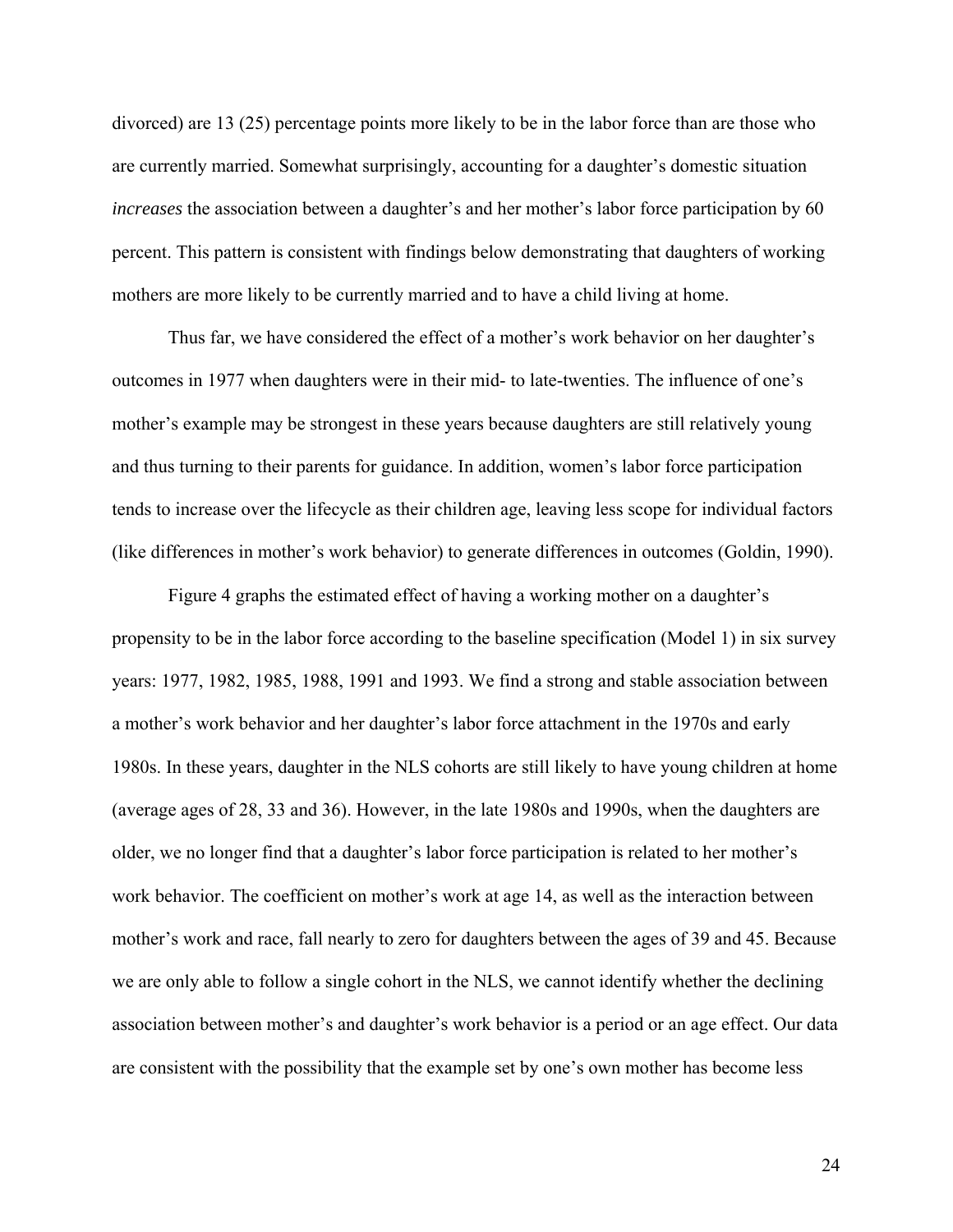divorced) are 13 (25) percentage points more likely to be in the labor force than are those who are currently married. Somewhat surprisingly, accounting for a daughter's domestic situation *increases* the association between a daughter's and her mother's labor force participation by 60 percent. This pattern is consistent with findings below demonstrating that daughters of working mothers are more likely to be currently married and to have a child living at home.

Thus far, we have considered the effect of a mother's work behavior on her daughter's outcomes in 1977 when daughters were in their mid- to late-twenties. The influence of one's mother's example may be strongest in these years because daughters are still relatively young and thus turning to their parents for guidance. In addition, women's labor force participation tends to increase over the lifecycle as their children age, leaving less scope for individual factors (like differences in mother's work behavior) to generate differences in outcomes (Goldin, 1990).

Figure 4 graphs the estimated effect of having a working mother on a daughter's propensity to be in the labor force according to the baseline specification (Model 1) in six survey years: 1977, 1982, 1985, 1988, 1991 and 1993. We find a strong and stable association between a mother's work behavior and her daughter's labor force attachment in the 1970s and early 1980s. In these years, daughter in the NLS cohorts are still likely to have young children at home (average ages of 28, 33 and 36). However, in the late 1980s and 1990s, when the daughters are older, we no longer find that a daughter's labor force participation is related to her mother's work behavior. The coefficient on mother's work at age 14, as well as the interaction between mother's work and race, fall nearly to zero for daughters between the ages of 39 and 45. Because we are only able to follow a single cohort in the NLS, we cannot identify whether the declining association between mother's and daughter's work behavior is a period or an age effect. Our data are consistent with the possibility that the example set by one's own mother has become less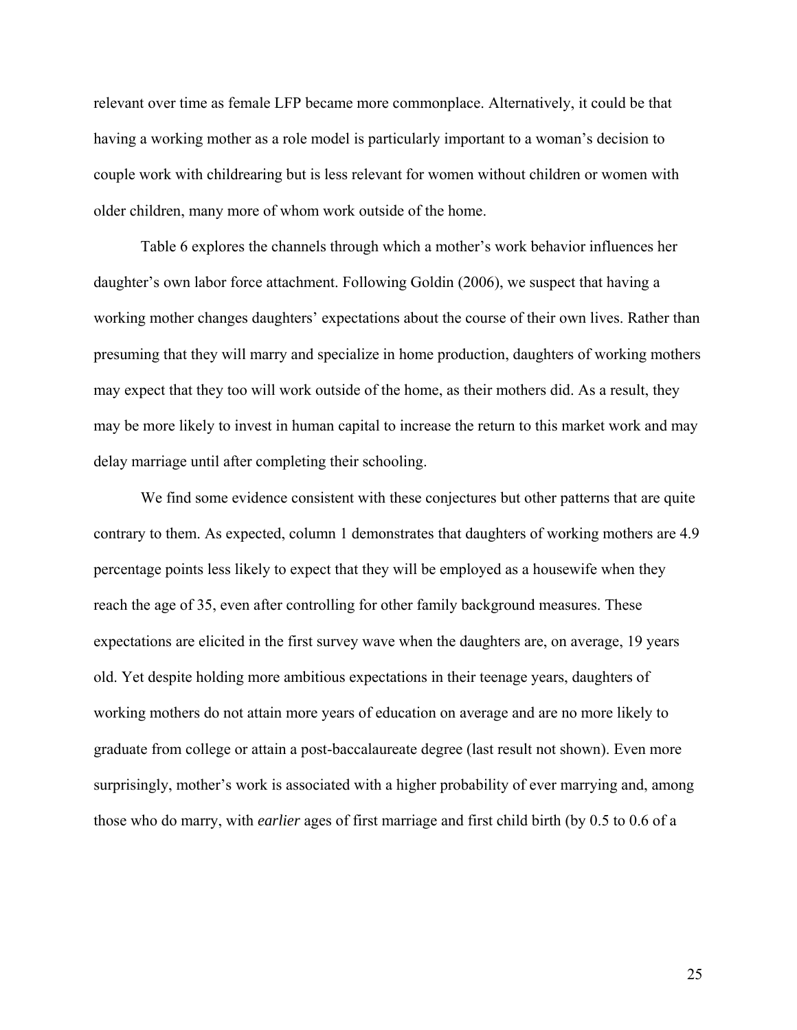relevant over time as female LFP became more commonplace. Alternatively, it could be that having a working mother as a role model is particularly important to a woman's decision to couple work with childrearing but is less relevant for women without children or women with older children, many more of whom work outside of the home.

Table 6 explores the channels through which a mother's work behavior influences her daughter's own labor force attachment. Following Goldin (2006), we suspect that having a working mother changes daughters' expectations about the course of their own lives. Rather than presuming that they will marry and specialize in home production, daughters of working mothers may expect that they too will work outside of the home, as their mothers did. As a result, they may be more likely to invest in human capital to increase the return to this market work and may delay marriage until after completing their schooling.

We find some evidence consistent with these conjectures but other patterns that are quite contrary to them. As expected, column 1 demonstrates that daughters of working mothers are 4.9 percentage points less likely to expect that they will be employed as a housewife when they reach the age of 35, even after controlling for other family background measures. These expectations are elicited in the first survey wave when the daughters are, on average, 19 years old. Yet despite holding more ambitious expectations in their teenage years, daughters of working mothers do not attain more years of education on average and are no more likely to graduate from college or attain a post-baccalaureate degree (last result not shown). Even more surprisingly, mother's work is associated with a higher probability of ever marrying and, among those who do marry, with *earlier* ages of first marriage and first child birth (by 0.5 to 0.6 of a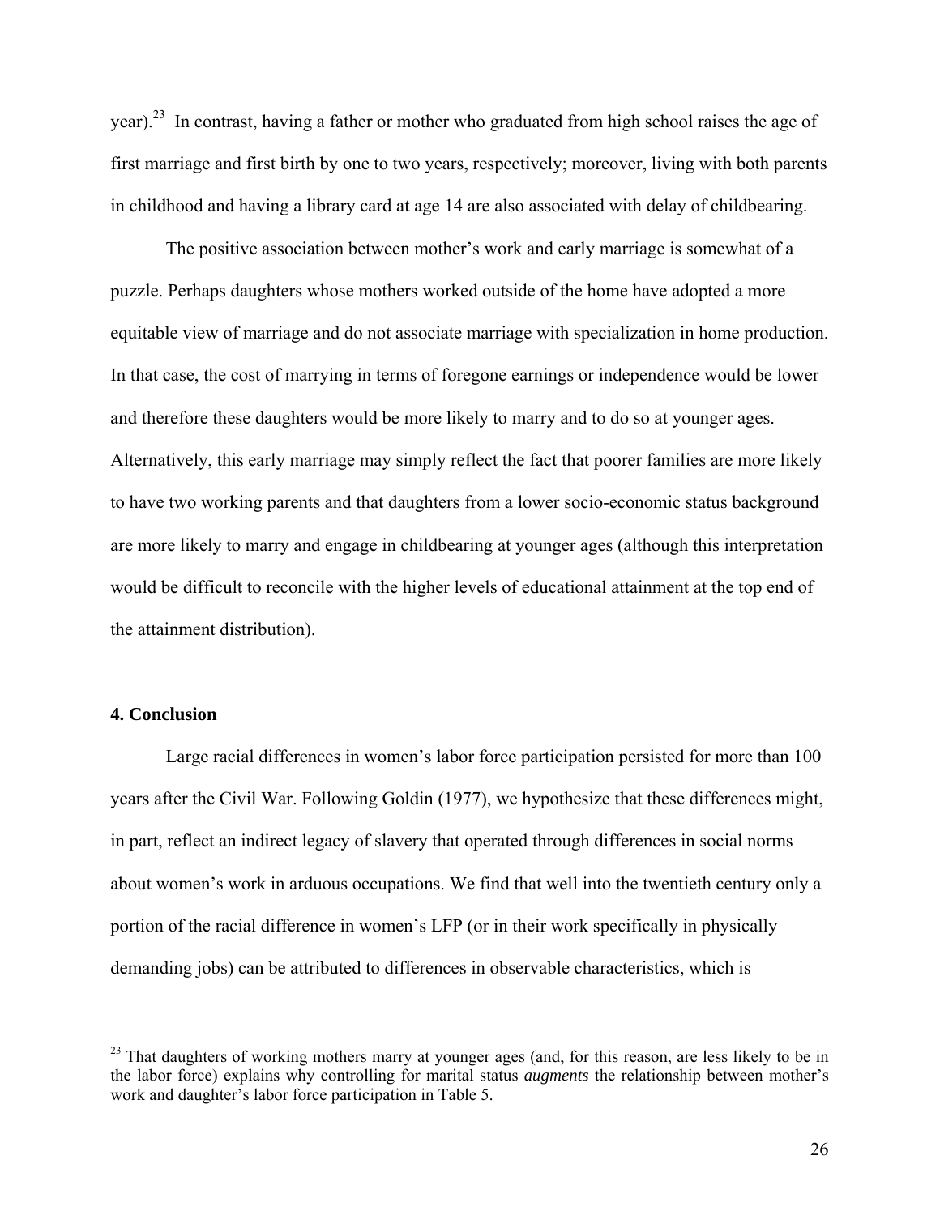year).[23] In contrast, having a father or mother who graduated from high school raises the age of first marriage and first birth by one to two years, respectively; moreover, living with both parents in childhood and having a library card at age 14 are also associated with delay of childbearing.

The positive association between mother's work and early marriage is somewhat of a puzzle. Perhaps daughters whose mothers worked outside of the home have adopted a more equitable view of marriage and do not associate marriage with specialization in home production. In that case, the cost of marrying in terms of foregone earnings or independence would be lower and therefore these daughters would be more likely to marry and to do so at younger ages. Alternatively, this early marriage may simply reflect the fact that poorer families are more likely to have two working parents and that daughters from a lower socio-economic status background are more likely to marry and engage in childbearing at younger ages (although this interpretation would be difficult to reconcile with the higher levels of educational attainment at the top end of the attainment distribution).

## 4. Conclusion

Large racial differences in women's labor force participation persisted for more than 100 years after the Civil War. Following Goldin (1977), we hypothesize that these differences might, in part, reflect an indirect legacy of slavery that operated through differences in social norms about women's work in arduous occupations. We find that well into the twentieth century only a portion of the racial difference in women's LFP (or in their work specifically in physically demanding jobs) can be attributed to differences in observable characteristics, which is

---

[23] That daughters of working mothers marry at younger ages (and, for this reason, are less likely to be in the labor force) explains why controlling for marital status *augments* the relationship between mother's work and daughter's labor force participation in Table 5.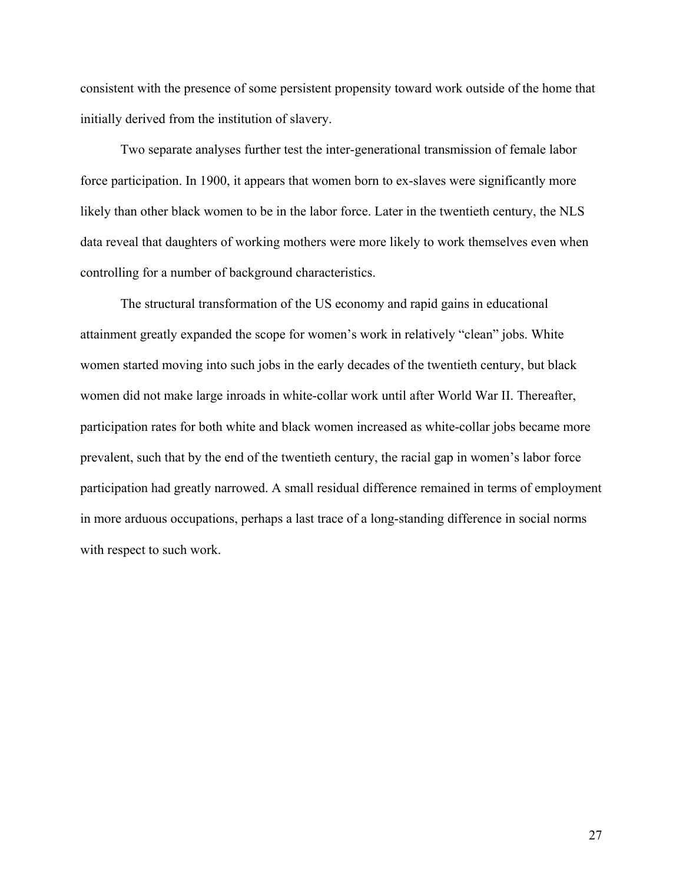consistent with the presence of some persistent propensity toward work outside of the home that initially derived from the institution of slavery.

Two separate analyses further test the inter-generational transmission of female labor force participation. In 1900, it appears that women born to ex-slaves were significantly more likely than other black women to be in the labor force. Later in the twentieth century, the NLS data reveal that daughters of working mothers were more likely to work themselves even when controlling for a number of background characteristics.

The structural transformation of the US economy and rapid gains in educational attainment greatly expanded the scope for women's work in relatively "clean" jobs. White women started moving into such jobs in the early decades of the twentieth century, but black women did not make large inroads in white-collar work until after World War II. Thereafter, participation rates for both white and black women increased as white-collar jobs became more prevalent, such that by the end of the twentieth century, the racial gap in women's labor force participation had greatly narrowed. A small residual difference remained in terms of employment in more arduous occupations, perhaps a last trace of a long-standing difference in social norms with respect to such work.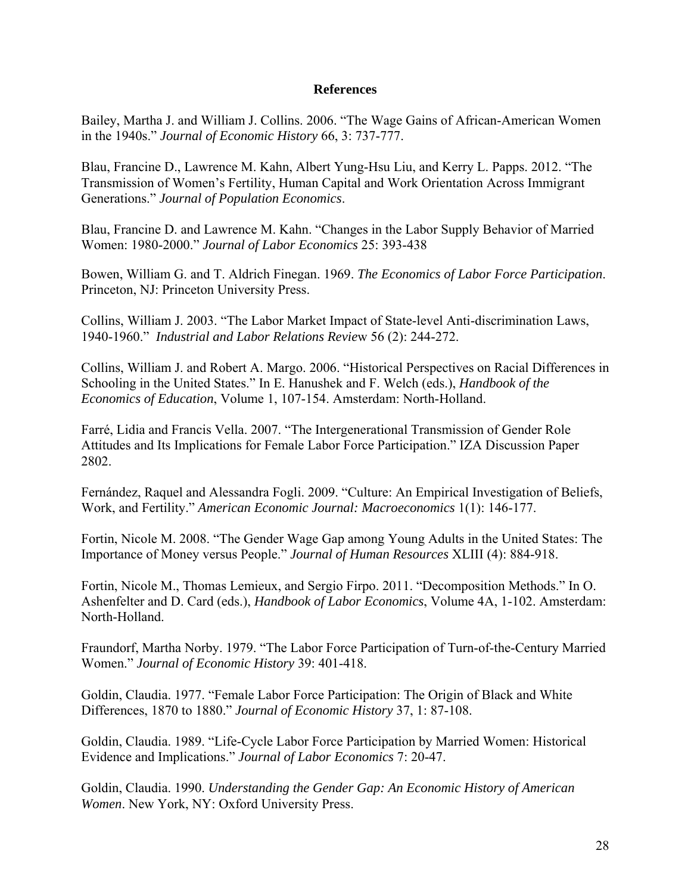## References

Bailey, Martha J. and William J. Collins. 2006. "The Wage Gains of African-American Women in the 1940s." *Journal of Economic History* 66, 3: 737-777.

Blau, Francine D., Lawrence M. Kahn, Albert Yung-Hsu Liu, and Kerry L. Papps. 2012. "The Transmission of Women's Fertility, Human Capital and Work Orientation Across Immigrant Generations." *Journal of Population Economics*.

Blau, Francine D. and Lawrence M. Kahn. "Changes in the Labor Supply Behavior of Married Women: 1980-2000." *Journal of Labor Economics* 25: 393-438

Bowen, William G. and T. Aldrich Finegan. 1969. *The Economics of Labor Force Participation*. Princeton, NJ: Princeton University Press.

Collins, William J. 2003. "The Labor Market Impact of State-level Anti-discrimination Laws, 1940-1960." *Industrial and Labor Relations Review* 56 (2): 244-272.

Collins, William J. and Robert A. Margo. 2006. "Historical Perspectives on Racial Differences in Schooling in the United States." In E. Hanushek and F. Welch (eds.), *Handbook of the Economics of Education*, Volume 1, 107-154. Amsterdam: North-Holland.

Farré, Lidia and Francis Vella. 2007. "The Intergenerational Transmission of Gender Role Attitudes and Its Implications for Female Labor Force Participation." IZA Discussion Paper 2802.

Fernández, Raquel and Alessandra Fogli. 2009. "Culture: An Empirical Investigation of Beliefs, Work, and Fertility." *American Economic Journal: Macroeconomics* 1(1): 146-177.

Fortin, Nicole M. 2008. "The Gender Wage Gap among Young Adults in the United States: The Importance of Money versus People." *Journal of Human Resources* XLIII (4): 884-918.

Fortin, Nicole M., Thomas Lemieux, and Sergio Firpo. 2011. "Decomposition Methods." In O. Ashenfelter and D. Card (eds.), *Handbook of Labor Economics*, Volume 4A, 1-102. Amsterdam: North-Holland.

Fraundorf, Martha Norby. 1979. "The Labor Force Participation of Turn-of-the-Century Married Women." *Journal of Economic History* 39: 401-418.

Goldin, Claudia. 1977. "Female Labor Force Participation: The Origin of Black and White Differences, 1870 to 1880." *Journal of Economic History* 37, 1: 87-108.

Goldin, Claudia. 1989. "Life-Cycle Labor Force Participation by Married Women: Historical Evidence and Implications." *Journal of Labor Economics* 7: 20-47.

Goldin, Claudia. 1990. *Understanding the Gender Gap: An Economic History of American Women*. New York, NY: Oxford University Press.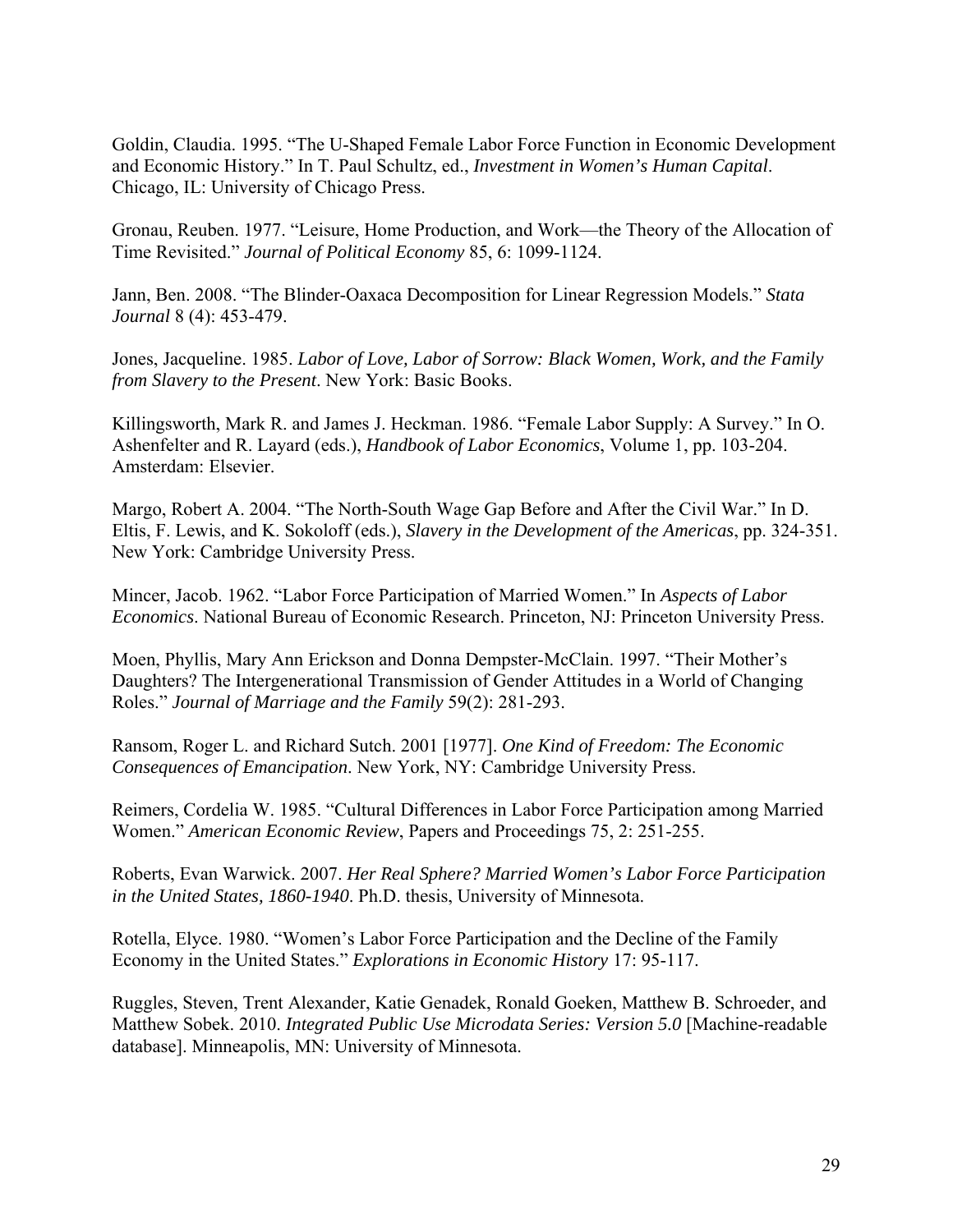Goldin, Claudia. 1995. “The U-Shaped Female Labor Force Function in Economic Development and Economic History.” In T. Paul Schultz, ed., *Investment in Women’s Human Capital*. Chicago, IL: University of Chicago Press.

Gronau, Reuben. 1977. “Leisure, Home Production, and Work—the Theory of the Allocation of Time Revisited.” *Journal of Political Economy* 85, 6: 1099-1124.

Jann, Ben. 2008. “The Blinder-Oaxaca Decomposition for Linear Regression Models.” *Stata Journal* 8 (4): 453-479.

Jones, Jacqueline. 1985. *Labor of Love, Labor of Sorrow: Black Women, Work, and the Family from Slavery to the Present*. New York: Basic Books.

Killingsworth, Mark R. and James J. Heckman. 1986. “Female Labor Supply: A Survey.” In O. Ashenfelter and R. Layard (eds.), *Handbook of Labor Economics*, Volume 1, pp. 103-204. Amsterdam: Elsevier.

Margo, Robert A. 2004. “The North-South Wage Gap Before and After the Civil War.” In D. Eltis, F. Lewis, and K. Sokoloff (eds.), *Slavery in the Development of the Americas*, pp. 324-351. New York: Cambridge University Press.

Mincer, Jacob. 1962. “Labor Force Participation of Married Women.” In *Aspects of Labor Economics*. National Bureau of Economic Research. Princeton, NJ: Princeton University Press.

Moen, Phyllis, Mary Ann Erickson and Donna Dempster-McClain. 1997. “Their Mother’s Daughters? The Intergenerational Transmission of Gender Attitudes in a World of Changing Roles.” *Journal of Marriage and the Family* 59(2): 281-293.

Ransom, Roger L. and Richard Sutch. 2001 [1977]. *One Kind of Freedom: The Economic Consequences of Emancipation*. New York, NY: Cambridge University Press.

Reimers, Cordelia W. 1985. “Cultural Differences in Labor Force Participation among Married Women.” *American Economic Review*, Papers and Proceedings 75, 2: 251-255.

Roberts, Evan Warwick. 2007. *Her Real Sphere? Married Women’s Labor Force Participation in the United States, 1860-1940*. Ph.D. thesis, University of Minnesota.

Rotella, Elyce. 1980. “Women’s Labor Force Participation and the Decline of the Family Economy in the United States.” *Explorations in Economic History* 17: 95-117.

Ruggles, Steven, Trent Alexander, Katie Genadek, Ronald Goeken, Matthew B. Schroeder, and Matthew Sobek. 2010. *Integrated Public Use Microdata Series: Version 5.0* [Machine-readable database]. Minneapolis, MN: University of Minnesota.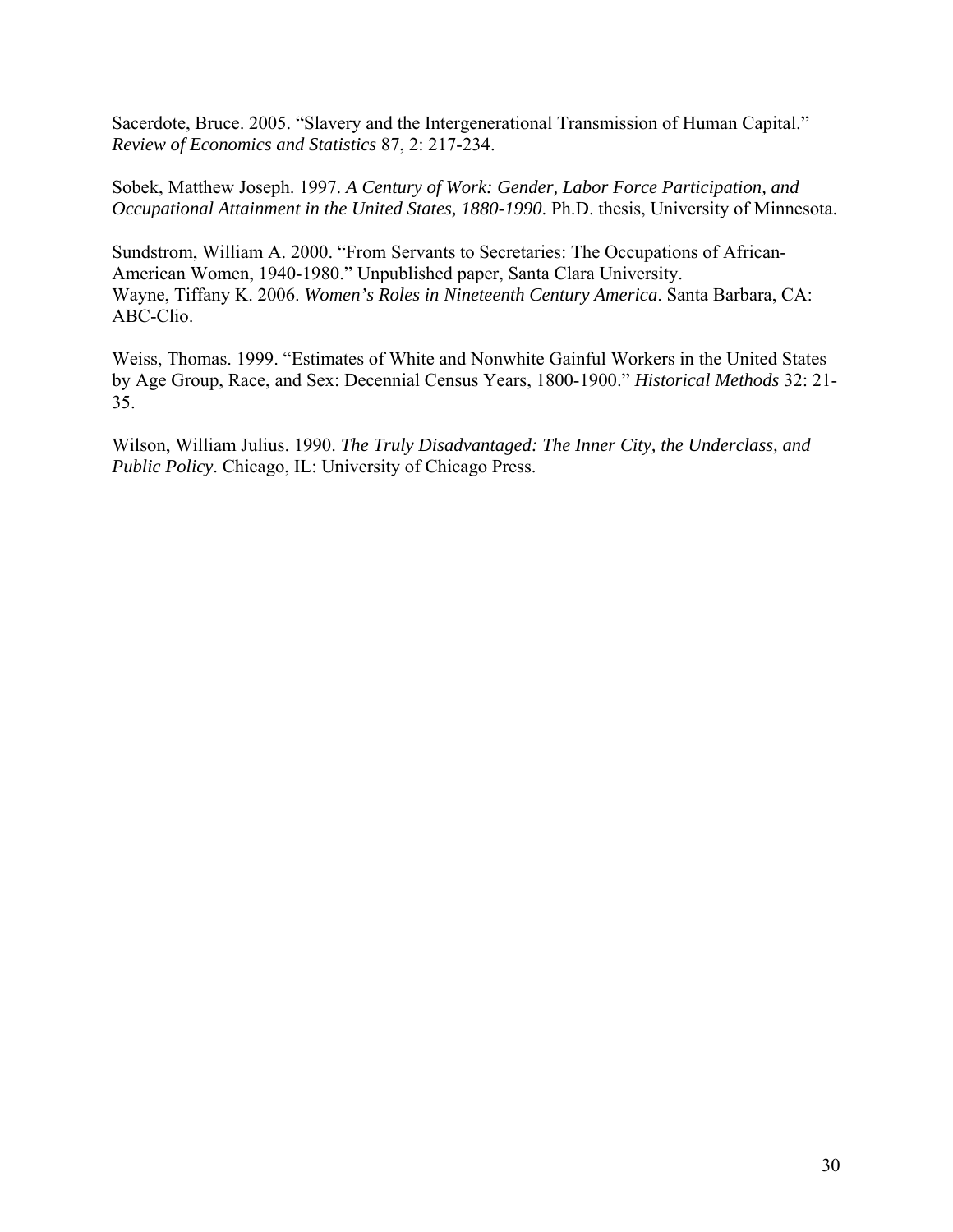Sacerdote, Bruce. 2005. "Slavery and the Intergenerational Transmission of Human Capital." *Review of Economics and Statistics* 87, 2: 217-234.

Sobek, Matthew Joseph. 1997. *A Century of Work: Gender, Labor Force Participation, and Occupational Attainment in the United States, 1880-1990*. Ph.D. thesis, University of Minnesota.

Sundstrom, William A. 2000. "From Servants to Secretaries: The Occupations of African-American Women, 1940-1980." Unpublished paper, Santa Clara University.
Wayne, Tiffany K. 2006. *Women's Roles in Nineteenth Century America*. Santa Barbara, CA: ABC-Clio.

Weiss, Thomas. 1999. "Estimates of White and Nonwhite Gainful Workers in the United States by Age Group, Race, and Sex: Decennial Census Years, 1800-1900." *Historical Methods* 32: 21-35.

Wilson, William Julius. 1990. *The Truly Disadvantaged: The Inner City, the Underclass, and Public Policy*. Chicago, IL: University of Chicago Press.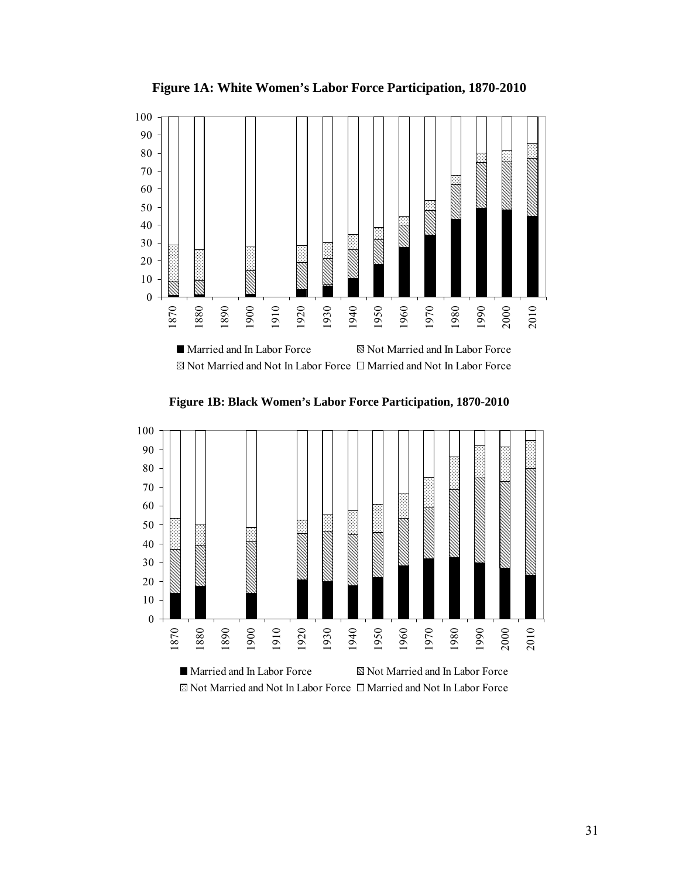**Figure 1A: White Women's Labor Force Participation, 1870-2010**

■ Married and In Labor Force ▧ Not Married and In Labor Force
⊡ Not Married and Not In Labor Force □ Married and Not In Labor Force

**Figure 1B: Black Women's Labor Force Participation, 1870-2010**

■ Married and In Labor Force ▧ Not Married and In Labor Force
⊡ Not Married and Not In Labor Force □ Married and Not In Labor Force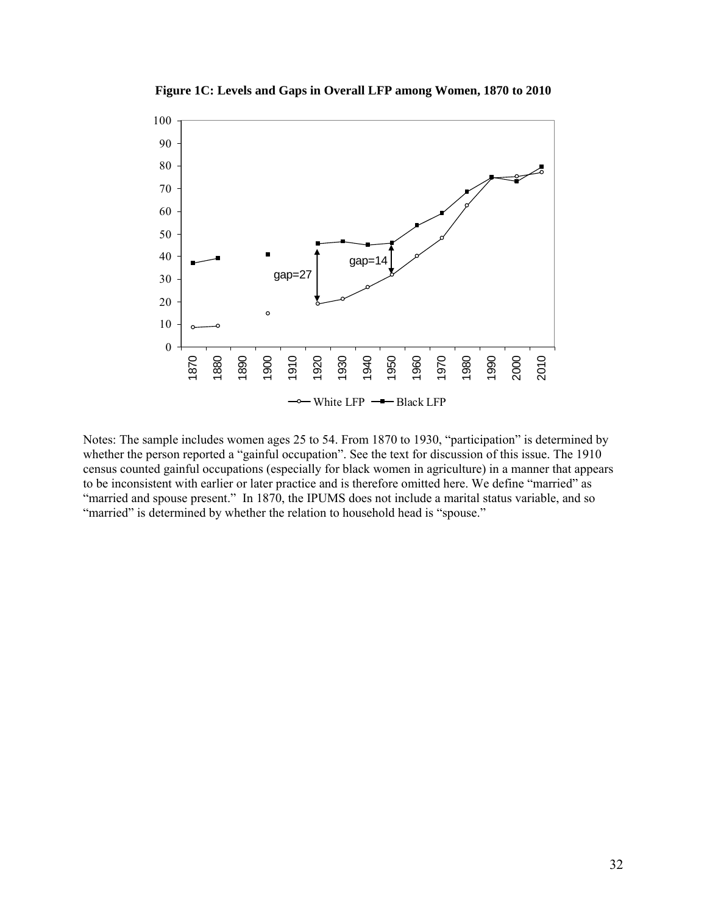**Figure 1C: Levels and Gaps in Overall LFP among Women, 1870 to 2010**

Notes: The sample includes women ages 25 to 54. From 1870 to 1930, "participation" is determined by whether the person reported a "gainful occupation". See the text for discussion of this issue. The 1910 census counted gainful occupations (especially for black women in agriculture) in a manner that appears to be inconsistent with earlier or later practice and is therefore omitted here. We define "married" as "married and spouse present." In 1870, the IPUMS does not include a marital status variable, and so "married" is determined by whether the relation to household head is "spouse."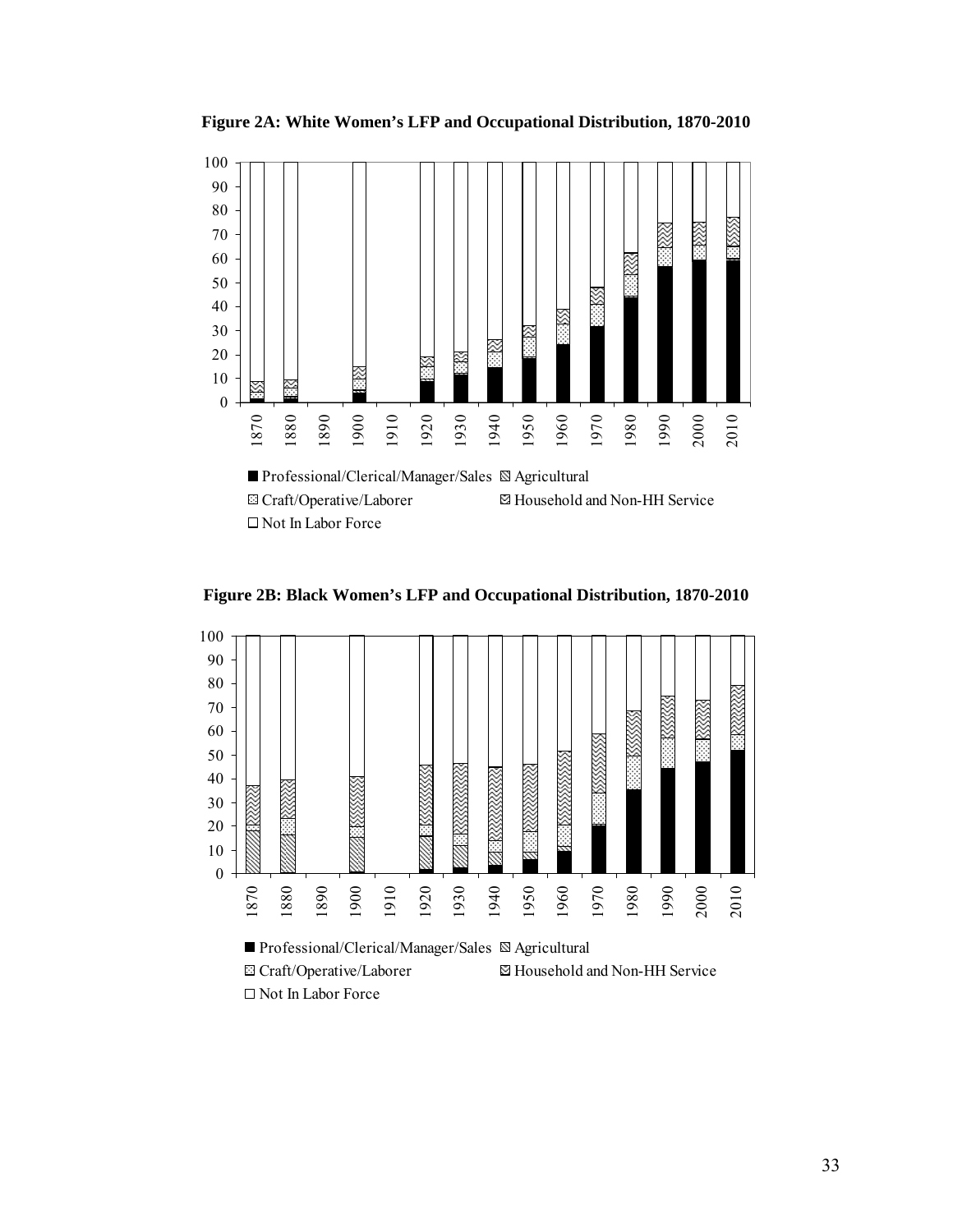**Figure 2A: White Women's LFP and Occupational Distribution, 1870-2010**

■ Professional/Clerical/Manager/Sales ▧ Agricultural
▨ Craft/Operative/Laborer ▨ Household and Non-HH Service
□ Not In Labor Force

**Figure 2B: Black Women's LFP and Occupational Distribution, 1870-2010**

■ Professional/Clerical/Manager/Sales ▧ Agricultural
▨ Craft/Operative/Laborer ▨ Household and Non-HH Service
□ Not In Labor Force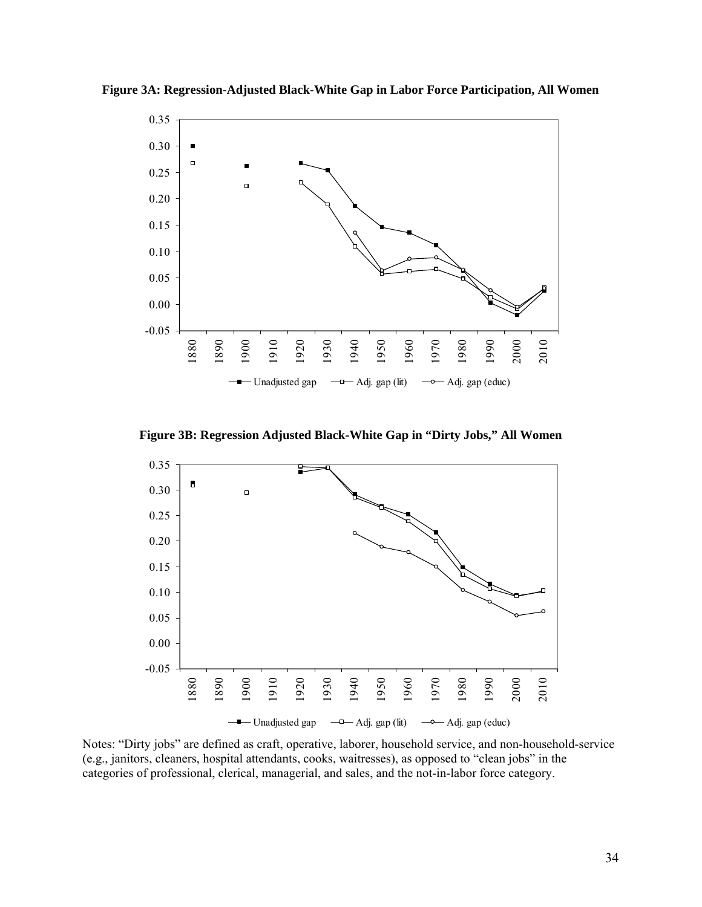**Figure 3A: Regression-Adjusted Black-White Gap in Labor Force Participation, All Women**

**Figure 3B: Regression Adjusted Black-White Gap in "Dirty Jobs," All Women**

Notes: "Dirty jobs" are defined as craft, operative, laborer, household service, and non-household-service (e.g., janitors, cleaners, hospital attendants, cooks, waitresses), as opposed to "clean jobs" in the categories of professional, clerical, managerial, and sales, and the not-in-labor force category.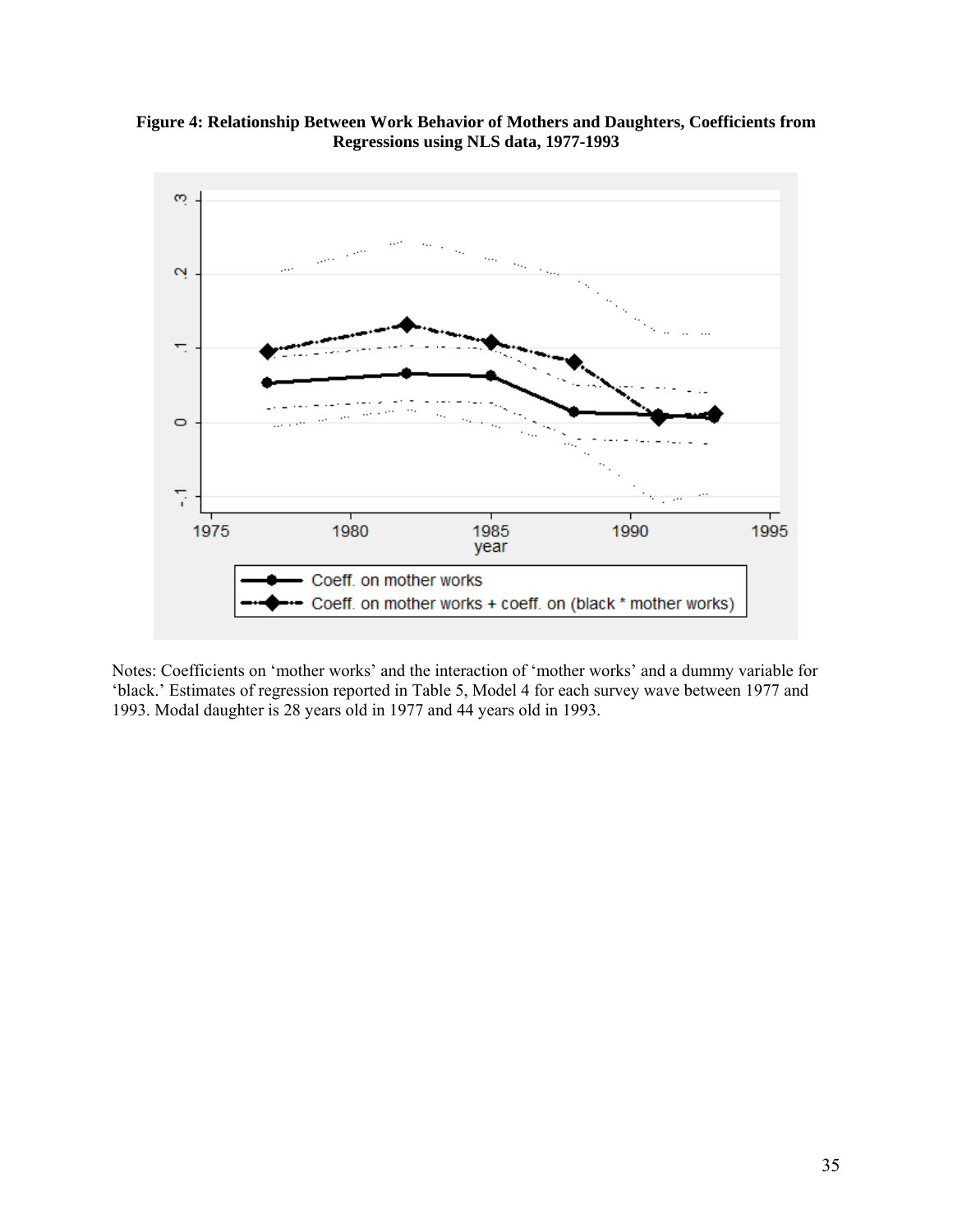**Figure 4: Relationship Between Work Behavior of Mothers and Daughters, Coefficients from Regressions using NLS data, 1977-1993**

Notes: Coefficients on 'mother works' and the interaction of 'mother works' and a dummy variable for 'black.' Estimates of regression reported in Table 5, Model 4 for each survey wave between 1977 and 1993. Modal daughter is 28 years old in 1977 and 44 years old in 1993.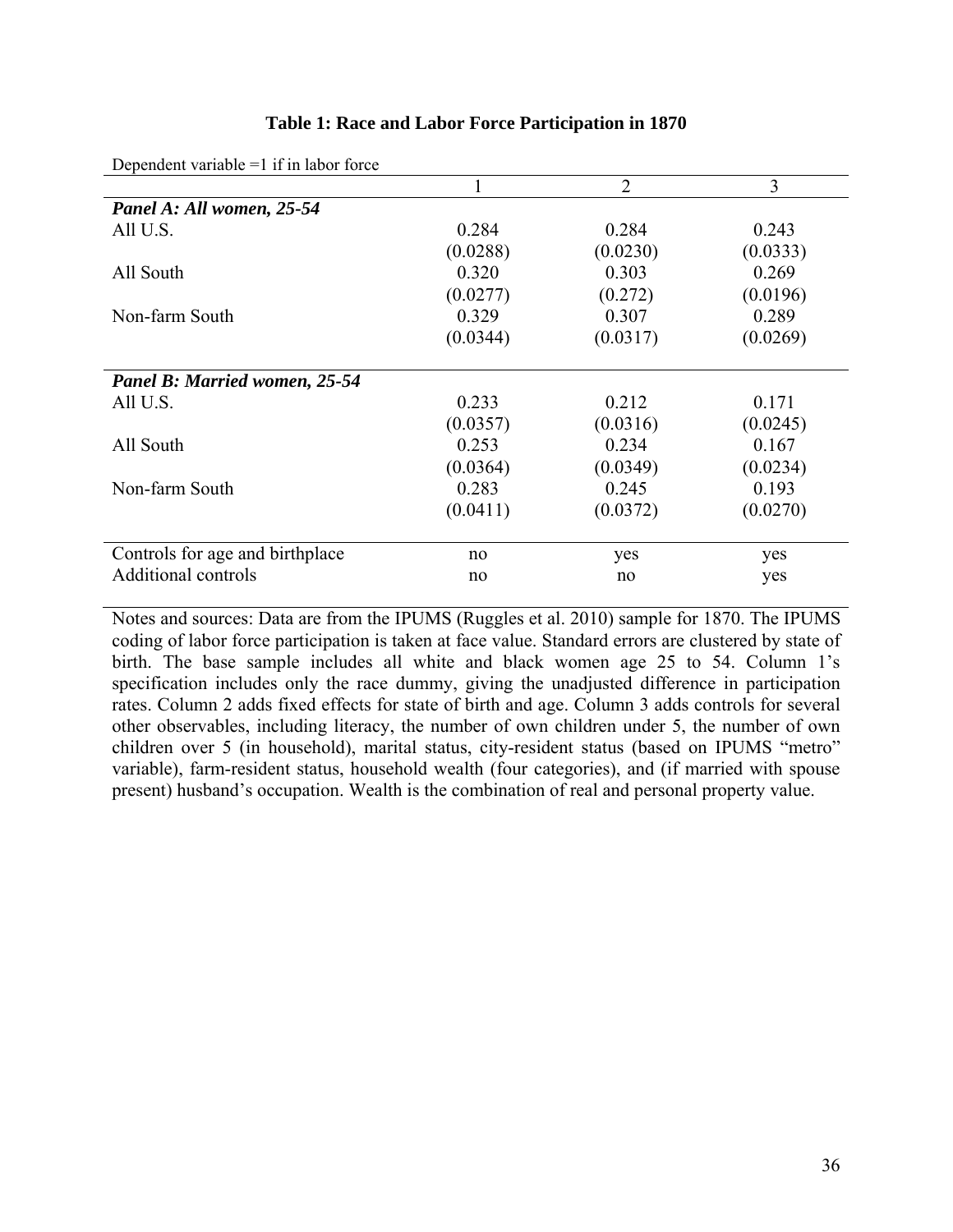**Table 1: Race and Labor Force Participation in 1870**

Dependent variable =1 if in labor force

| | 1 | 2 | 3 |
|---|---|---|---|
| ***Panel A: All women, 25-54*** | | | |
| All U.S. | 0.284 | 0.284 | 0.243 |
| | (0.0288) | (0.0230) | (0.0333) |
| All South | 0.320 | 0.303 | 0.269 |
| | (0.0277) | (0.272) | (0.0196) |
| Non-farm South | 0.329 | 0.307 | 0.289 |
| | (0.0344) | (0.0317) | (0.0269) |
| ***Panel B: Married women, 25-54*** | | | |
| All U.S. | 0.233 | 0.212 | 0.171 |
| | (0.0357) | (0.0316) | (0.0245) |
| All South | 0.253 | 0.234 | 0.167 |
| | (0.0364) | (0.0349) | (0.0234) |
| Non-farm South | 0.283 | 0.245 | 0.193 |
| | (0.0411) | (0.0372) | (0.0270) |
| Controls for age and birthplace | no | yes | yes |
| Additional controls | no | no | yes |

Notes and sources: Data are from the IPUMS (Ruggles et al. 2010) sample for 1870. The IPUMS coding of labor force participation is taken at face value. Standard errors are clustered by state of birth. The base sample includes all white and black women age 25 to 54. Column 1's specification includes only the race dummy, giving the unadjusted difference in participation rates. Column 2 adds fixed effects for state of birth and age. Column 3 adds controls for several other observables, including literacy, the number of own children under 5, the number of own children over 5 (in household), marital status, city-resident status (based on IPUMS "metro" variable), farm-resident status, household wealth (four categories), and (if married with spouse present) husband's occupation. Wealth is the combination of real and personal property value.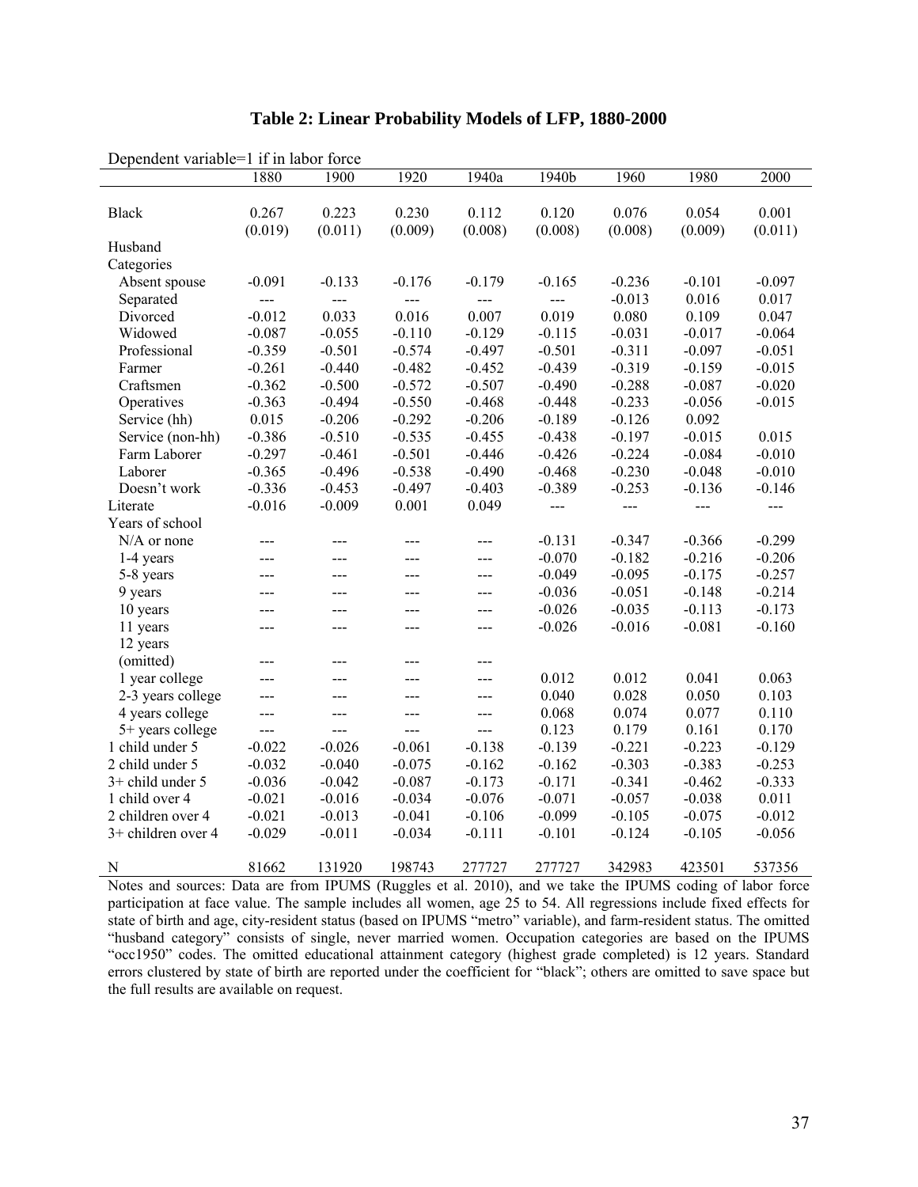# Table 2: Linear Probability Models of LFP, 1880-2000

Dependent variable=1 if in labor force

| | 1880 | 1900 | 1920 | 1940a | 1940b | 1960 | 1980 | 2000 |
|---|---|---|---|---|---|---|---|---|
| Black | 0.267 | 0.223 | 0.230 | 0.112 | 0.120 | 0.076 | 0.054 | 0.001 |
| | (0.019) | (0.011) | (0.009) | (0.008) | (0.008) | (0.008) | (0.009) | (0.011) |
| Husband Categories | | | | | | | | |
| Absent spouse | -0.091 | -0.133 | -0.176 | -0.179 | -0.165 | -0.236 | -0.101 | -0.097 |
| Separated | --- | --- | --- | --- | --- | -0.013 | 0.016 | 0.017 |
| Divorced | -0.012 | 0.033 | 0.016 | 0.007 | 0.019 | 0.080 | 0.109 | 0.047 |
| Widowed | -0.087 | -0.055 | -0.110 | -0.129 | -0.115 | -0.031 | -0.017 | -0.064 |
| Professional | -0.359 | -0.501 | -0.574 | -0.497 | -0.501 | -0.311 | -0.097 | -0.051 |
| Farmer | -0.261 | -0.440 | -0.482 | -0.452 | -0.439 | -0.319 | -0.159 | -0.015 |
| Craftsmen | -0.362 | -0.500 | -0.572 | -0.507 | -0.490 | -0.288 | -0.087 | -0.020 |
| Operatives | -0.363 | -0.494 | -0.550 | -0.468 | -0.448 | -0.233 | -0.056 | -0.015 |
| Service (hh) | 0.015 | -0.206 | -0.292 | -0.206 | -0.189 | -0.126 | 0.092 | |
| Service (non-hh) | -0.386 | -0.510 | -0.535 | -0.455 | -0.438 | -0.197 | -0.015 | 0.015 |
| Farm Laborer | -0.297 | -0.461 | -0.501 | -0.446 | -0.426 | -0.224 | -0.084 | -0.010 |
| Laborer | -0.365 | -0.496 | -0.538 | -0.490 | -0.468 | -0.230 | -0.048 | -0.010 |
| Doesn't work | -0.336 | -0.453 | -0.497 | -0.403 | -0.389 | -0.253 | -0.136 | -0.146 |
| Literate | -0.016 | -0.009 | 0.001 | 0.049 | --- | --- | --- | --- |
| Years of school | | | | | | | | |
| N/A or none | --- | --- | --- | --- | -0.131 | -0.347 | -0.366 | -0.299 |
| 1-4 years | --- | --- | --- | --- | -0.070 | -0.182 | -0.216 | -0.206 |
| 5-8 years | --- | --- | --- | --- | -0.049 | -0.095 | -0.175 | -0.257 |
| 9 years | --- | --- | --- | --- | -0.036 | -0.051 | -0.148 | -0.214 |
| 10 years | --- | --- | --- | --- | -0.026 | -0.035 | -0.113 | -0.173 |
| 11 years | --- | --- | --- | --- | -0.026 | -0.016 | -0.081 | -0.160 |
| 12 years (omitted) | --- | --- | --- | --- | | | | |
| 1 year college | --- | --- | --- | --- | 0.012 | 0.012 | 0.041 | 0.063 |
| 2-3 years college | --- | --- | --- | --- | 0.040 | 0.028 | 0.050 | 0.103 |
| 4 years college | --- | --- | --- | --- | 0.068 | 0.074 | 0.077 | 0.110 |
| 5+ years college | --- | --- | --- | --- | 0.123 | 0.179 | 0.161 | 0.170 |
| 1 child under 5 | -0.022 | -0.026 | -0.061 | -0.138 | -0.139 | -0.221 | -0.223 | -0.129 |
| 2 child under 5 | -0.032 | -0.040 | -0.075 | -0.162 | -0.162 | -0.303 | -0.383 | -0.253 |
| 3+ child under 5 | -0.036 | -0.042 | -0.087 | -0.173 | -0.171 | -0.341 | -0.462 | -0.333 |
| 1 child over 4 | -0.021 | -0.016 | -0.034 | -0.076 | -0.071 | -0.057 | -0.038 | 0.011 |
| 2 children over 4 | -0.021 | -0.013 | -0.041 | -0.106 | -0.099 | -0.105 | -0.075 | -0.012 |
| 3+ children over 4 | -0.029 | -0.011 | -0.034 | -0.111 | -0.101 | -0.124 | -0.105 | -0.056 |
| N | 81662 | 131920 | 198743 | 277727 | 277727 | 342983 | 423501 | 537356 |

Notes and sources: Data are from IPUMS (Ruggles et al. 2010), and we take the IPUMS coding of labor force participation at face value. The sample includes all women, age 25 to 54. All regressions include fixed effects for state of birth and age, city-resident status (based on IPUMS "metro" variable), and farm-resident status. The omitted "husband category" consists of single, never married women. Occupation categories are based on the IPUMS "occ1950" codes. The omitted educational attainment category (highest grade completed) is 12 years. Standard errors clustered by state of birth are reported under the coefficient for "black"; others are omitted to save space but the full results are available on request.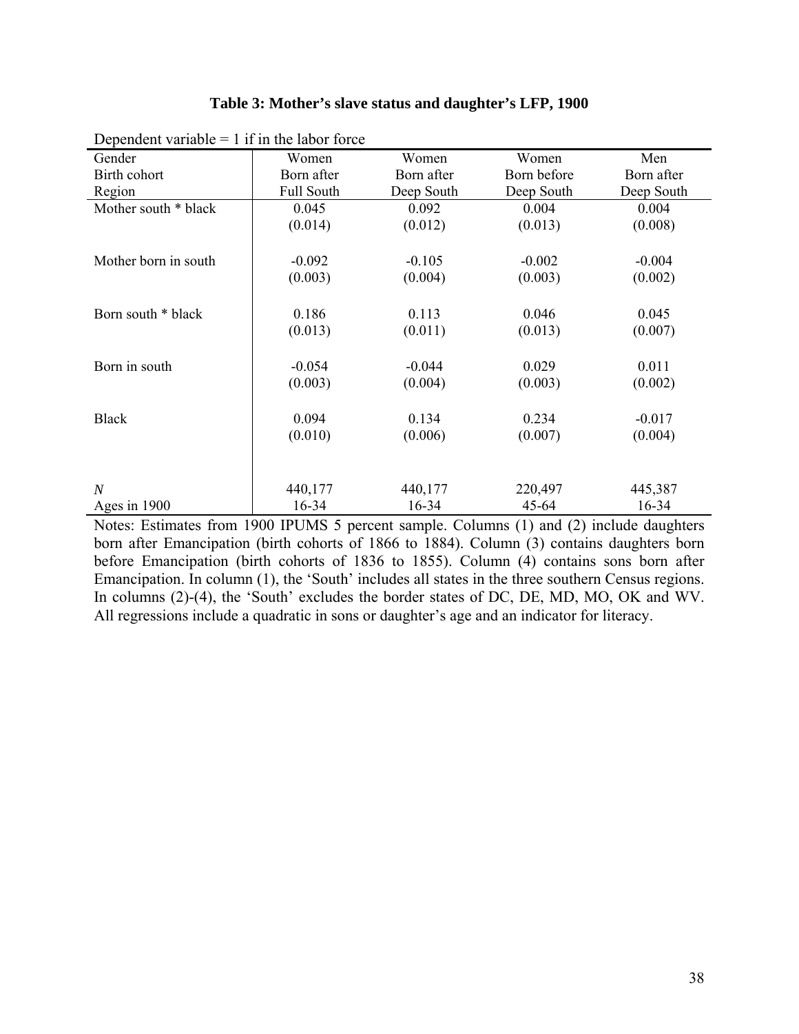**Table 3: Mother's slave status and daughter's LFP, 1900**

Dependent variable = 1 if in the labor force

| Gender<br>Birth cohort<br>Region | Women<br>Born after<br>Full South | Women<br>Born after<br>Deep South | Women<br>Born before<br>Deep South | Men<br>Born after<br>Deep South |
|---|---|---|---|---|
| Mother south * black | 0.045 | 0.092 | 0.004 | 0.004 |
| | (0.014) | (0.012) | (0.013) | (0.008) |
| Mother born in south | -0.092 | -0.105 | -0.002 | -0.004 |
| | (0.003) | (0.004) | (0.003) | (0.002) |
| Born south * black | 0.186 | 0.113 | 0.046 | 0.045 |
| | (0.013) | (0.011) | (0.013) | (0.007) |
| Born in south | -0.054 | -0.044 | 0.029 | 0.011 |
| | (0.003) | (0.004) | (0.003) | (0.002) |
| Black | 0.094 | 0.134 | 0.234 | -0.017 |
| | (0.010) | (0.006) | (0.007) | (0.004) |
| *N* | 440,177 | 440,177 | 220,497 | 445,387 |
| Ages in 1900 | 16-34 | 16-34 | 45-64 | 16-34 |

Notes: Estimates from 1900 IPUMS 5 percent sample. Columns (1) and (2) include daughters born after Emancipation (birth cohorts of 1866 to 1884). Column (3) contains daughters born before Emancipation (birth cohorts of 1836 to 1855). Column (4) contains sons born after Emancipation. In column (1), the 'South' includes all states in the three southern Census regions. In columns (2)-(4), the 'South' excludes the border states of DC, DE, MD, MO, OK and WV. All regressions include a quadratic in sons or daughter's age and an indicator for literacy.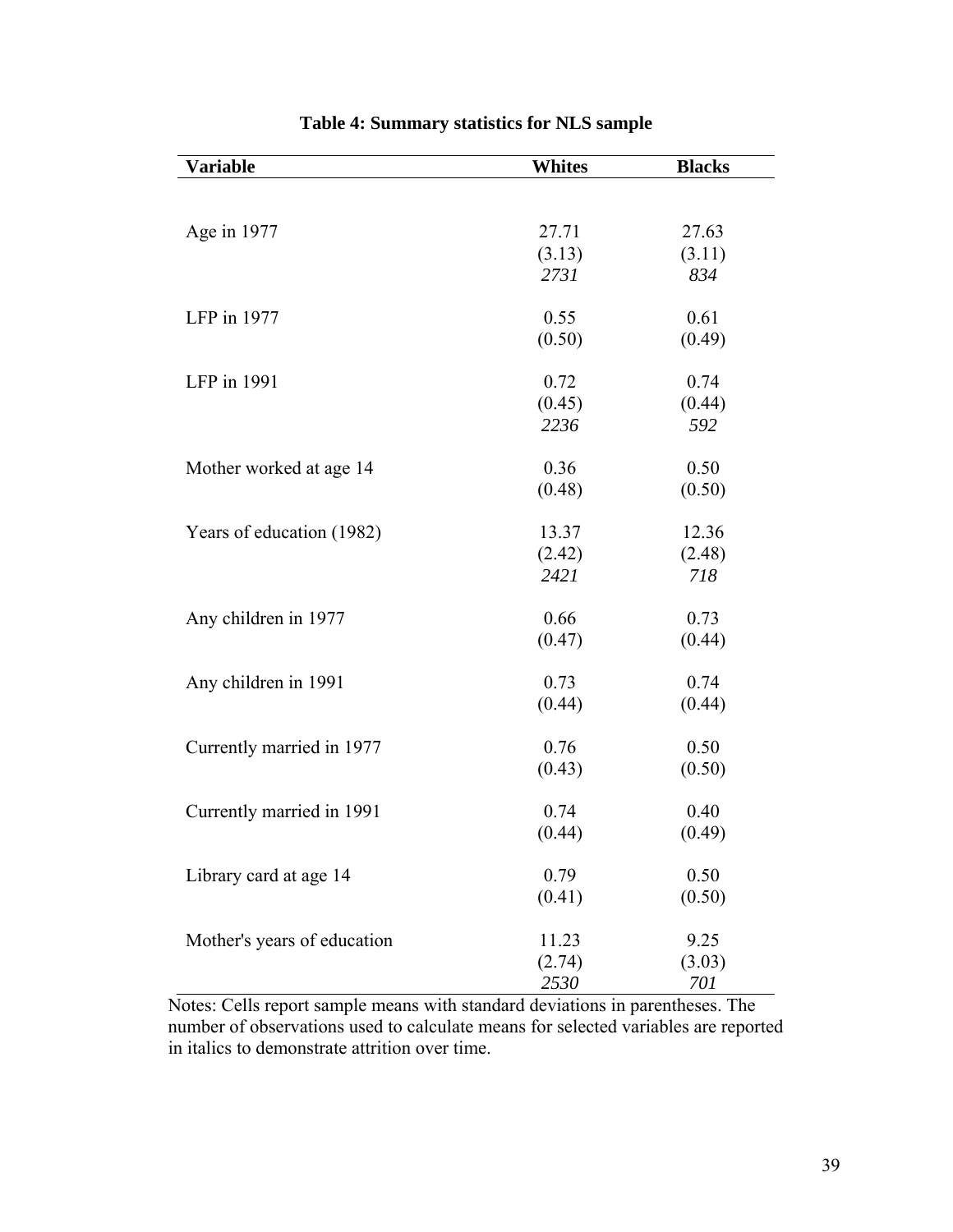**Table 4: Summary statistics for NLS sample**

| Variable | Whites | Blacks |
|---|---|---|
| Age in 1977 | 27.71 | 27.63 |
| | (3.13) | (3.11) |
| | *2731* | *834* |
| LFP in 1977 | 0.55 | 0.61 |
| | (0.50) | (0.49) |
| LFP in 1991 | 0.72 | 0.74 |
| | (0.45) | (0.44) |
| | *2236* | *592* |
| Mother worked at age 14 | 0.36 | 0.50 |
| | (0.48) | (0.50) |
| Years of education (1982) | 13.37 | 12.36 |
| | (2.42) | (2.48) |
| | *2421* | *718* |
| Any children in 1977 | 0.66 | 0.73 |
| | (0.47) | (0.44) |
| Any children in 1991 | 0.73 | 0.74 |
| | (0.44) | (0.44) |
| Currently married in 1977 | 0.76 | 0.50 |
| | (0.43) | (0.50) |
| Currently married in 1991 | 0.74 | 0.40 |
| | (0.44) | (0.49) |
| Library card at age 14 | 0.79 | 0.50 |
| | (0.41) | (0.50) |
| Mother's years of education | 11.23 | 9.25 |
| | (2.74) | (3.03) |
| | *2530* | *701* |

Notes: Cells report sample means with standard deviations in parentheses. The number of observations used to calculate means for selected variables are reported in italics to demonstrate attrition over time.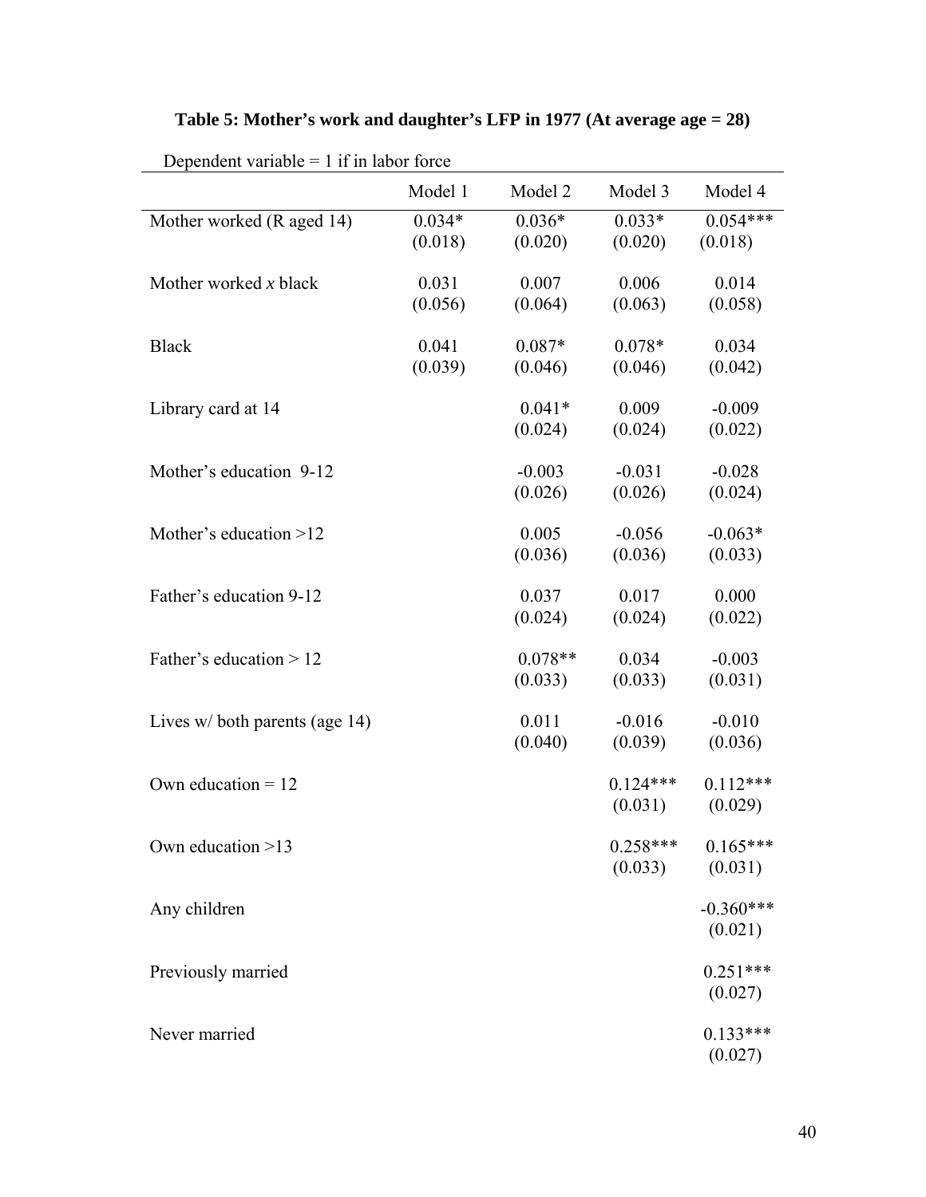**Table 5: Mother's work and daughter's LFP in 1977 (At average age = 28)**

Dependent variable = 1 if in labor force

| | Model 1 | Model 2 | Model 3 | Model 4 |
|---|---|---|---|---|
| Mother worked (R aged 14) | 0.034* | 0.036* | 0.033* | 0.054*** |
| | (0.018) | (0.020) | (0.020) | (0.018) |
| Mother worked *x* black | 0.031 | 0.007 | 0.006 | 0.014 |
| | (0.056) | (0.064) | (0.063) | (0.058) |
| Black | 0.041 | 0.087* | 0.078* | 0.034 |
| | (0.039) | (0.046) | (0.046) | (0.042) |
| Library card at 14 | | 0.041* | 0.009 | -0.009 |
| | | (0.024) | (0.024) | (0.022) |
| Mother's education 9-12 | | -0.003 | -0.031 | -0.028 |
| | | (0.026) | (0.026) | (0.024) |
| Mother's education >12 | | 0.005 | -0.056 | -0.063* |
| | | (0.036) | (0.036) | (0.033) |
| Father's education 9-12 | | 0.037 | 0.017 | 0.000 |
| | | (0.024) | (0.024) | (0.022) |
| Father's education > 12 | | 0.078** | 0.034 | -0.003 |
| | | (0.033) | (0.033) | (0.031) |
| Lives w/ both parents (age 14) | | 0.011 | -0.016 | -0.010 |
| | | (0.040) | (0.039) | (0.036) |
| Own education = 12 | | | 0.124*** | 0.112*** |
| | | | (0.031) | (0.029) |
| Own education >13 | | | 0.258*** | 0.165*** |
| | | | (0.033) | (0.031) |
| Any children | | | | -0.360*** |
| | | | | (0.021) |
| Previously married | | | | 0.251*** |
| | | | | (0.027) |
| Never married | | | | 0.133*** |
| | | | | (0.027) |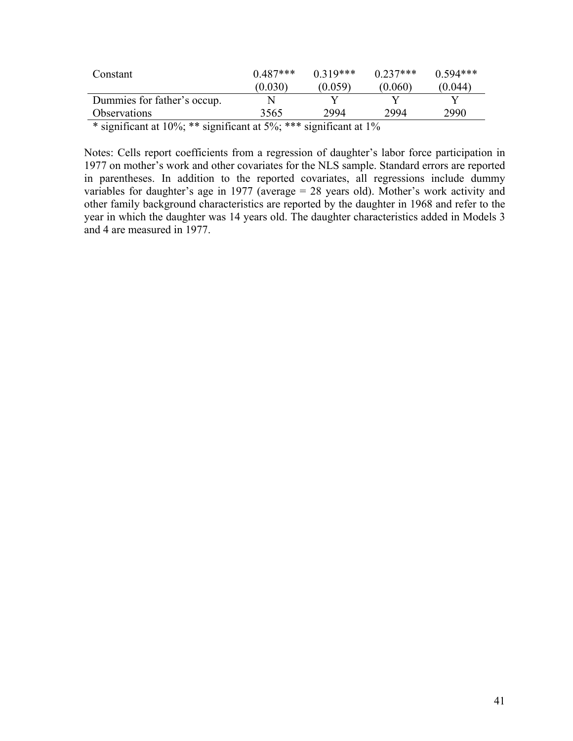| | | | | |
|---|---|---|---|---|
| Constant | 0.487*** | 0.319*** | 0.237*** | 0.594*** |
| | (0.030) | (0.059) | (0.060) | (0.044) |
| Dummies for father's occup. | N | Y | Y | Y |
| Observations | 3565 | 2994 | 2994 | 2990 |

* significant at 10%; ** significant at 5%; *** significant at 1%

Notes: Cells report coefficients from a regression of daughter's labor force participation in 1977 on mother's work and other covariates for the NLS sample. Standard errors are reported in parentheses. In addition to the reported covariates, all regressions include dummy variables for daughter's age in 1977 (average = 28 years old). Mother's work activity and other family background characteristics are reported by the daughter in 1968 and refer to the year in which the daughter was 14 years old. The daughter characteristics added in Models 3 and 4 are measured in 1977.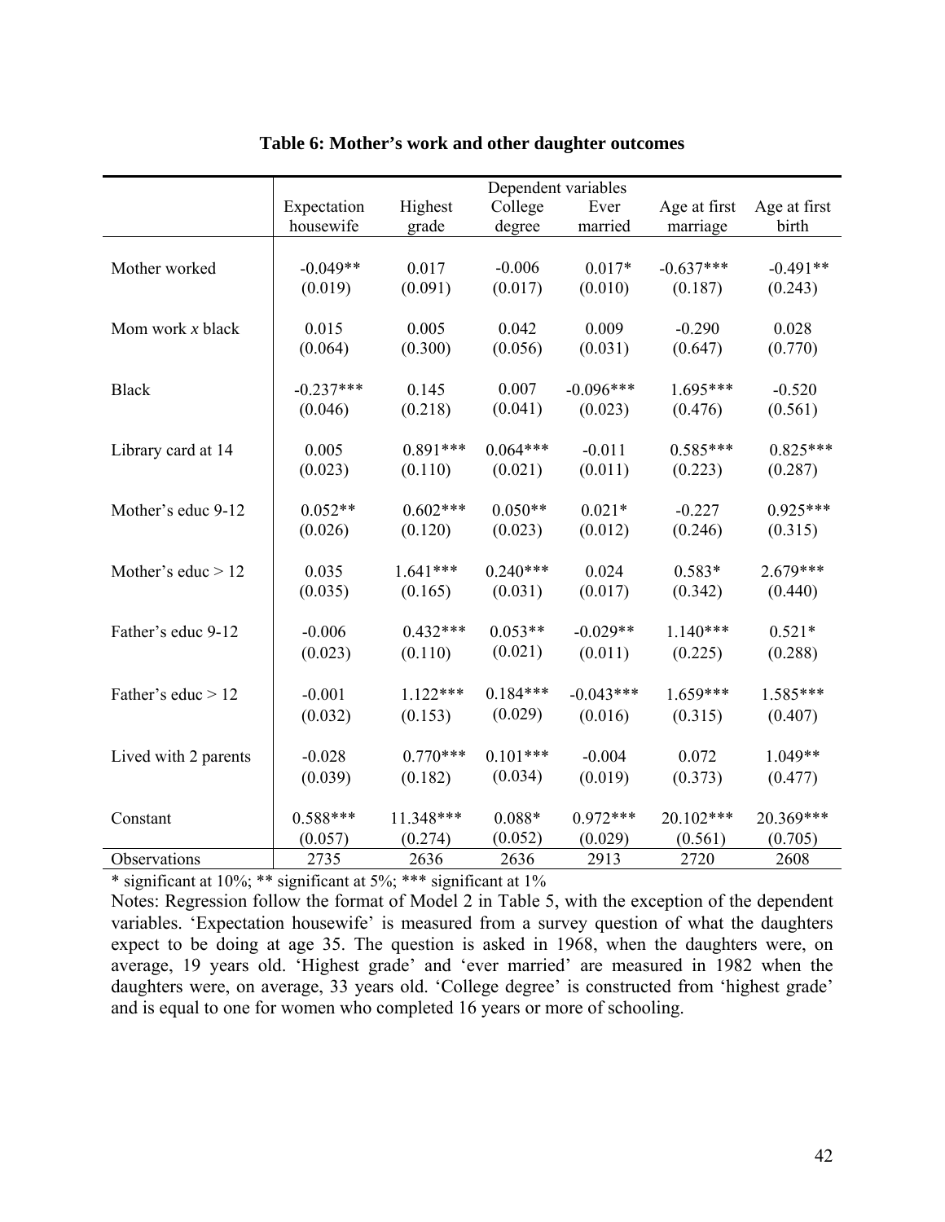**Table 6: Mother's work and other daughter outcomes**

| | Dependent variables | | | | | |
|---|---|---|---|---|---|---|
| | Expectation housewife | Highest grade | College degree | Ever married | Age at first marriage | Age at first birth |
| Mother worked | -0.049** | 0.017 | -0.006 | 0.017* | -0.637*** | -0.491** |
| | (0.019) | (0.091) | (0.017) | (0.010) | (0.187) | (0.243) |
| Mom work *x* black | 0.015 | 0.005 | 0.042 | 0.009 | -0.290 | 0.028 |
| | (0.064) | (0.300) | (0.056) | (0.031) | (0.647) | (0.770) |
| Black | -0.237*** | 0.145 | 0.007 | -0.096*** | 1.695*** | -0.520 |
| | (0.046) | (0.218) | (0.041) | (0.023) | (0.476) | (0.561) |
| Library card at 14 | 0.005 | 0.891*** | 0.064*** | -0.011 | 0.585*** | 0.825*** |
| | (0.023) | (0.110) | (0.021) | (0.011) | (0.223) | (0.287) |
| Mother's educ 9-12 | 0.052** | 0.602*** | 0.050** | 0.021* | -0.227 | 0.925*** |
| | (0.026) | (0.120) | (0.023) | (0.012) | (0.246) | (0.315) |
| Mother's educ > 12 | 0.035 | 1.641*** | 0.240*** | 0.024 | 0.583* | 2.679*** |
| | (0.035) | (0.165) | (0.031) | (0.017) | (0.342) | (0.440) |
| Father's educ 9-12 | -0.006 | 0.432*** | 0.053** | -0.029** | 1.140*** | 0.521* |
| | (0.023) | (0.110) | (0.021) | (0.011) | (0.225) | (0.288) |
| Father's educ > 12 | -0.001 | 1.122*** | 0.184*** | -0.043*** | 1.659*** | 1.585*** |
| | (0.032) | (0.153) | (0.029) | (0.016) | (0.315) | (0.407) |
| Lived with 2 parents | -0.028 | 0.770*** | 0.101*** | -0.004 | 0.072 | 1.049** |
| | (0.039) | (0.182) | (0.034) | (0.019) | (0.373) | (0.477) |
| Constant | 0.588*** | 11.348*** | 0.088* | 0.972*** | 20.102*** | 20.369*** |
| | (0.057) | (0.274) | (0.052) | (0.029) | (0.561) | (0.705) |
| Observations | 2735 | 2636 | 2636 | 2913 | 2720 | 2608 |

* significant at 10%; ** significant at 5%; *** significant at 1%

Notes: Regression follow the format of Model 2 in Table 5, with the exception of the dependent variables. 'Expectation housewife' is measured from a survey question of what the daughters expect to be doing at age 35. The question is asked in 1968, when the daughters were, on average, 19 years old. 'Highest grade' and 'ever married' are measured in 1982 when the daughters were, on average, 33 years old. 'College degree' is constructed from 'highest grade' and is equal to one for women who completed 16 years or more of schooling.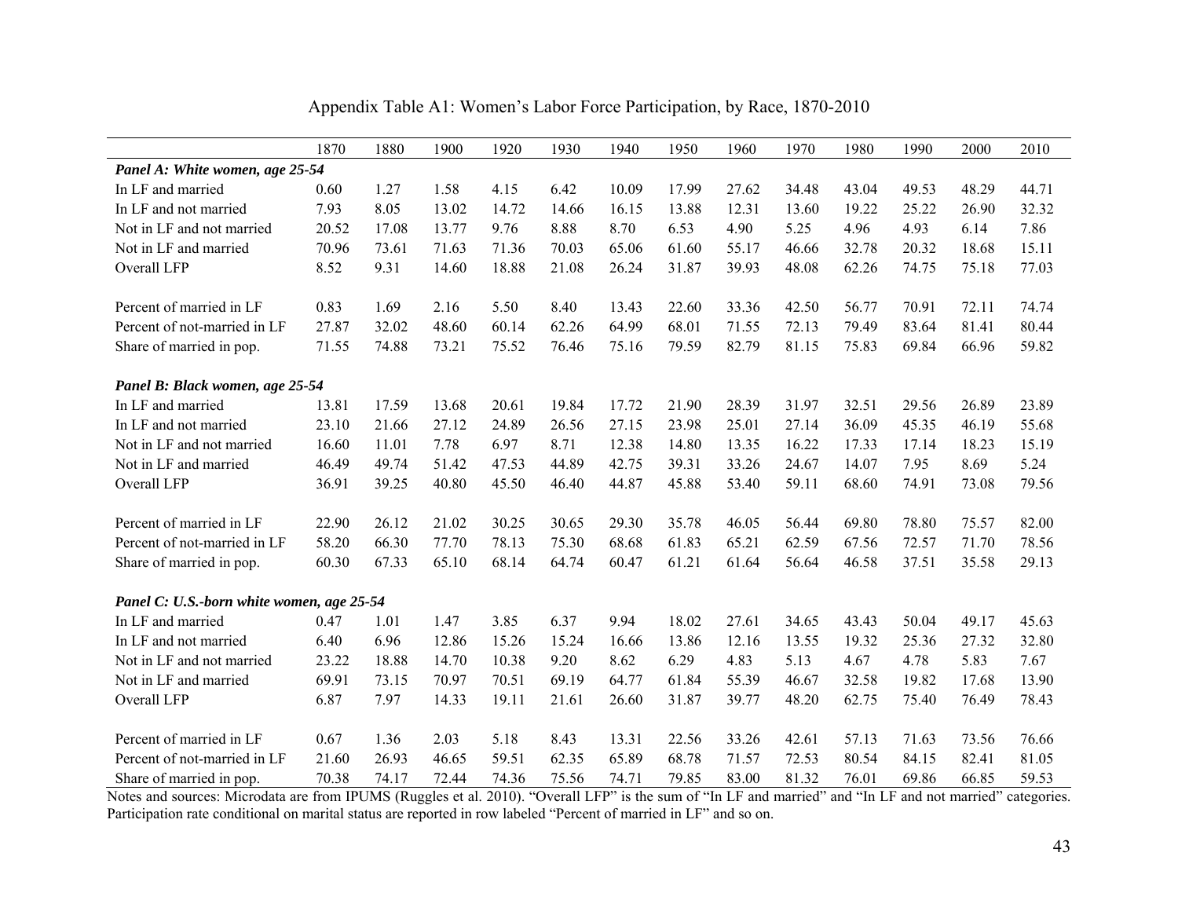# Appendix Table A1: Women's Labor Force Participation, by Race, 1870-2010

| | 1870 | 1880 | 1900 | 1920 | 1930 | 1940 | 1950 | 1960 | 1970 | 1980 | 1990 | 2000 | 2010 |
|---|---|---|---|---|---|---|---|---|---|---|---|---|---|
| ***Panel A: White women, age 25-54*** | | | | | | | | | | | | | |
| In LF and married | 0.60 | 1.27 | 1.58 | 4.15 | 6.42 | 10.09 | 17.99 | 27.62 | 34.48 | 43.04 | 49.53 | 48.29 | 44.71 |
| In LF and not married | 7.93 | 8.05 | 13.02 | 14.72 | 14.66 | 16.15 | 13.88 | 12.31 | 13.60 | 19.22 | 25.22 | 26.90 | 32.32 |
| Not in LF and not married | 20.52 | 17.08 | 13.77 | 9.76 | 8.88 | 8.70 | 6.53 | 4.90 | 5.25 | 4.96 | 4.93 | 6.14 | 7.86 |
| Not in LF and married | 70.96 | 73.61 | 71.63 | 71.36 | 70.03 | 65.06 | 61.60 | 55.17 | 46.66 | 32.78 | 20.32 | 18.68 | 15.11 |
| Overall LFP | 8.52 | 9.31 | 14.60 | 18.88 | 21.08 | 26.24 | 31.87 | 39.93 | 48.08 | 62.26 | 74.75 | 75.18 | 77.03 |
| | | | | | | | | | | | | | |
| Percent of married in LF | 0.83 | 1.69 | 2.16 | 5.50 | 8.40 | 13.43 | 22.60 | 33.36 | 42.50 | 56.77 | 70.91 | 72.11 | 74.74 |
| Percent of not-married in LF | 27.87 | 32.02 | 48.60 | 60.14 | 62.26 | 64.99 | 68.01 | 71.55 | 72.13 | 79.49 | 83.64 | 81.41 | 80.44 |
| Share of married in pop. | 71.55 | 74.88 | 73.21 | 75.52 | 76.46 | 75.16 | 79.59 | 82.79 | 81.15 | 75.83 | 69.84 | 66.96 | 59.82 |
| | | | | | | | | | | | | | |
| ***Panel B: Black women, age 25-54*** | | | | | | | | | | | | | |
| In LF and married | 13.81 | 17.59 | 13.68 | 20.61 | 19.84 | 17.72 | 21.90 | 28.39 | 31.97 | 32.51 | 29.56 | 26.89 | 23.89 |
| In LF and not married | 23.10 | 21.66 | 27.12 | 24.89 | 26.56 | 27.15 | 23.98 | 25.01 | 27.14 | 36.09 | 45.35 | 46.19 | 55.68 |
| Not in LF and not married | 16.60 | 11.01 | 7.78 | 6.97 | 8.71 | 12.38 | 14.80 | 13.35 | 16.22 | 17.33 | 17.14 | 18.23 | 15.19 |
| Not in LF and married | 46.49 | 49.74 | 51.42 | 47.53 | 44.89 | 42.75 | 39.31 | 33.26 | 24.67 | 14.07 | 7.95 | 8.69 | 5.24 |
| Overall LFP | 36.91 | 39.25 | 40.80 | 45.50 | 46.40 | 44.87 | 45.88 | 53.40 | 59.11 | 68.60 | 74.91 | 73.08 | 79.56 |
| | | | | | | | | | | | | | |
| Percent of married in LF | 22.90 | 26.12 | 21.02 | 30.25 | 30.65 | 29.30 | 35.78 | 46.05 | 56.44 | 69.80 | 78.80 | 75.57 | 82.00 |
| Percent of not-married in LF | 58.20 | 66.30 | 77.70 | 78.13 | 75.30 | 68.68 | 61.83 | 65.21 | 62.59 | 67.56 | 72.57 | 71.70 | 78.56 |
| Share of married in pop. | 60.30 | 67.33 | 65.10 | 68.14 | 64.74 | 60.47 | 61.21 | 61.64 | 56.64 | 46.58 | 37.51 | 35.58 | 29.13 |
| | | | | | | | | | | | | | |
| ***Panel C: U.S.-born white women, age 25-54*** | | | | | | | | | | | | | |
| In LF and married | 0.47 | 1.01 | 1.47 | 3.85 | 6.37 | 9.94 | 18.02 | 27.61 | 34.65 | 43.43 | 50.04 | 49.17 | 45.63 |
| In LF and not married | 6.40 | 6.96 | 12.86 | 15.26 | 15.24 | 16.66 | 13.86 | 12.16 | 13.55 | 19.32 | 25.36 | 27.32 | 32.80 |
| Not in LF and not married | 23.22 | 18.88 | 14.70 | 10.38 | 9.20 | 8.62 | 6.29 | 4.83 | 5.13 | 4.67 | 4.78 | 5.83 | 7.67 |
| Not in LF and married | 69.91 | 73.15 | 70.97 | 70.51 | 69.19 | 64.77 | 61.84 | 55.39 | 46.67 | 32.58 | 19.82 | 17.68 | 13.90 |
| Overall LFP | 6.87 | 7.97 | 14.33 | 19.11 | 21.61 | 26.60 | 31.87 | 39.77 | 48.20 | 62.75 | 75.40 | 76.49 | 78.43 |
| | | | | | | | | | | | | | |
| Percent of married in LF | 0.67 | 1.36 | 2.03 | 5.18 | 8.43 | 13.31 | 22.56 | 33.26 | 42.61 | 57.13 | 71.63 | 73.56 | 76.66 |
| Percent of not-married in LF | 21.60 | 26.93 | 46.65 | 59.51 | 62.35 | 65.89 | 68.78 | 71.57 | 72.53 | 80.54 | 84.15 | 82.41 | 81.05 |
| Share of married in pop. | 70.38 | 74.17 | 72.44 | 74.36 | 75.56 | 74.71 | 79.85 | 83.00 | 81.32 | 76.01 | 69.86 | 66.85 | 59.53 |

Notes and sources: Microdata are from IPUMS (Ruggles et al. 2010). "Overall LFP" is the sum of "In LF and married" and "In LF and not married" categories. Participation rate conditional on marital status are reported in row labeled "Percent of married in LF" and so on.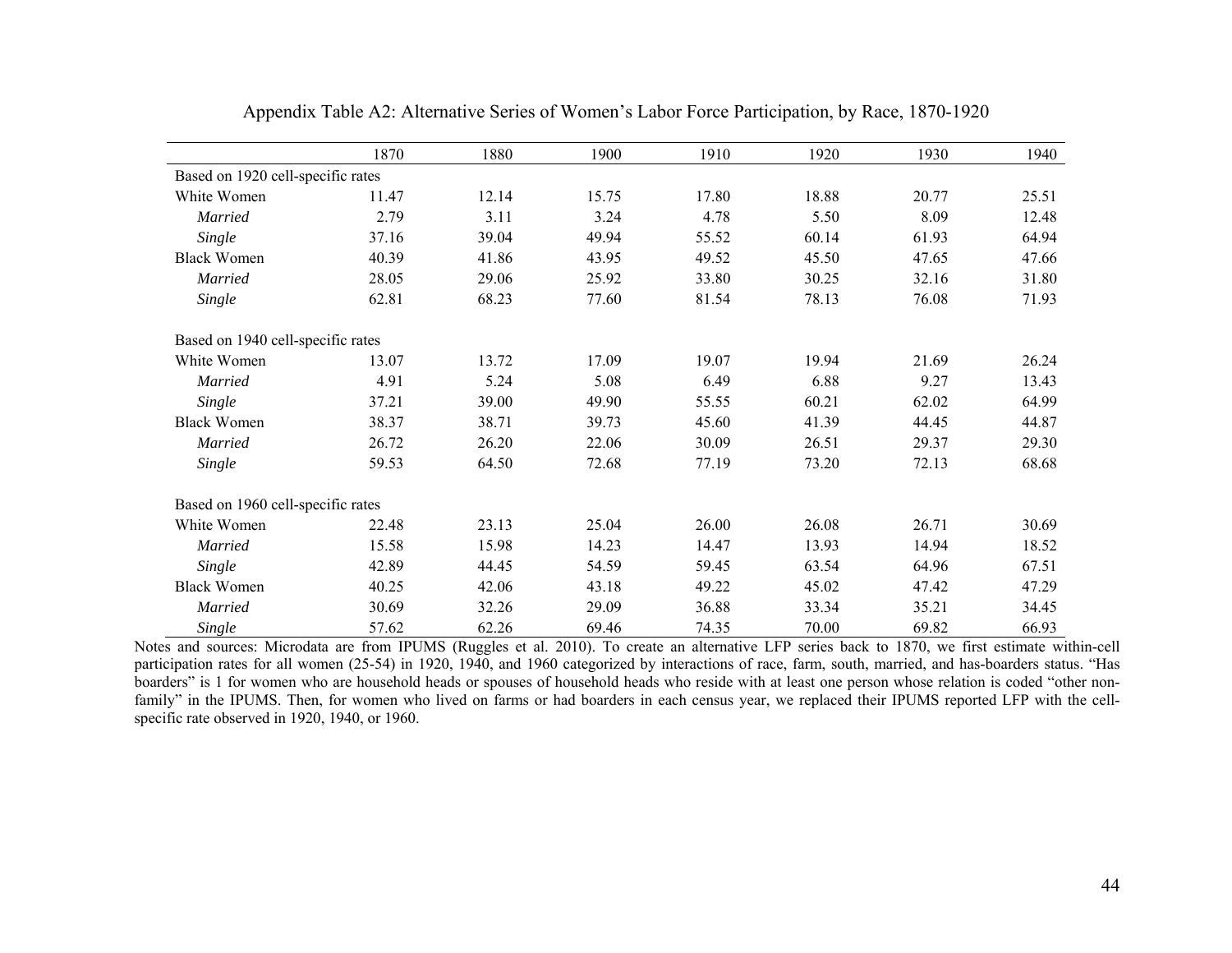Appendix Table A2: Alternative Series of Women's Labor Force Participation, by Race, 1870-1920

| | 1870 | 1880 | 1900 | 1910 | 1920 | 1930 | 1940 |
|---|---|---|---|---|---|---|---|
| Based on 1920 cell-specific rates | | | | | | | |
| White Women | 11.47 | 12.14 | 15.75 | 17.80 | 18.88 | 20.77 | 25.51 |
| *Married* | 2.79 | 3.11 | 3.24 | 4.78 | 5.50 | 8.09 | 12.48 |
| *Single* | 37.16 | 39.04 | 49.94 | 55.52 | 60.14 | 61.93 | 64.94 |
| Black Women | 40.39 | 41.86 | 43.95 | 49.52 | 45.50 | 47.65 | 47.66 |
| *Married* | 28.05 | 29.06 | 25.92 | 33.80 | 30.25 | 32.16 | 31.80 |
| *Single* | 62.81 | 68.23 | 77.60 | 81.54 | 78.13 | 76.08 | 71.93 |
| Based on 1940 cell-specific rates | | | | | | | |
| White Women | 13.07 | 13.72 | 17.09 | 19.07 | 19.94 | 21.69 | 26.24 |
| *Married* | 4.91 | 5.24 | 5.08 | 6.49 | 6.88 | 9.27 | 13.43 |
| *Single* | 37.21 | 39.00 | 49.90 | 55.55 | 60.21 | 62.02 | 64.99 |
| Black Women | 38.37 | 38.71 | 39.73 | 45.60 | 41.39 | 44.45 | 44.87 |
| *Married* | 26.72 | 26.20 | 22.06 | 30.09 | 26.51 | 29.37 | 29.30 |
| *Single* | 59.53 | 64.50 | 72.68 | 77.19 | 73.20 | 72.13 | 68.68 |
| Based on 1960 cell-specific rates | | | | | | | |
| White Women | 22.48 | 23.13 | 25.04 | 26.00 | 26.08 | 26.71 | 30.69 |
| *Married* | 15.58 | 15.98 | 14.23 | 14.47 | 13.93 | 14.94 | 18.52 |
| *Single* | 42.89 | 44.45 | 54.59 | 59.45 | 63.54 | 64.96 | 67.51 |
| Black Women | 40.25 | 42.06 | 43.18 | 49.22 | 45.02 | 47.42 | 47.29 |
| *Married* | 30.69 | 32.26 | 29.09 | 36.88 | 33.34 | 35.21 | 34.45 |
| *Single* | 57.62 | 62.26 | 69.46 | 74.35 | 70.00 | 69.82 | 66.93 |

Notes and sources: Microdata are from IPUMS (Ruggles et al. 2010). To create an alternative LFP series back to 1870, we first estimate within-cell participation rates for all women (25-54) in 1920, 1940, and 1960 categorized by interactions of race, farm, south, married, and has-boarders status. "Has boarders" is 1 for women who are household heads or spouses of household heads who reside with at least one person whose relation is coded "other non-family" in the IPUMS. Then, for women who lived on farms or had boarders in each census year, we replaced their IPUMS reported LFP with the cell-specific rate observed in 1920, 1940, or 1960.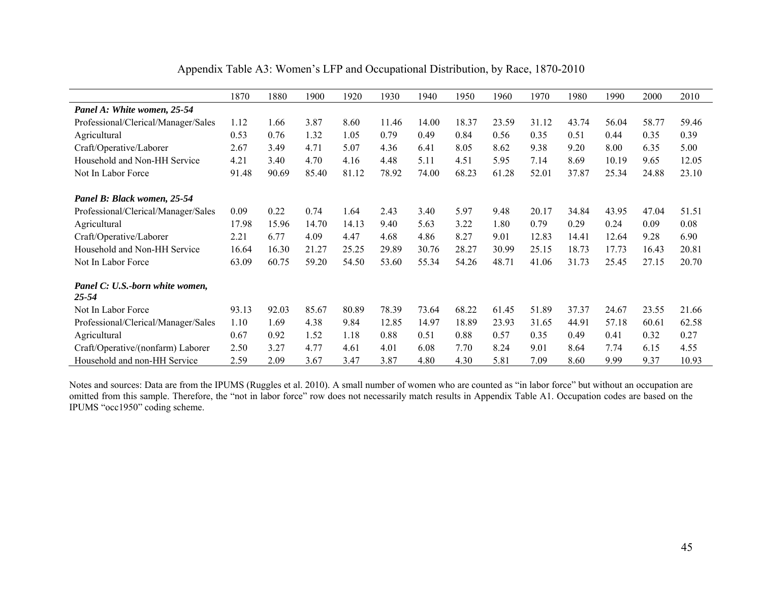Appendix Table A3: Women's LFP and Occupational Distribution, by Race, 1870-2010

| | 1870 | 1880 | 1900 | 1920 | 1930 | 1940 | 1950 | 1960 | 1970 | 1980 | 1990 | 2000 | 2010 |
|---|---|---|---|---|---|---|---|---|---|---|---|---|---|
| ***Panel A: White women, 25-54*** | | | | | | | | | | | | | |
| Professional/Clerical/Manager/Sales | 1.12 | 1.66 | 3.87 | 8.60 | 11.46 | 14.00 | 18.37 | 23.59 | 31.12 | 43.74 | 56.04 | 58.77 | 59.46 |
| Agricultural | 0.53 | 0.76 | 1.32 | 1.05 | 0.79 | 0.49 | 0.84 | 0.56 | 0.35 | 0.51 | 0.44 | 0.35 | 0.39 |
| Craft/Operative/Laborer | 2.67 | 3.49 | 4.71 | 5.07 | 4.36 | 6.41 | 8.05 | 8.62 | 9.38 | 9.20 | 8.00 | 6.35 | 5.00 |
| Household and Non-HH Service | 4.21 | 3.40 | 4.70 | 4.16 | 4.48 | 5.11 | 4.51 | 5.95 | 7.14 | 8.69 | 10.19 | 9.65 | 12.05 |
| Not In Labor Force | 91.48 | 90.69 | 85.40 | 81.12 | 78.92 | 74.00 | 68.23 | 61.28 | 52.01 | 37.87 | 25.34 | 24.88 | 23.10 |
| ***Panel B: Black women, 25-54*** | | | | | | | | | | | | | |
| Professional/Clerical/Manager/Sales | 0.09 | 0.22 | 0.74 | 1.64 | 2.43 | 3.40 | 5.97 | 9.48 | 20.17 | 34.84 | 43.95 | 47.04 | 51.51 |
| Agricultural | 17.98 | 15.96 | 14.70 | 14.13 | 9.40 | 5.63 | 3.22 | 1.80 | 0.79 | 0.29 | 0.24 | 0.09 | 0.08 |
| Craft/Operative/Laborer | 2.21 | 6.77 | 4.09 | 4.47 | 4.68 | 4.86 | 8.27 | 9.01 | 12.83 | 14.41 | 12.64 | 9.28 | 6.90 |
| Household and Non-HH Service | 16.64 | 16.30 | 21.27 | 25.25 | 29.89 | 30.76 | 28.27 | 30.99 | 25.15 | 18.73 | 17.73 | 16.43 | 20.81 |
| Not In Labor Force | 63.09 | 60.75 | 59.20 | 54.50 | 53.60 | 55.34 | 54.26 | 48.71 | 41.06 | 31.73 | 25.45 | 27.15 | 20.70 |
| ***Panel C: U.S.-born white women, 25-54*** | | | | | | | | | | | | | |
| Not In Labor Force | 93.13 | 92.03 | 85.67 | 80.89 | 78.39 | 73.64 | 68.22 | 61.45 | 51.89 | 37.37 | 24.67 | 23.55 | 21.66 |
| Professional/Clerical/Manager/Sales | 1.10 | 1.69 | 4.38 | 9.84 | 12.85 | 14.97 | 18.89 | 23.93 | 31.65 | 44.91 | 57.18 | 60.61 | 62.58 |
| Agricultural | 0.67 | 0.92 | 1.52 | 1.18 | 0.88 | 0.51 | 0.88 | 0.57 | 0.35 | 0.49 | 0.41 | 0.32 | 0.27 |
| Craft/Operative/(nonfarm) Laborer | 2.50 | 3.27 | 4.77 | 4.61 | 4.01 | 6.08 | 7.70 | 8.24 | 9.01 | 8.64 | 7.74 | 6.15 | 4.55 |
| Household and non-HH Service | 2.59 | 2.09 | 3.67 | 3.47 | 3.87 | 4.80 | 4.30 | 5.81 | 7.09 | 8.60 | 9.99 | 9.37 | 10.93 |

Notes and sources: Data are from the IPUMS (Ruggles et al. 2010). A small number of women who are counted as "in labor force" but without an occupation are omitted from this sample. Therefore, the "not in labor force" row does not necessarily match results in Appendix Table A1. Occupation codes are based on the IPUMS "occ1950" coding scheme.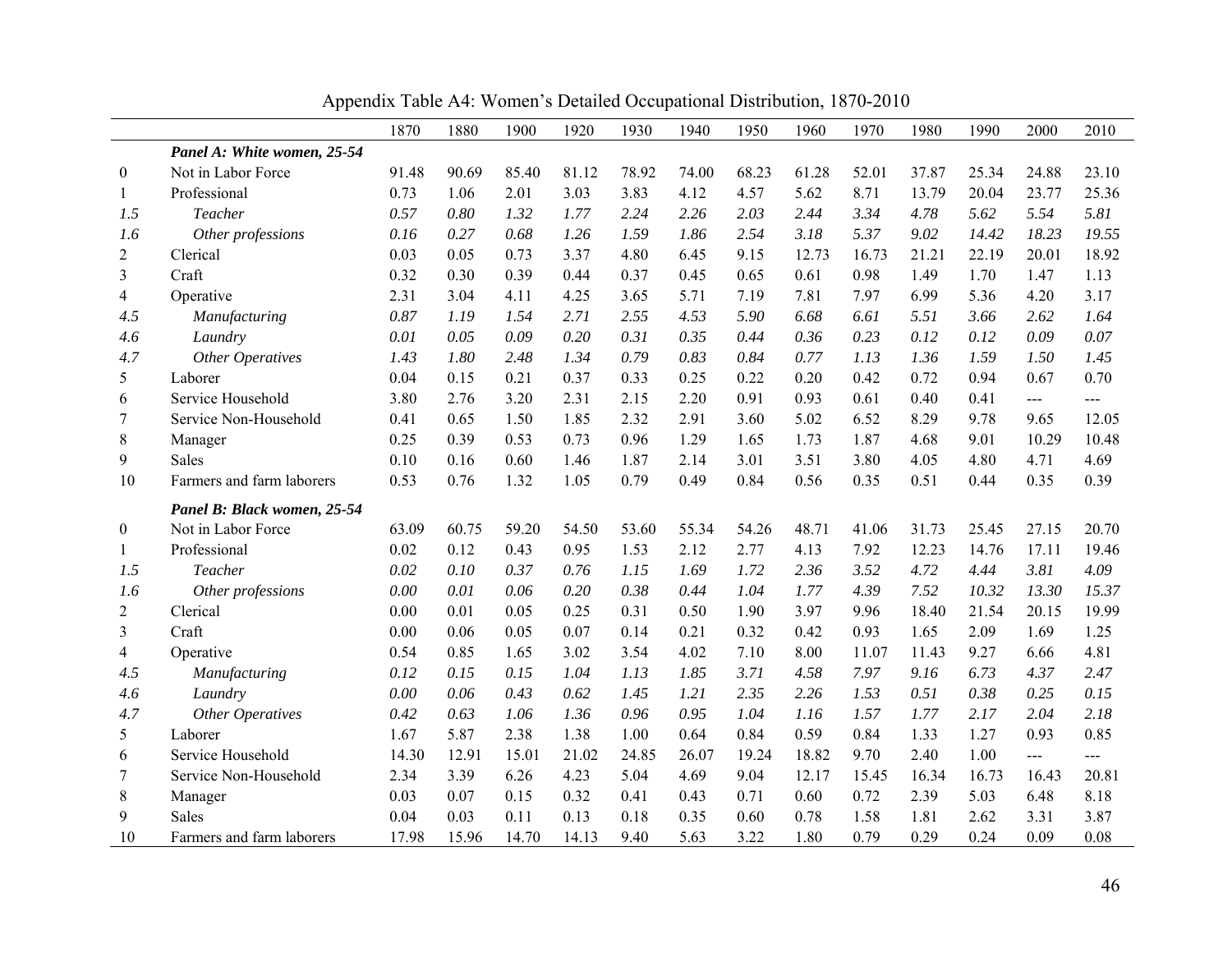Appendix Table A4: Women's Detailed Occupational Distribution, 1870-2010

| | | 1870 | 1880 | 1900 | 1920 | 1930 | 1940 | 1950 | 1960 | 1970 | 1980 | 1990 | 2000 | 2010 |
|---|---|---|---|---|---|---|---|---|---|---|---|---|---|---|
| | ***Panel A: White women, 25-54*** | | | | | | | | | | | | | |
| 0 | Not in Labor Force | 91.48 | 90.69 | 85.40 | 81.12 | 78.92 | 74.00 | 68.23 | 61.28 | 52.01 | 37.87 | 25.34 | 24.88 | 23.10 |
| 1 | Professional | 0.73 | 1.06 | 2.01 | 3.03 | 3.83 | 4.12 | 4.57 | 5.62 | 8.71 | 13.79 | 20.04 | 23.77 | 25.36 |
| *1.5* | *Teacher* | *0.57* | *0.80* | *1.32* | *1.77* | *2.24* | *2.26* | *2.03* | *2.44* | *3.34* | *4.78* | *5.62* | *5.54* | *5.81* |
| *1.6* | *Other professions* | *0.16* | *0.27* | *0.68* | *1.26* | *1.59* | *1.86* | *2.54* | *3.18* | *5.37* | *9.02* | *14.42* | *18.23* | *19.55* |
| 2 | Clerical | 0.03 | 0.05 | 0.73 | 3.37 | 4.80 | 6.45 | 9.15 | 12.73 | 16.73 | 21.21 | 22.19 | 20.01 | 18.92 |
| 3 | Craft | 0.32 | 0.30 | 0.39 | 0.44 | 0.37 | 0.45 | 0.65 | 0.61 | 0.98 | 1.49 | 1.70 | 1.47 | 1.13 |
| 4 | Operative | 2.31 | 3.04 | 4.11 | 4.25 | 3.65 | 5.71 | 7.19 | 7.81 | 7.97 | 6.99 | 5.36 | 4.20 | 3.17 |
| *4.5* | *Manufacturing* | *0.87* | *1.19* | *1.54* | *2.71* | *2.55* | *4.53* | *5.90* | *6.68* | *6.61* | *5.51* | *3.66* | *2.62* | *1.64* |
| *4.6* | *Laundry* | *0.01* | *0.05* | *0.09* | *0.20* | *0.31* | *0.35* | *0.44* | *0.36* | *0.23* | *0.12* | *0.12* | *0.09* | *0.07* |
| *4.7* | *Other Operatives* | *1.43* | *1.80* | *2.48* | *1.34* | *0.79* | *0.83* | *0.84* | *0.77* | *1.13* | *1.36* | *1.59* | *1.50* | *1.45* |
| 5 | Laborer | 0.04 | 0.15 | 0.21 | 0.37 | 0.33 | 0.25 | 0.22 | 0.20 | 0.42 | 0.72 | 0.94 | 0.67 | 0.70 |
| 6 | Service Household | 3.80 | 2.76 | 3.20 | 2.31 | 2.15 | 2.20 | 0.91 | 0.93 | 0.61 | 0.40 | 0.41 | --- | --- |
| 7 | Service Non-Household | 0.41 | 0.65 | 1.50 | 1.85 | 2.32 | 2.91 | 3.60 | 5.02 | 6.52 | 8.29 | 9.78 | 9.65 | 12.05 |
| 8 | Manager | 0.25 | 0.39 | 0.53 | 0.73 | 0.96 | 1.29 | 1.65 | 1.73 | 1.87 | 4.68 | 9.01 | 10.29 | 10.48 |
| 9 | Sales | 0.10 | 0.16 | 0.60 | 1.46 | 1.87 | 2.14 | 3.01 | 3.51 | 3.80 | 4.05 | 4.80 | 4.71 | 4.69 |
| 10 | Farmers and farm laborers | 0.53 | 0.76 | 1.32 | 1.05 | 0.79 | 0.49 | 0.84 | 0.56 | 0.35 | 0.51 | 0.44 | 0.35 | 0.39 |
| | ***Panel B: Black women, 25-54*** | | | | | | | | | | | | | |
| 0 | Not in Labor Force | 63.09 | 60.75 | 59.20 | 54.50 | 53.60 | 55.34 | 54.26 | 48.71 | 41.06 | 31.73 | 25.45 | 27.15 | 20.70 |
| 1 | Professional | 0.02 | 0.12 | 0.43 | 0.95 | 1.53 | 2.12 | 2.77 | 4.13 | 7.92 | 12.23 | 14.76 | 17.11 | 19.46 |
| *1.5* | *Teacher* | *0.02* | *0.10* | *0.37* | *0.76* | *1.15* | *1.69* | *1.72* | *2.36* | *3.52* | *4.72* | *4.44* | *3.81* | *4.09* |
| *1.6* | *Other professions* | *0.00* | *0.01* | *0.06* | *0.20* | *0.38* | *0.44* | *1.04* | *1.77* | *4.39* | *7.52* | *10.32* | *13.30* | *15.37* |
| 2 | Clerical | 0.00 | 0.01 | 0.05 | 0.25 | 0.31 | 0.50 | 1.90 | 3.97 | 9.96 | 18.40 | 21.54 | 20.15 | 19.99 |
| 3 | Craft | 0.00 | 0.06 | 0.05 | 0.07 | 0.14 | 0.21 | 0.32 | 0.42 | 0.93 | 1.65 | 2.09 | 1.69 | 1.25 |
| 4 | Operative | 0.54 | 0.85 | 1.65 | 3.02 | 3.54 | 4.02 | 7.10 | 8.00 | 11.07 | 11.43 | 9.27 | 6.66 | 4.81 |
| *4.5* | *Manufacturing* | *0.12* | *0.15* | *0.15* | *1.04* | *1.13* | *1.85* | *3.71* | *4.58* | *7.97* | *9.16* | *6.73* | *4.37* | *2.47* |
| *4.6* | *Laundry* | *0.00* | *0.06* | *0.43* | *0.62* | *1.45* | *1.21* | *2.35* | *2.26* | *1.53* | *0.51* | *0.38* | *0.25* | *0.15* |
| *4.7* | *Other Operatives* | *0.42* | *0.63* | *1.06* | *1.36* | *0.96* | *0.95* | *1.04* | *1.16* | *1.57* | *1.77* | *2.17* | *2.04* | *2.18* |
| 5 | Laborer | 1.67 | 5.87 | 2.38 | 1.38 | 1.00 | 0.64 | 0.84 | 0.59 | 0.84 | 1.33 | 1.27 | 0.93 | 0.85 |
| 6 | Service Household | 14.30 | 12.91 | 15.01 | 21.02 | 24.85 | 26.07 | 19.24 | 18.82 | 9.70 | 2.40 | 1.00 | --- | --- |
| 7 | Service Non-Household | 2.34 | 3.39 | 6.26 | 4.23 | 5.04 | 4.69 | 9.04 | 12.17 | 15.45 | 16.34 | 16.73 | 16.43 | 20.81 |
| 8 | Manager | 0.03 | 0.07 | 0.15 | 0.32 | 0.41 | 0.43 | 0.71 | 0.60 | 0.72 | 2.39 | 5.03 | 6.48 | 8.18 |
| 9 | Sales | 0.04 | 0.03 | 0.11 | 0.13 | 0.18 | 0.35 | 0.60 | 0.78 | 1.58 | 1.81 | 2.62 | 3.31 | 3.87 |
| 10 | Farmers and farm laborers | 17.98 | 15.96 | 14.70 | 14.13 | 9.40 | 5.63 | 3.22 | 1.80 | 0.79 | 0.29 | 0.24 | 0.09 | 0.08 |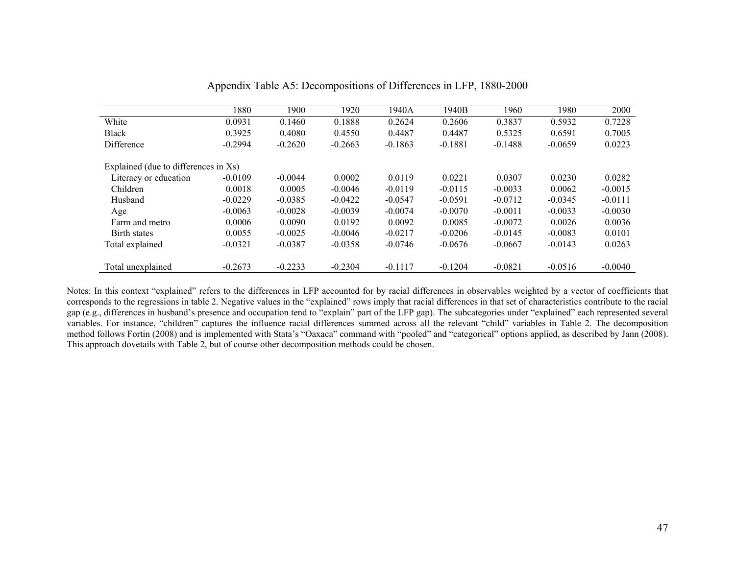Appendix Table A5: Decompositions of Differences in LFP, 1880-2000

| | 1880 | 1900 | 1920 | 1940A | 1940B | 1960 | 1980 | 2000 |
|---|---|---|---|---|---|---|---|---|
| White | 0.0931 | 0.1460 | 0.1888 | 0.2624 | 0.2606 | 0.3837 | 0.5932 | 0.7228 |
| Black | 0.3925 | 0.4080 | 0.4550 | 0.4487 | 0.4487 | 0.5325 | 0.6591 | 0.7005 |
| Difference | -0.2994 | -0.2620 | -0.2663 | -0.1863 | -0.1881 | -0.1488 | -0.0659 | 0.0223 |
| | | | | | | | | |
| Explained (due to differences in Xs) | | | | | | | | |
| Literacy or education | -0.0109 | -0.0044 | 0.0002 | 0.0119 | 0.0221 | 0.0307 | 0.0230 | 0.0282 |
| Children | 0.0018 | 0.0005 | -0.0046 | -0.0119 | -0.0115 | -0.0033 | 0.0062 | -0.0015 |
| Husband | -0.0229 | -0.0385 | -0.0422 | -0.0547 | -0.0591 | -0.0712 | -0.0345 | -0.0111 |
| Age | -0.0063 | -0.0028 | -0.0039 | -0.0074 | -0.0070 | -0.0011 | -0.0033 | -0.0030 |
| Farm and metro | 0.0006 | 0.0090 | 0.0192 | 0.0092 | 0.0085 | -0.0072 | 0.0026 | 0.0036 |
| Birth states | 0.0055 | -0.0025 | -0.0046 | -0.0217 | -0.0206 | -0.0145 | -0.0083 | 0.0101 |
| Total explained | -0.0321 | -0.0387 | -0.0358 | -0.0746 | -0.0676 | -0.0667 | -0.0143 | 0.0263 |
| | | | | | | | | |
| Total unexplained | -0.2673 | -0.2233 | -0.2304 | -0.1117 | -0.1204 | -0.0821 | -0.0516 | -0.0040 |

Notes: In this context "explained" refers to the differences in LFP accounted for by racial differences in observables weighted by a vector of coefficients that corresponds to the regressions in table 2. Negative values in the "explained" rows imply that racial differences in that set of characteristics contribute to the racial gap (e.g., differences in husband's presence and occupation tend to "explain" part of the LFP gap). The subcategories under "explained" each represented several variables. For instance, "children" captures the influence racial differences summed across all the relevant "child" variables in Table 2. The decomposition method follows Fortin (2008) and is implemented with Stata's "Oaxaca" command with "pooled" and "categorical" options applied, as described by Jann (2008). This approach dovetails with Table 2, but of course other decomposition methods could be chosen.